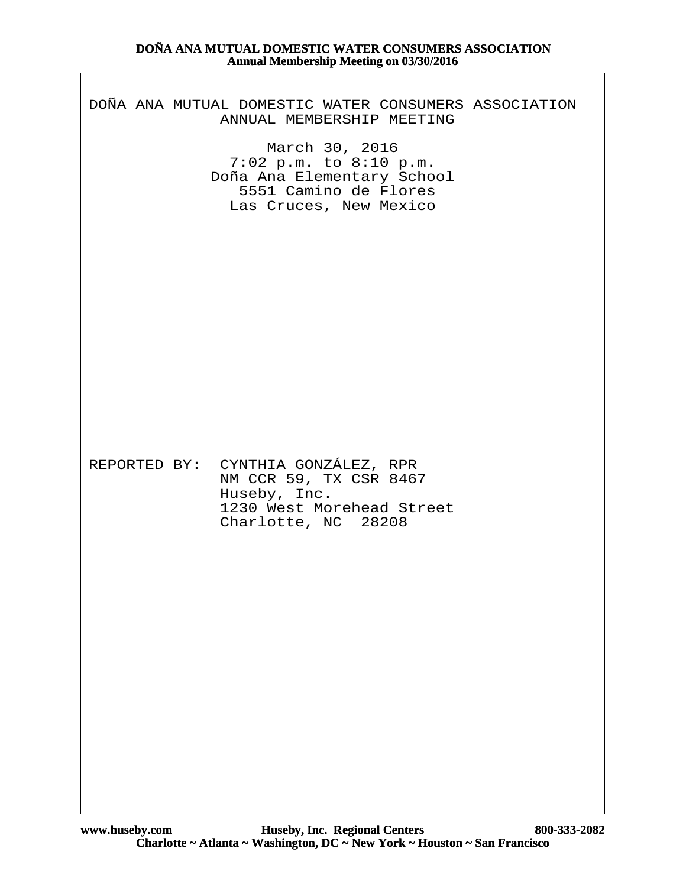DOÑA ANA MUTUAL DOMESTIC WATER CONSUMERS ASSOCIATION
ANNUAL MEMBERSHIP MEETING

March 30, 2016
7:02 p.m. to 8:10 p.m.
Doña Ana Elementary School
5551 Camino de Flores
Las Cruces, New Mexico

REPORTED BY: CYNTHIA GONZÁLEZ, RPR
NM CCR 59, TX CSR 8467
Huseby, Inc.
1230 West Morehead Street
Charlotte, NC 28208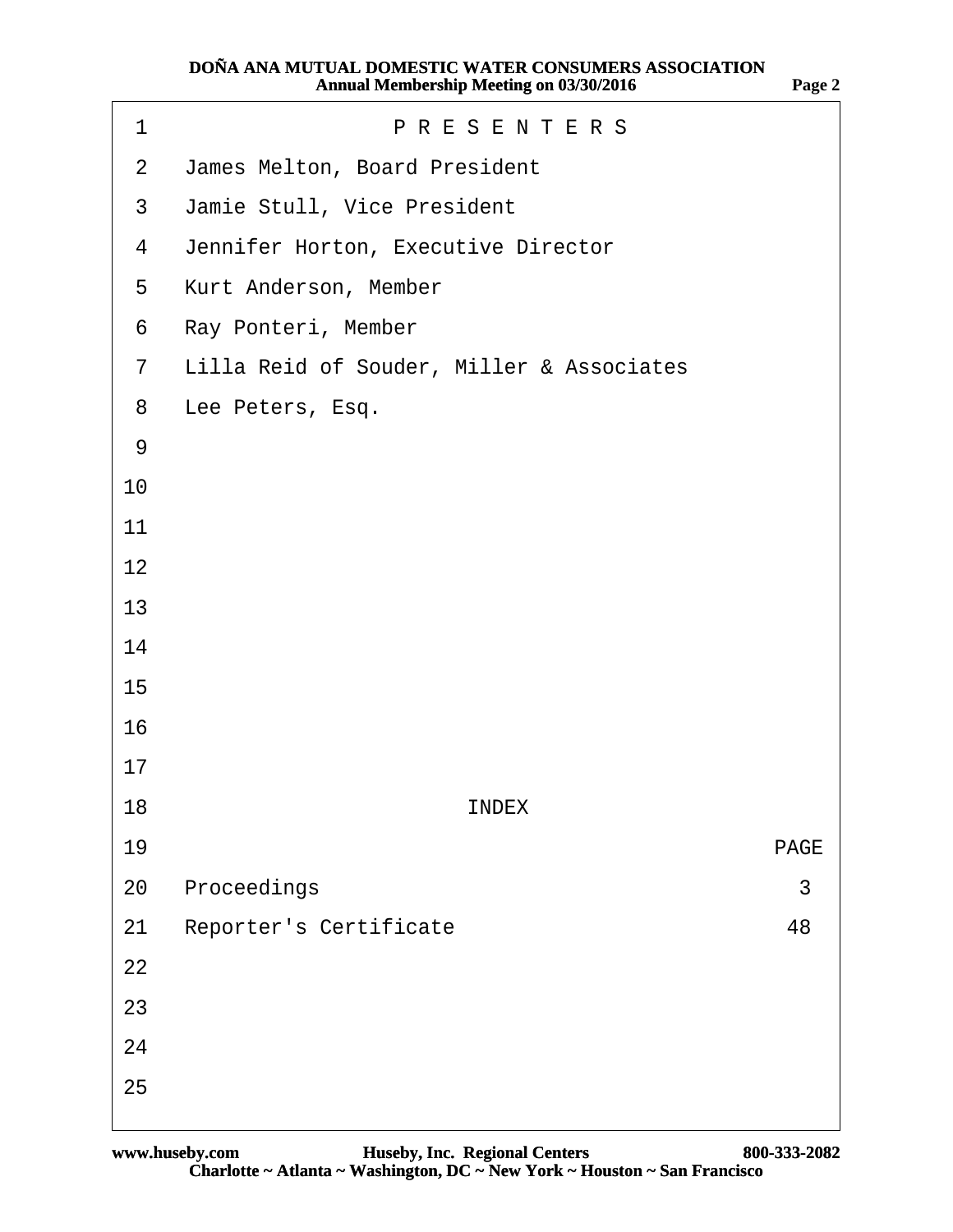## PRESENTERS

James Melton, Board President

Jamie Stull, Vice President

Jennifer Horton, Executive Director

Kurt Anderson, Member

Ray Ponteri, Member

Lilla Reid of Souder, Miller & Associates

Lee Peters, Esq.

## INDEX

| | PAGE |
|---|---|
| Proceedings | 3 |
| Reporter's Certificate | 48 |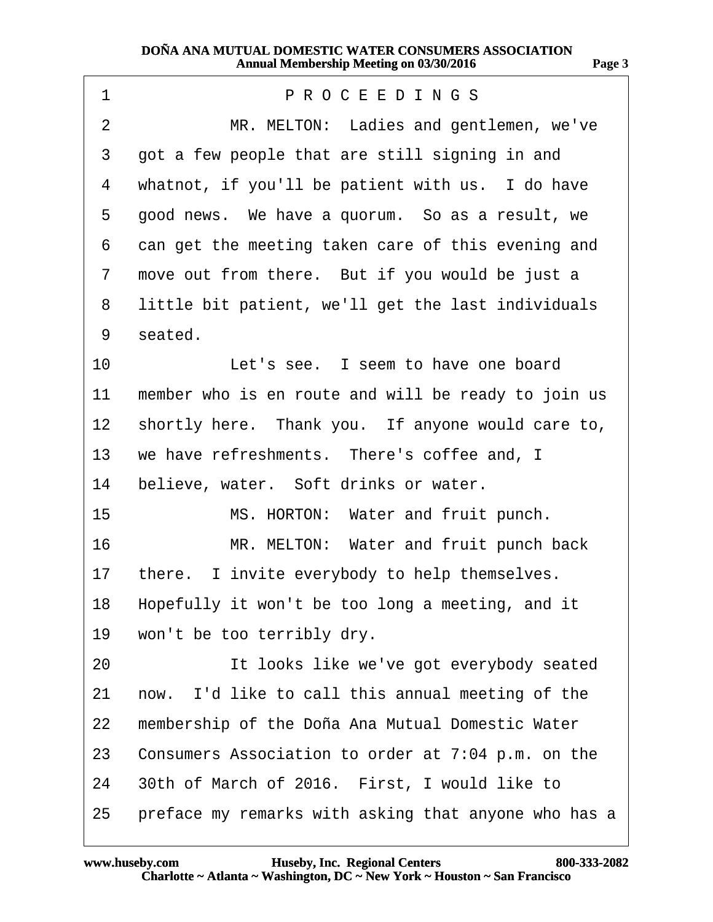PROCEEDINGS

MR. MELTON: Ladies and gentlemen, we've got a few people that are still signing in and whatnot, if you'll be patient with us. I do have good news. We have a quorum. So as a result, we can get the meeting taken care of this evening and move out from there. But if you would be just a little bit patient, we'll get the last individuals seated.

Let's see. I seem to have one board member who is en route and will be ready to join us shortly here. Thank you. If anyone would care to, we have refreshments. There's coffee and, I believe, water. Soft drinks or water.

MS. HORTON: Water and fruit punch.

MR. MELTON: Water and fruit punch back there. I invite everybody to help themselves. Hopefully it won't be too long a meeting, and it won't be too terribly dry.

It looks like we've got everybody seated now. I'd like to call this annual meeting of the membership of the Doña Ana Mutual Domestic Water Consumers Association to order at 7:04 p.m. on the 30th of March of 2016. First, I would like to preface my remarks with asking that anyone who has a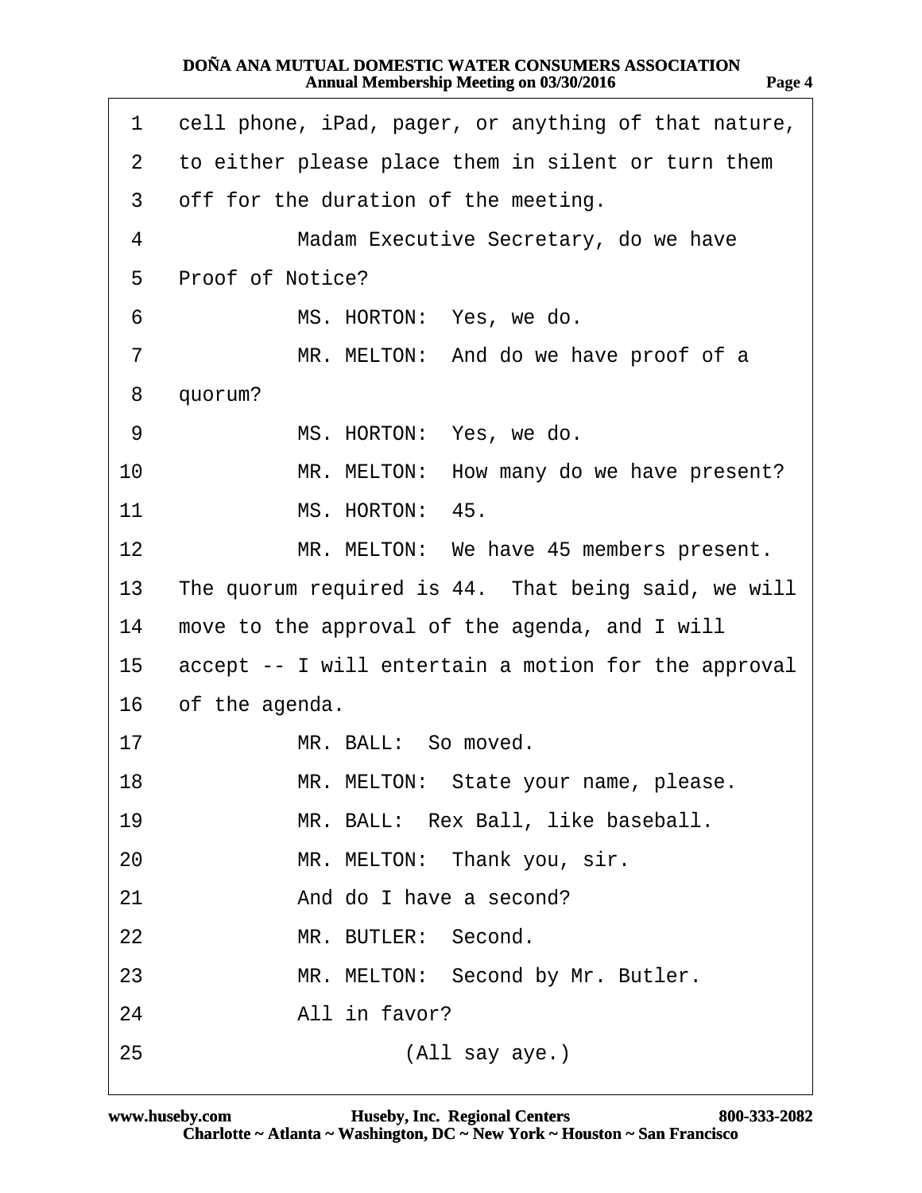1 cell phone, iPad, pager, or anything of that nature,

2 to either please place them in silent or turn them

3 off for the duration of the meeting.

4 Madam Executive Secretary, do we have

5 Proof of Notice?

6 MS. HORTON: Yes, we do.

7 MR. MELTON: And do we have proof of a

8 quorum?

9 MS. HORTON: Yes, we do.

10 MR. MELTON: How many do we have present?

11 MS. HORTON: 45.

12 MR. MELTON: We have 45 members present.

13 The quorum required is 44. That being said, we will

14 move to the approval of the agenda, and I will

15 accept -- I will entertain a motion for the approval

16 of the agenda.

17 MR. BALL: So moved.

18 MR. MELTON: State your name, please.

19 MR. BALL: Rex Ball, like baseball.

20 MR. MELTON: Thank you, sir.

21 And do I have a second?

22 MR. BUTLER: Second.

23 MR. MELTON: Second by Mr. Butler.

24 All in favor?

25 (All say aye.)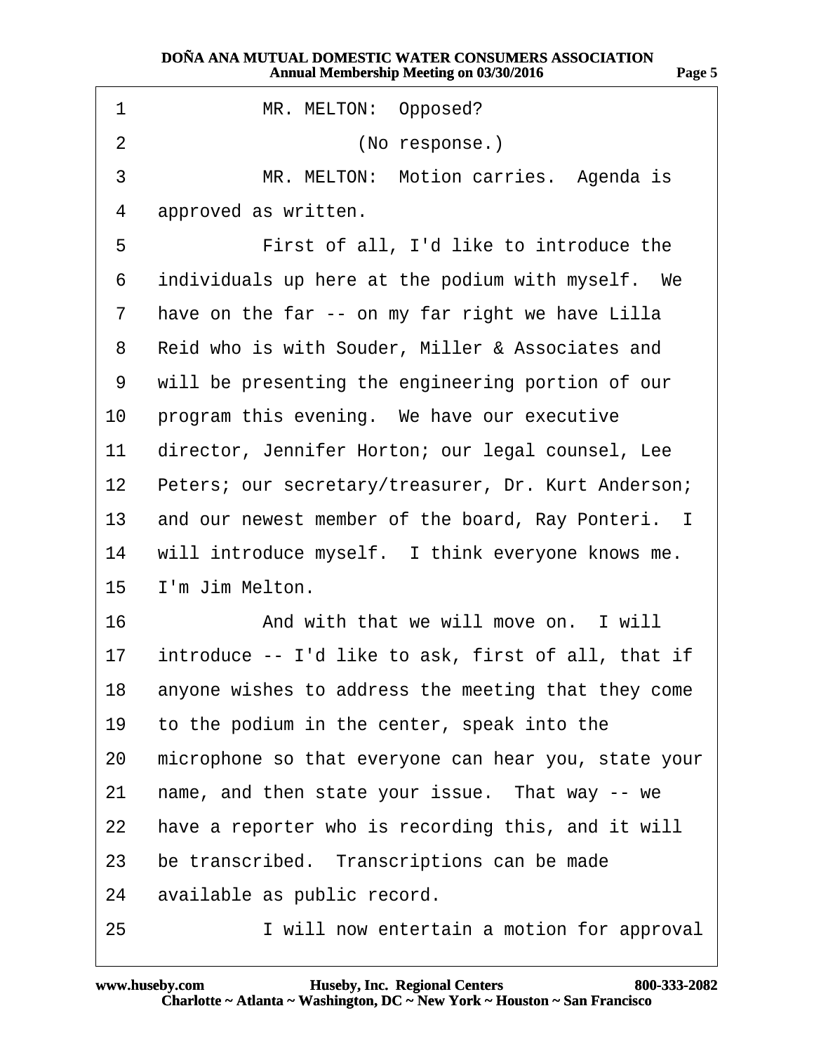MR. MELTON: Opposed?

(No response.)

MR. MELTON: Motion carries. Agenda is approved as written.

First of all, I'd like to introduce the individuals up here at the podium with myself. We have on the far -- on my far right we have Lilla Reid who is with Souder, Miller & Associates and will be presenting the engineering portion of our program this evening. We have our executive director, Jennifer Horton; our legal counsel, Lee Peters; our secretary/treasurer, Dr. Kurt Anderson; and our newest member of the board, Ray Ponteri. I will introduce myself. I think everyone knows me. I'm Jim Melton.

And with that we will move on. I will introduce -- I'd like to ask, first of all, that if anyone wishes to address the meeting that they come to the podium in the center, speak into the microphone so that everyone can hear you, state your name, and then state your issue. That way -- we have a reporter who is recording this, and it will be transcribed. Transcriptions can be made available as public record.

I will now entertain a motion for approval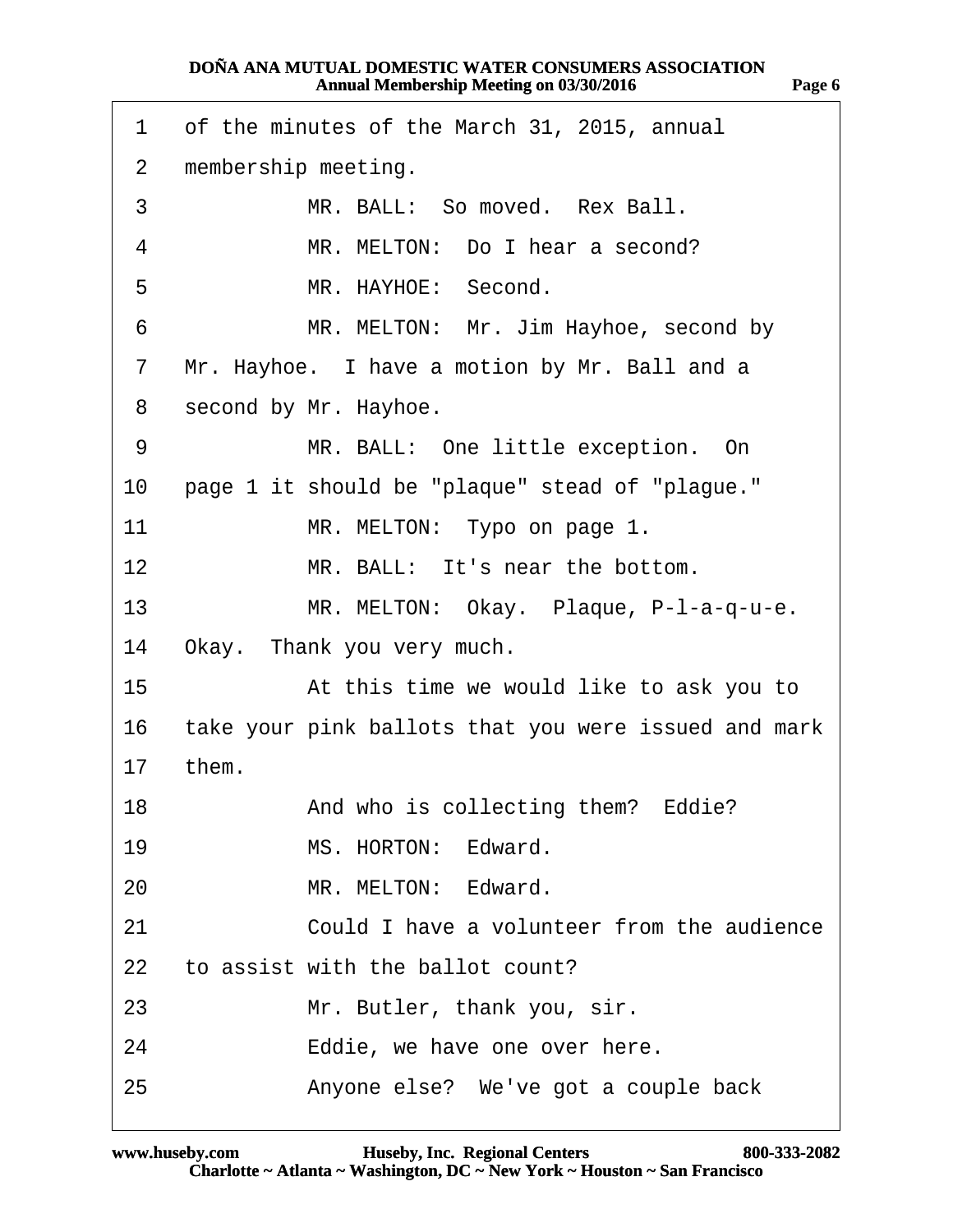1 of the minutes of the March 31, 2015, annual

2 membership meeting.

3 MR. BALL: So moved. Rex Ball.

4 MR. MELTON: Do I hear a second?

5 MR. HAYHOE: Second.

6 MR. MELTON: Mr. Jim Hayhoe, second by

7 Mr. Hayhoe. I have a motion by Mr. Ball and a

8 second by Mr. Hayhoe.

9 MR. BALL: One little exception. On

10 page 1 it should be "plaque" stead of "plague."

11 MR. MELTON: Typo on page 1.

12 MR. BALL: It's near the bottom.

13 MR. MELTON: Okay. Plaque, P-l-a-q-u-e.

14 Okay. Thank you very much.

15 At this time we would like to ask you to

16 take your pink ballots that you were issued and mark

17 them.

18 And who is collecting them? Eddie?

19 MS. HORTON: Edward.

20 MR. MELTON: Edward.

21 Could I have a volunteer from the audience

22 to assist with the ballot count?

23 Mr. Butler, thank you, sir.

24 Eddie, we have one over here.

25 Anyone else? We've got a couple back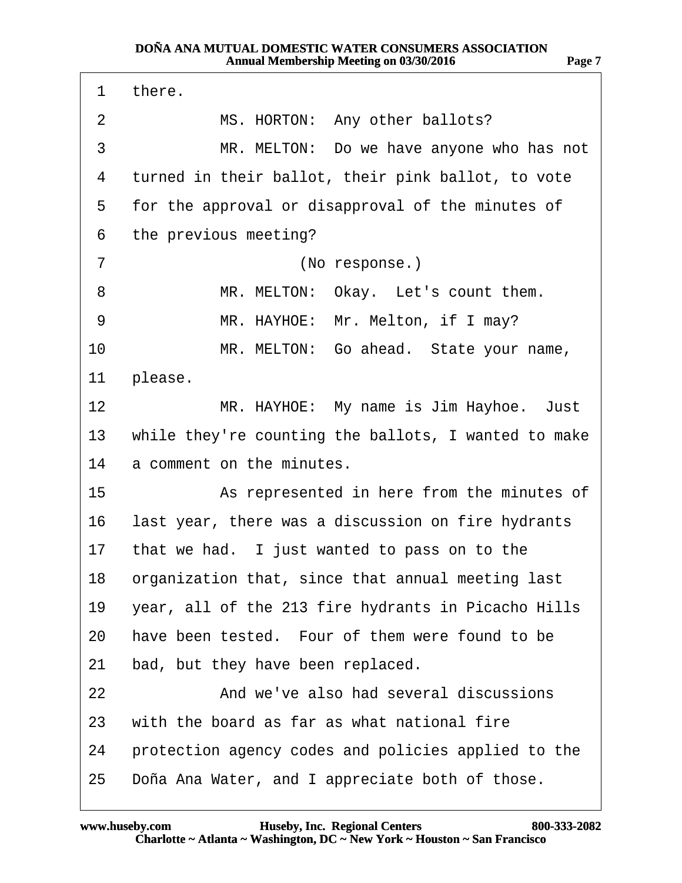there.

MS. HORTON: Any other ballots?

MR. MELTON: Do we have anyone who has not turned in their ballot, their pink ballot, to vote for the approval or disapproval of the minutes of the previous meeting?

(No response.)

MR. MELTON: Okay. Let's count them.

MR. HAYHOE: Mr. Melton, if I may?

MR. MELTON: Go ahead. State your name, please.

MR. HAYHOE: My name is Jim Hayhoe. Just while they're counting the ballots, I wanted to make a comment on the minutes.

As represented in here from the minutes of last year, there was a discussion on fire hydrants that we had. I just wanted to pass on to the organization that, since that annual meeting last year, all of the 213 fire hydrants in Picacho Hills have been tested. Four of them were found to be bad, but they have been replaced.

And we've also had several discussions with the board as far as what national fire protection agency codes and policies applied to the Doña Ana Water, and I appreciate both of those.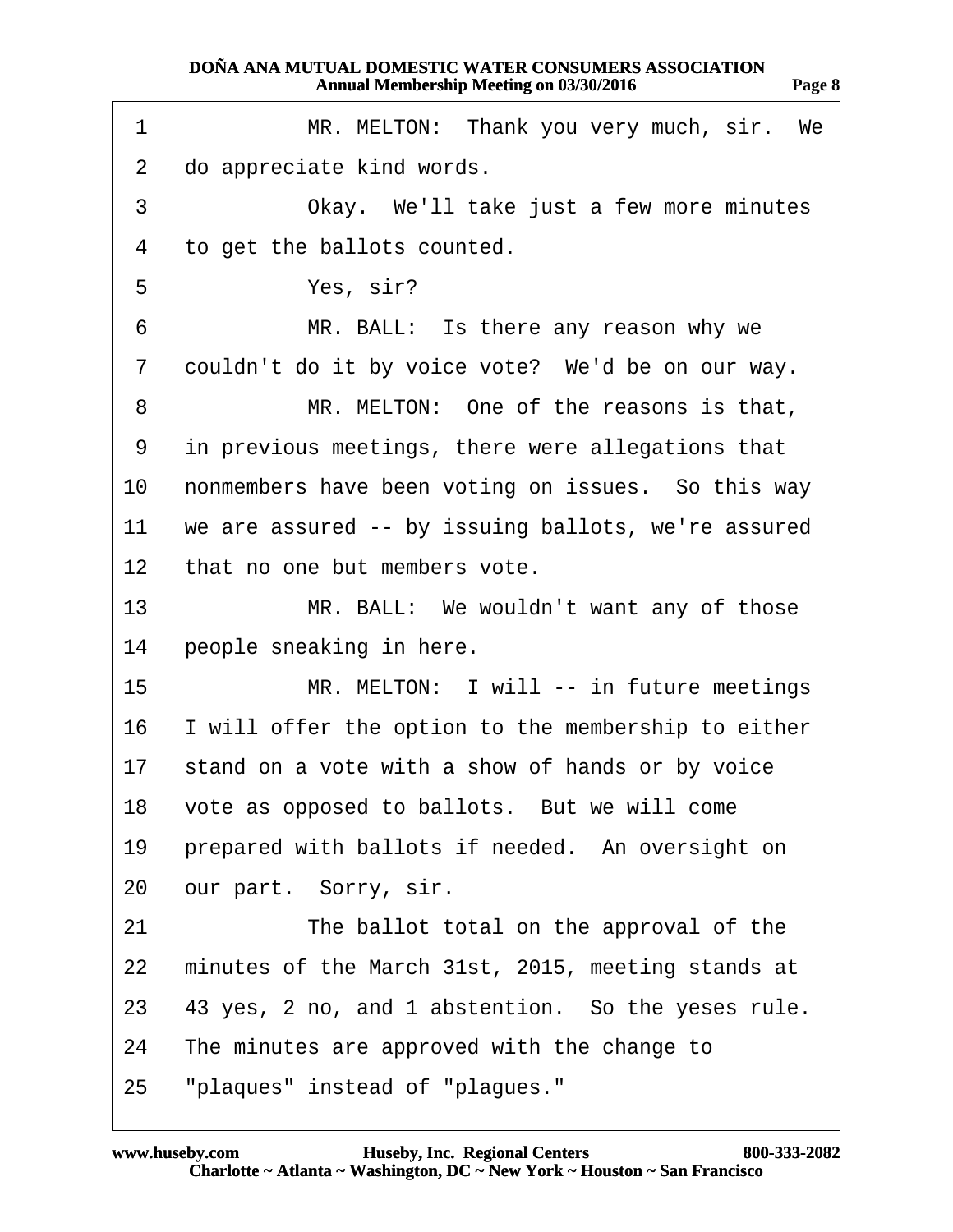1 MR. MELTON: Thank you very much, sir. We
2 do appreciate kind words.
3 Okay. We'll take just a few more minutes
4 to get the ballots counted.
5 Yes, sir?
6 MR. BALL: Is there any reason why we
7 couldn't do it by voice vote? We'd be on our way.
8 MR. MELTON: One of the reasons is that,
9 in previous meetings, there were allegations that
10 nonmembers have been voting on issues. So this way
11 we are assured -- by issuing ballots, we're assured
12 that no one but members vote.
13 MR. BALL: We wouldn't want any of those
14 people sneaking in here.
15 MR. MELTON: I will -- in future meetings
16 I will offer the option to the membership to either
17 stand on a vote with a show of hands or by voice
18 vote as opposed to ballots. But we will come
19 prepared with ballots if needed. An oversight on
20 our part. Sorry, sir.
21 The ballot total on the approval of the
22 minutes of the March 31st, 2015, meeting stands at
23 43 yes, 2 no, and 1 abstention. So the yeses rule.
24 The minutes are approved with the change to
25 "plaques" instead of "plagues."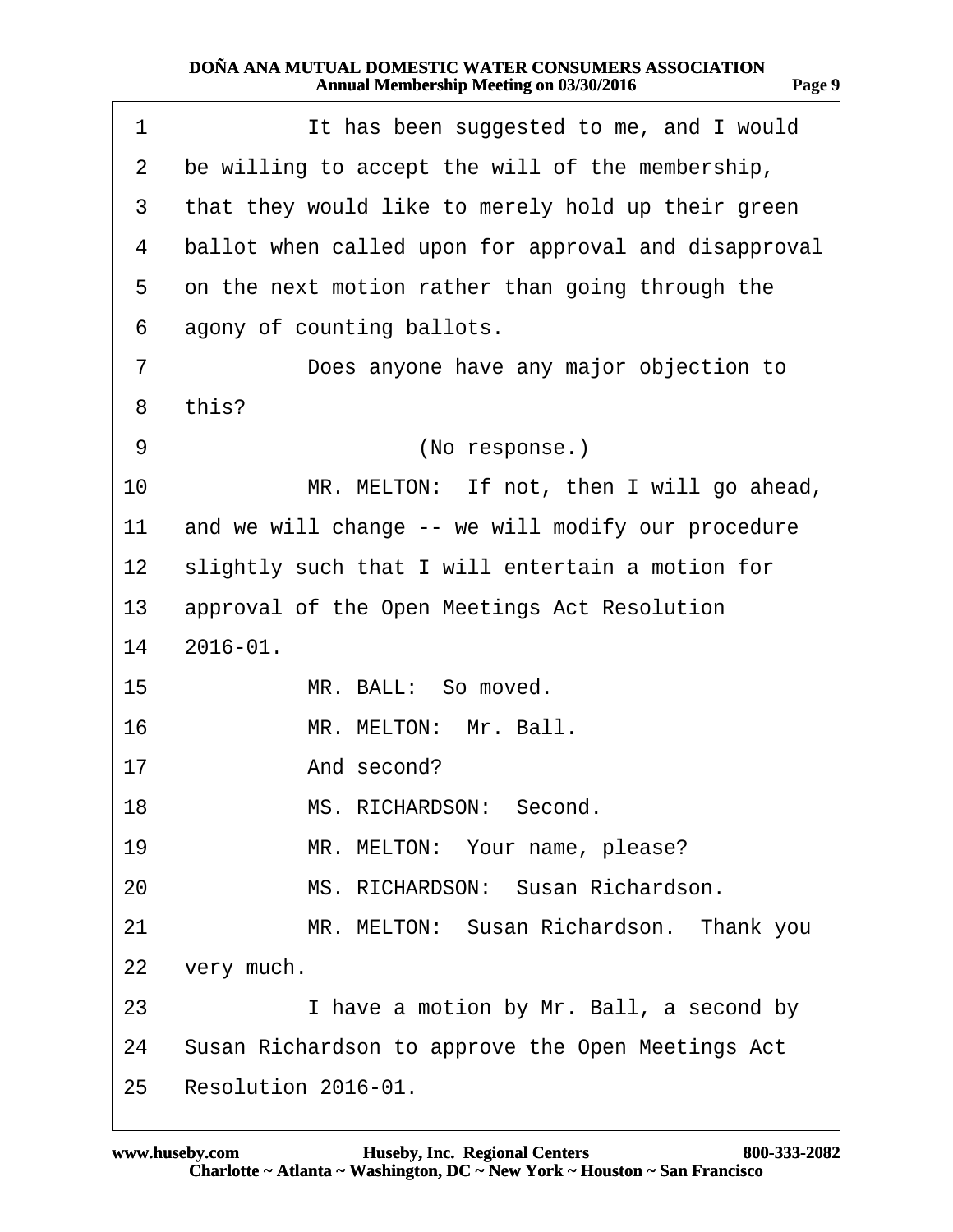It has been suggested to me, and I would be willing to accept the will of the membership, that they would like to merely hold up their green ballot when called upon for approval and disapproval on the next motion rather than going through the agony of counting ballots.

Does anyone have any major objection to this?

(No response.)

MR. MELTON: If not, then I will go ahead, and we will change -- we will modify our procedure slightly such that I will entertain a motion for approval of the Open Meetings Act Resolution 2016-01.

MR. BALL: So moved.

MR. MELTON: Mr. Ball.

And second?

MS. RICHARDSON: Second.

MR. MELTON: Your name, please?

MS. RICHARDSON: Susan Richardson.

MR. MELTON: Susan Richardson. Thank you very much.

I have a motion by Mr. Ball, a second by Susan Richardson to approve the Open Meetings Act Resolution 2016-01.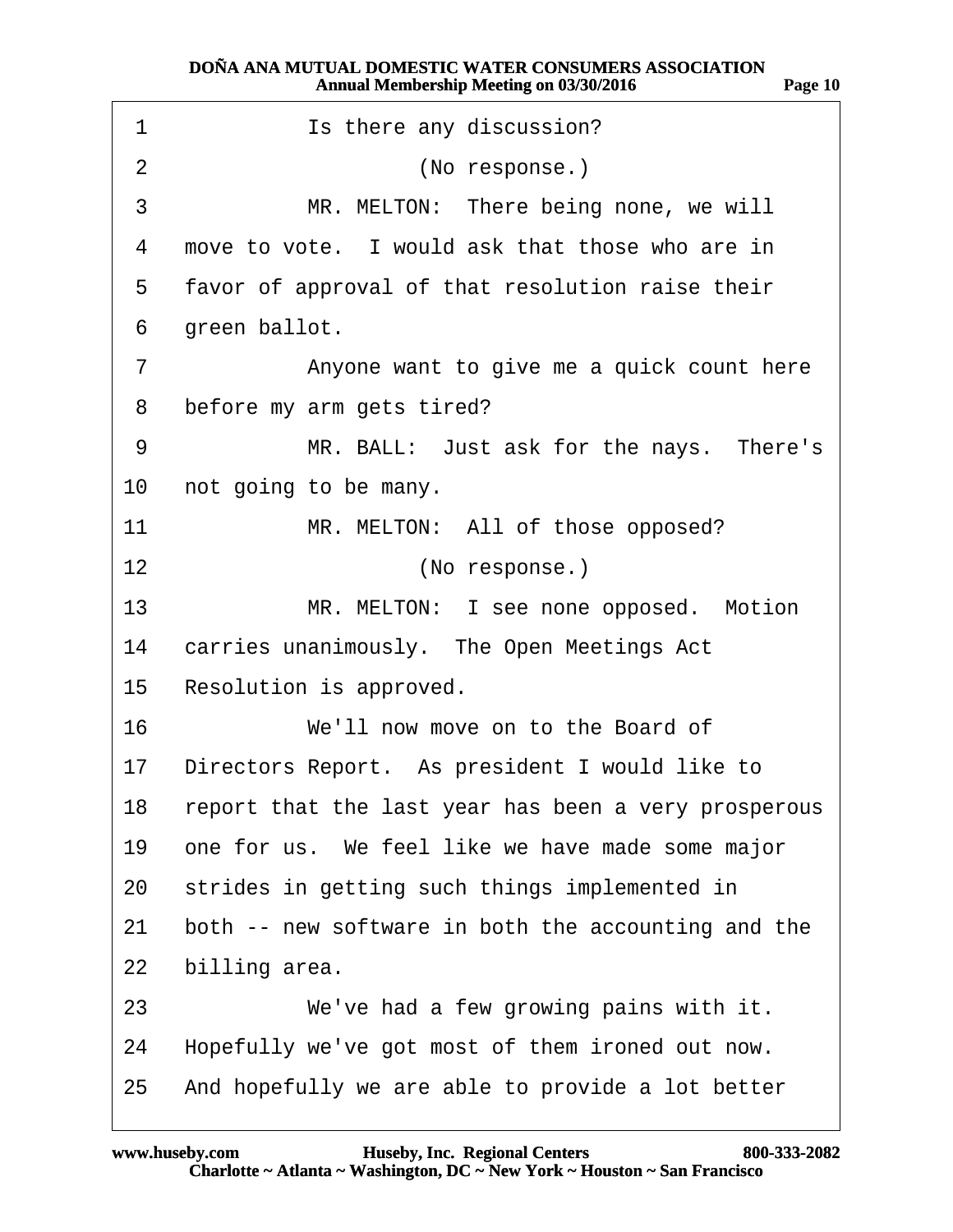1 Is there any discussion?

2 (No response.)

3 MR. MELTON: There being none, we will

4 move to vote. I would ask that those who are in

5 favor of approval of that resolution raise their

6 green ballot.

7 Anyone want to give me a quick count here

8 before my arm gets tired?

9 MR. BALL: Just ask for the nays. There's

10 not going to be many.

11 MR. MELTON: All of those opposed?

12 (No response.)

13 MR. MELTON: I see none opposed. Motion

14 carries unanimously. The Open Meetings Act

15 Resolution is approved.

16 We'll now move on to the Board of

17 Directors Report. As president I would like to

18 report that the last year has been a very prosperous

19 one for us. We feel like we have made some major

20 strides in getting such things implemented in

21 both -- new software in both the accounting and the

22 billing area.

23 We've had a few growing pains with it.

24 Hopefully we've got most of them ironed out now.

25 And hopefully we are able to provide a lot better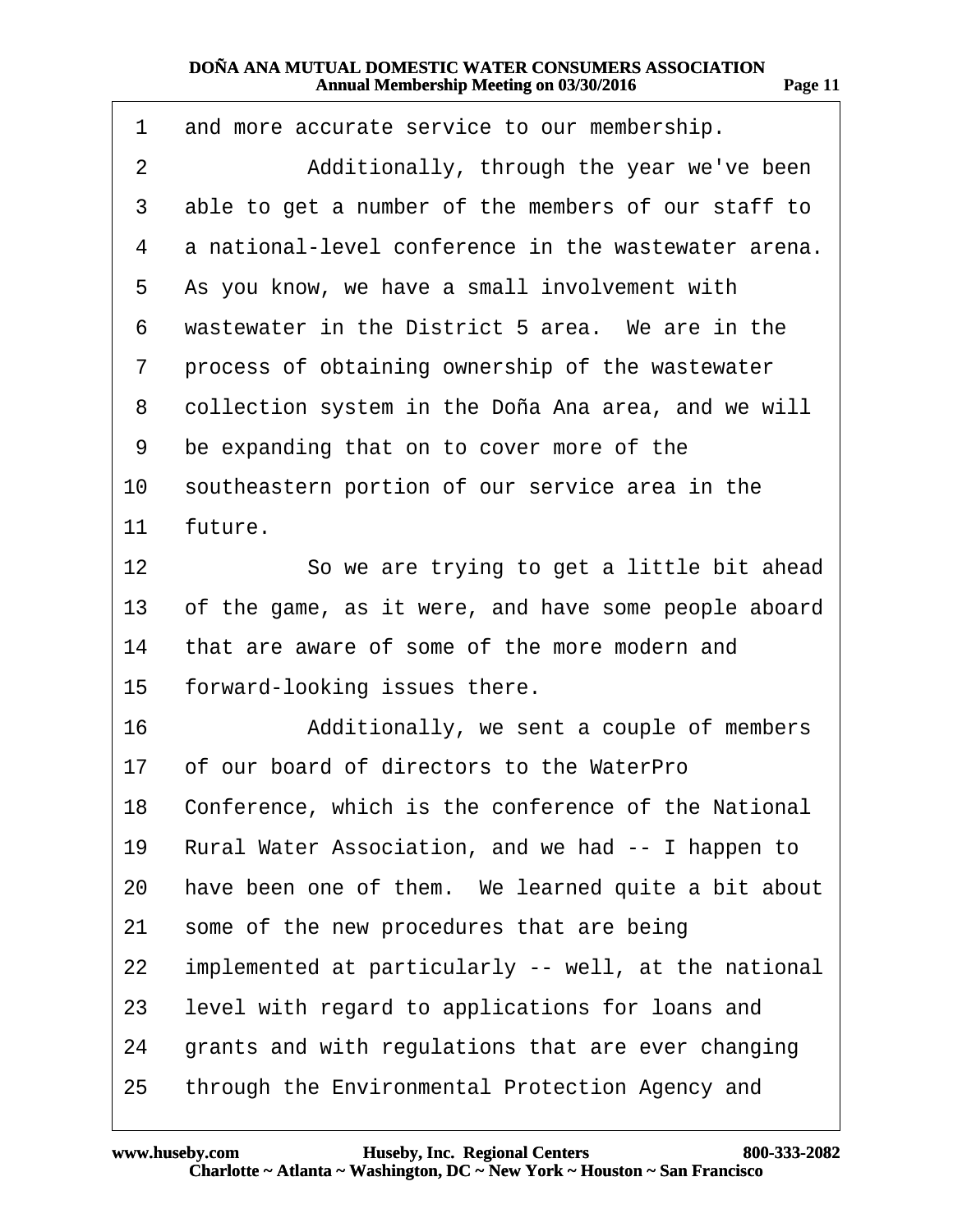1 and more accurate service to our membership.

2 Additionally, through the year we've been

3 able to get a number of the members of our staff to

4 a national-level conference in the wastewater arena.

5 As you know, we have a small involvement with

6 wastewater in the District 5 area. We are in the

7 process of obtaining ownership of the wastewater

8 collection system in the Doña Ana area, and we will

9 be expanding that on to cover more of the

10 southeastern portion of our service area in the

11 future.

12 So we are trying to get a little bit ahead

13 of the game, as it were, and have some people aboard

14 that are aware of some of the more modern and

15 forward-looking issues there.

16 Additionally, we sent a couple of members

17 of our board of directors to the WaterPro

18 Conference, which is the conference of the National

19 Rural Water Association, and we had -- I happen to

20 have been one of them. We learned quite a bit about

21 some of the new procedures that are being

22 implemented at particularly -- well, at the national

23 level with regard to applications for loans and

24 grants and with regulations that are ever changing

25 through the Environmental Protection Agency and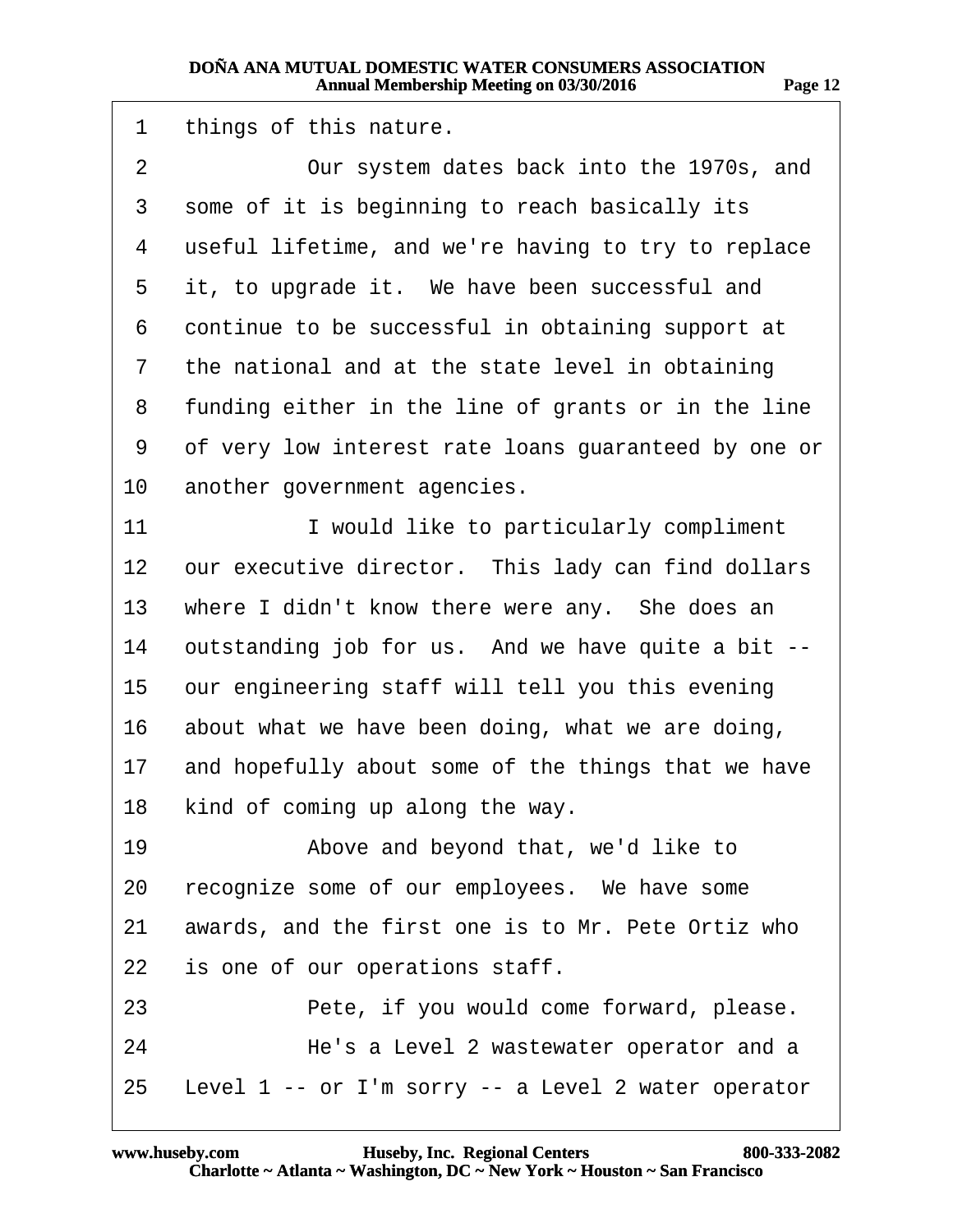1 things of this nature.

2 Our system dates back into the 1970s, and

3 some of it is beginning to reach basically its

4 useful lifetime, and we're having to try to replace

5 it, to upgrade it. We have been successful and

6 continue to be successful in obtaining support at

7 the national and at the state level in obtaining

8 funding either in the line of grants or in the line

9 of very low interest rate loans guaranteed by one or

10 another government agencies.

11 I would like to particularly compliment

12 our executive director. This lady can find dollars

13 where I didn't know there were any. She does an

14 outstanding job for us. And we have quite a bit --

15 our engineering staff will tell you this evening

16 about what we have been doing, what we are doing,

17 and hopefully about some of the things that we have

18 kind of coming up along the way.

19 Above and beyond that, we'd like to

20 recognize some of our employees. We have some

21 awards, and the first one is to Mr. Pete Ortiz who

22 is one of our operations staff.

23 Pete, if you would come forward, please.

24 He's a Level 2 wastewater operator and a

25 Level 1 -- or I'm sorry -- a Level 2 water operator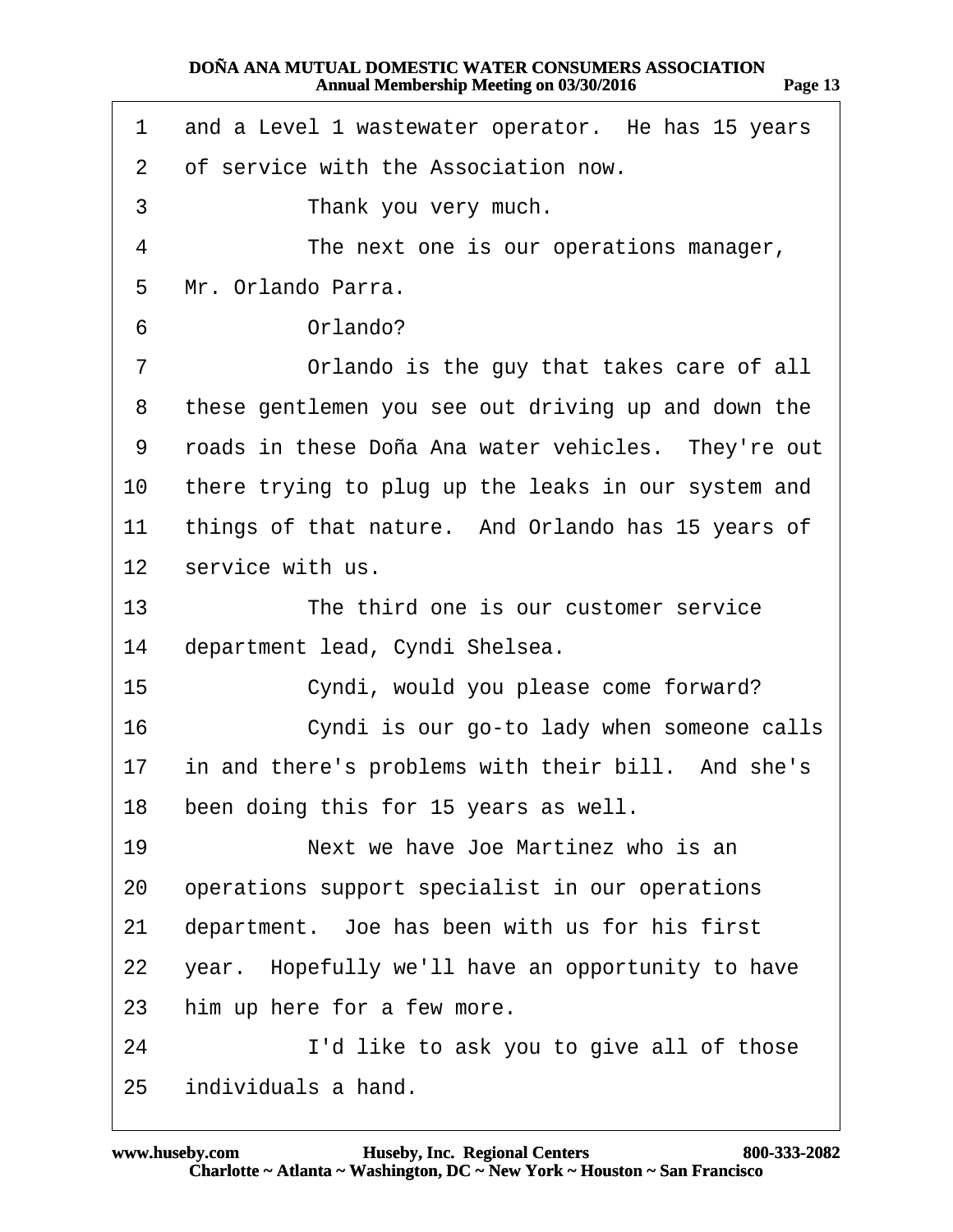1 and a Level 1 wastewater operator. He has 15 years
2 of service with the Association now.
3 Thank you very much.
4 The next one is our operations manager,
5 Mr. Orlando Parra.
6 Orlando?
7 Orlando is the guy that takes care of all
8 these gentlemen you see out driving up and down the
9 roads in these Doña Ana water vehicles. They're out
10 there trying to plug up the leaks in our system and
11 things of that nature. And Orlando has 15 years of
12 service with us.
13 The third one is our customer service
14 department lead, Cyndi Shelsea.
15 Cyndi, would you please come forward?
16 Cyndi is our go-to lady when someone calls
17 in and there's problems with their bill. And she's
18 been doing this for 15 years as well.
19 Next we have Joe Martinez who is an
20 operations support specialist in our operations
21 department. Joe has been with us for his first
22 year. Hopefully we'll have an opportunity to have
23 him up here for a few more.
24 I'd like to ask you to give all of those
25 individuals a hand.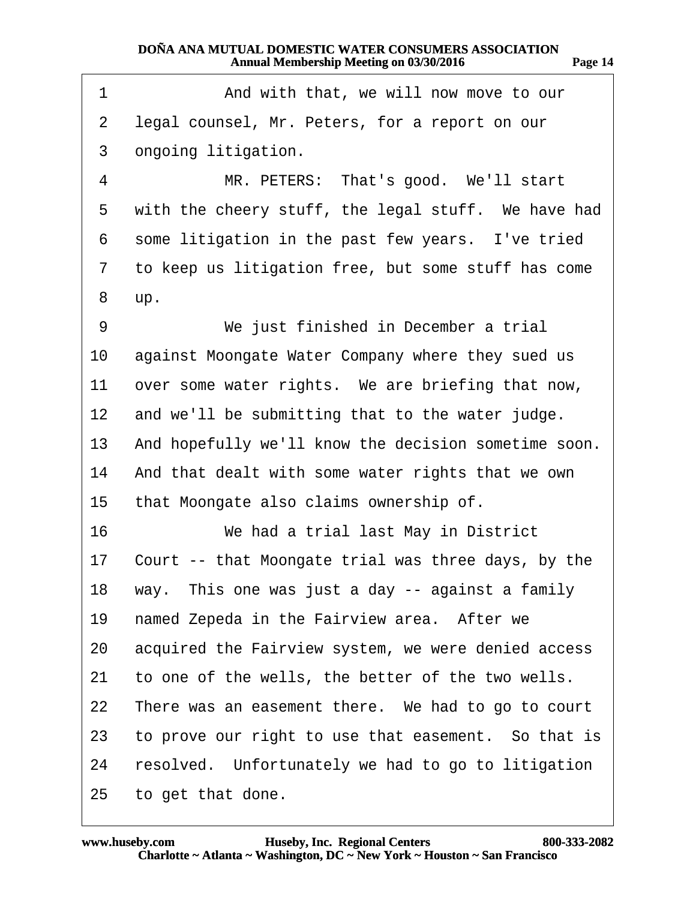1 And with that, we will now move to our
2 legal counsel, Mr. Peters, for a report on our
3 ongoing litigation.
4 MR. PETERS: That's good. We'll start
5 with the cheery stuff, the legal stuff. We have had
6 some litigation in the past few years. I've tried
7 to keep us litigation free, but some stuff has come
8 up.
9 We just finished in December a trial
10 against Moongate Water Company where they sued us
11 over some water rights. We are briefing that now,
12 and we'll be submitting that to the water judge.
13 And hopefully we'll know the decision sometime soon.
14 And that dealt with some water rights that we own
15 that Moongate also claims ownership of.
16 We had a trial last May in District
17 Court -- that Moongate trial was three days, by the
18 way. This one was just a day -- against a family
19 named Zepeda in the Fairview area. After we
20 acquired the Fairview system, we were denied access
21 to one of the wells, the better of the two wells.
22 There was an easement there. We had to go to court
23 to prove our right to use that easement. So that is
24 resolved. Unfortunately we had to go to litigation
25 to get that done.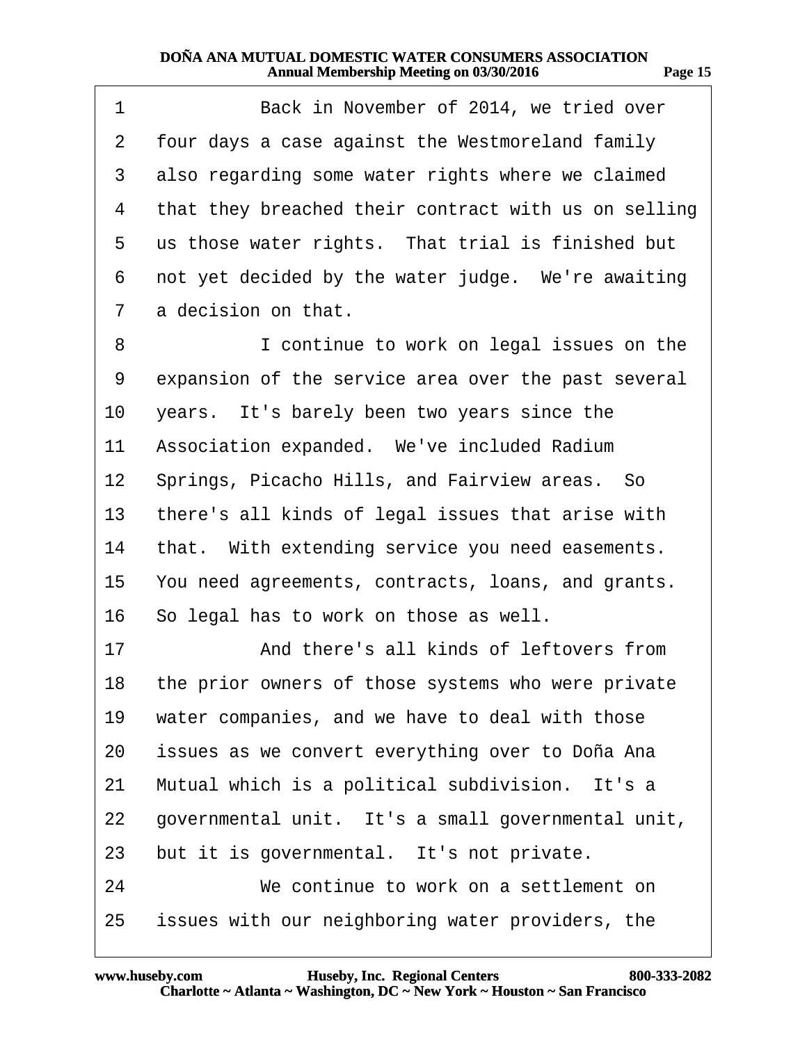Back in November of 2014, we tried over four days a case against the Westmoreland family also regarding some water rights where we claimed that they breached their contract with us on selling us those water rights. That trial is finished but not yet decided by the water judge. We're awaiting a decision on that.

I continue to work on legal issues on the expansion of the service area over the past several years. It's barely been two years since the Association expanded. We've included Radium Springs, Picacho Hills, and Fairview areas. So there's all kinds of legal issues that arise with that. With extending service you need easements. You need agreements, contracts, loans, and grants. So legal has to work on those as well.

And there's all kinds of leftovers from the prior owners of those systems who were private water companies, and we have to deal with those issues as we convert everything over to Doña Ana Mutual which is a political subdivision. It's a governmental unit. It's a small governmental unit, but it is governmental. It's not private.

We continue to work on a settlement on issues with our neighboring water providers, the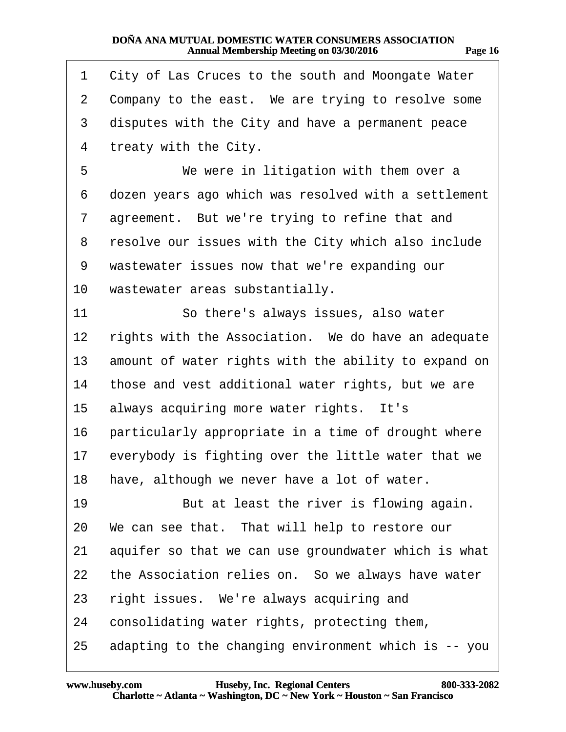City of Las Cruces to the south and Moongate Water Company to the east. We are trying to resolve some disputes with the City and have a permanent peace treaty with the City.

We were in litigation with them over a dozen years ago which was resolved with a settlement agreement. But we're trying to refine that and resolve our issues with the City which also include wastewater issues now that we're expanding our wastewater areas substantially.

So there's always issues, also water rights with the Association. We do have an adequate amount of water rights with the ability to expand on those and vest additional water rights, but we are always acquiring more water rights. It's particularly appropriate in a time of drought where everybody is fighting over the little water that we have, although we never have a lot of water.

But at least the river is flowing again. We can see that. That will help to restore our aquifer so that we can use groundwater which is what the Association relies on. So we always have water right issues. We're always acquiring and consolidating water rights, protecting them, adapting to the changing environment which is -- you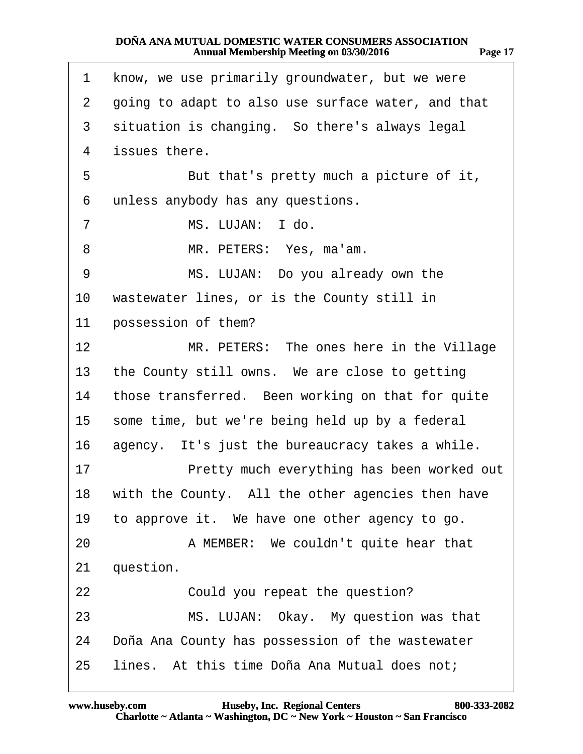1 know, we use primarily groundwater, but we were
2 going to adapt to also use surface water, and that
3 situation is changing. So there's always legal
4 issues there.
5 But that's pretty much a picture of it,
6 unless anybody has any questions.
7 MS. LUJAN: I do.
8 MR. PETERS: Yes, ma'am.
9 MS. LUJAN: Do you already own the
10 wastewater lines, or is the County still in
11 possession of them?
12 MR. PETERS: The ones here in the Village
13 the County still owns. We are close to getting
14 those transferred. Been working on that for quite
15 some time, but we're being held up by a federal
16 agency. It's just the bureaucracy takes a while.
17 Pretty much everything has been worked out
18 with the County. All the other agencies then have
19 to approve it. We have one other agency to go.
20 A MEMBER: We couldn't quite hear that
21 question.
22 Could you repeat the question?
23 MS. LUJAN: Okay. My question was that
24 Doña Ana County has possession of the wastewater
25 lines. At this time Doña Ana Mutual does not;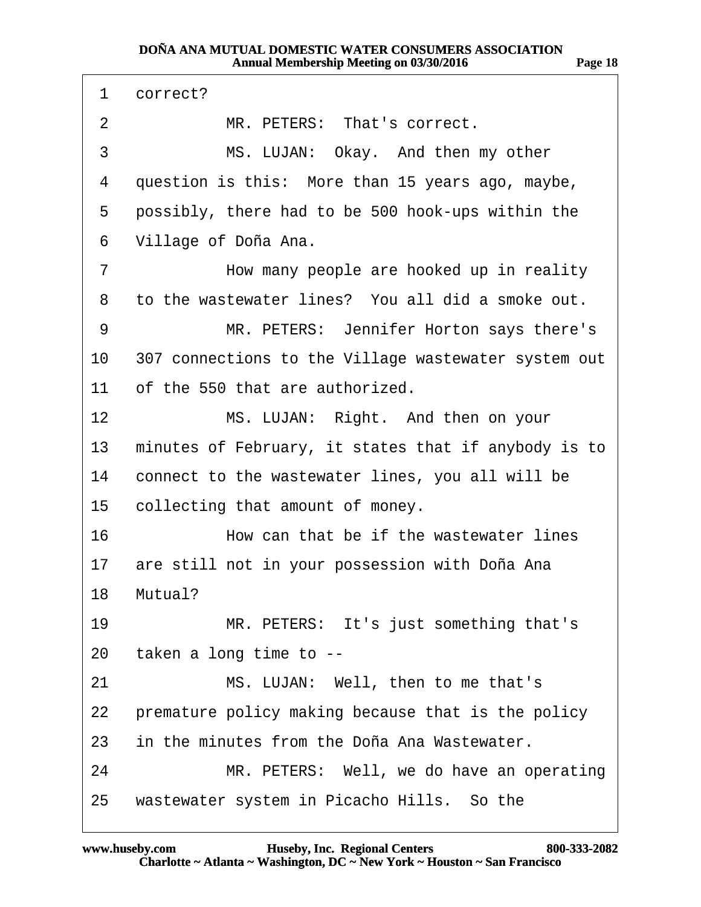1 correct?

2 MR. PETERS: That's correct.

3 MS. LUJAN: Okay. And then my other

4 question is this: More than 15 years ago, maybe,

5 possibly, there had to be 500 hook-ups within the

6 Village of Doña Ana.

7 How many people are hooked up in reality

8 to the wastewater lines? You all did a smoke out.

9 MR. PETERS: Jennifer Horton says there's

10 307 connections to the Village wastewater system out

11 of the 550 that are authorized.

12 MS. LUJAN: Right. And then on your

13 minutes of February, it states that if anybody is to

14 connect to the wastewater lines, you all will be

15 collecting that amount of money.

16 How can that be if the wastewater lines

17 are still not in your possession with Doña Ana

18 Mutual?

19 MR. PETERS: It's just something that's

20 taken a long time to --

21 MS. LUJAN: Well, then to me that's

22 premature policy making because that is the policy

23 in the minutes from the Doña Ana Wastewater.

24 MR. PETERS: Well, we do have an operating

25 wastewater system in Picacho Hills. So the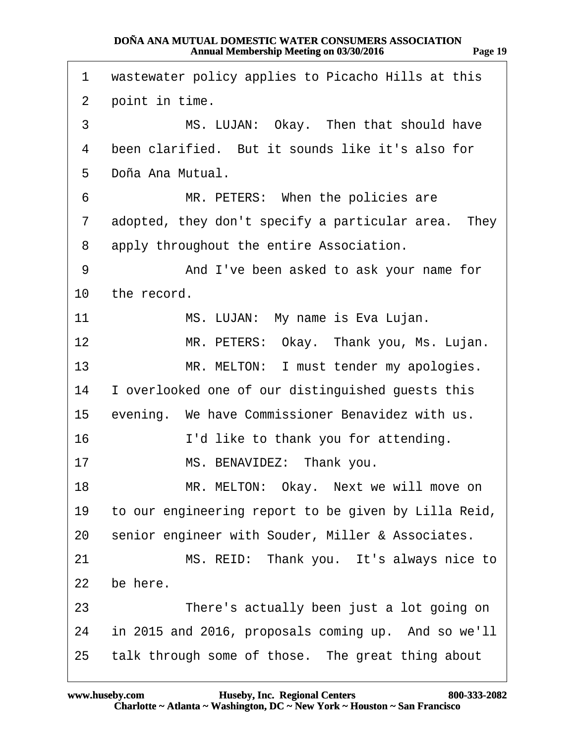1 wastewater policy applies to Picacho Hills at this
2 point in time.
3 MS. LUJAN: Okay. Then that should have
4 been clarified. But it sounds like it's also for
5 Doña Ana Mutual.
6 MR. PETERS: When the policies are
7 adopted, they don't specify a particular area. They
8 apply throughout the entire Association.
9 And I've been asked to ask your name for
10 the record.
11 MS. LUJAN: My name is Eva Lujan.
12 MR. PETERS: Okay. Thank you, Ms. Lujan.
13 MR. MELTON: I must tender my apologies.
14 I overlooked one of our distinguished guests this
15 evening. We have Commissioner Benavidez with us.
16 I'd like to thank you for attending.
17 MS. BENAVIDEZ: Thank you.
18 MR. MELTON: Okay. Next we will move on
19 to our engineering report to be given by Lilla Reid,
20 senior engineer with Souder, Miller & Associates.
21 MS. REID: Thank you. It's always nice to
22 be here.
23 There's actually been just a lot going on
24 in 2015 and 2016, proposals coming up. And so we'll
25 talk through some of those. The great thing about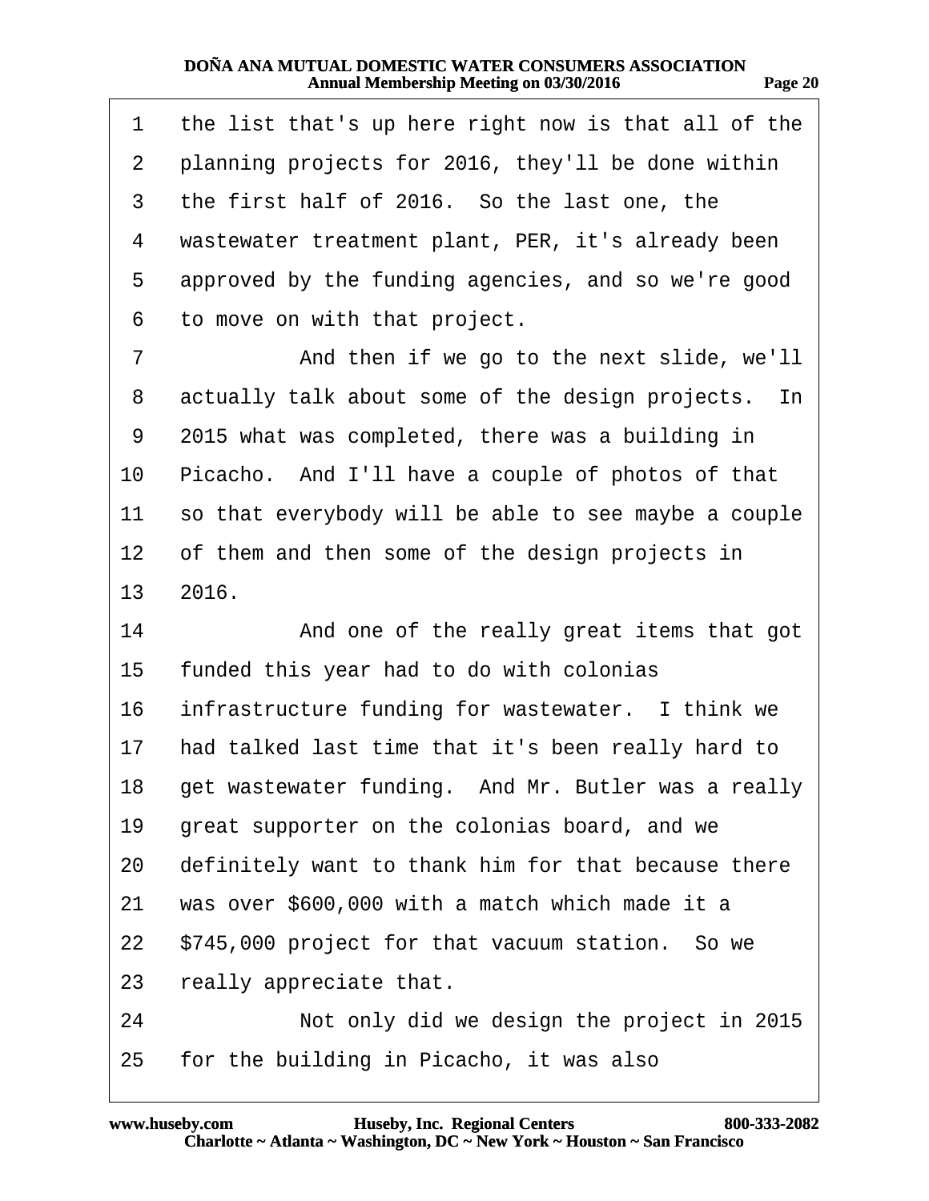1 the list that's up here right now is that all of the
2 planning projects for 2016, they'll be done within
3 the first half of 2016. So the last one, the
4 wastewater treatment plant, PER, it's already been
5 approved by the funding agencies, and so we're good
6 to move on with that project.
7 And then if we go to the next slide, we'll
8 actually talk about some of the design projects. In
9 2015 what was completed, there was a building in
10 Picacho. And I'll have a couple of photos of that
11 so that everybody will be able to see maybe a couple
12 of them and then some of the design projects in
13 2016.
14 And one of the really great items that got
15 funded this year had to do with colonias
16 infrastructure funding for wastewater. I think we
17 had talked last time that it's been really hard to
18 get wastewater funding. And Mr. Butler was a really
19 great supporter on the colonias board, and we
20 definitely want to thank him for that because there
21 was over $600,000 with a match which made it a
22 $745,000 project for that vacuum station. So we
23 really appreciate that.
24 Not only did we design the project in 2015
25 for the building in Picacho, it was also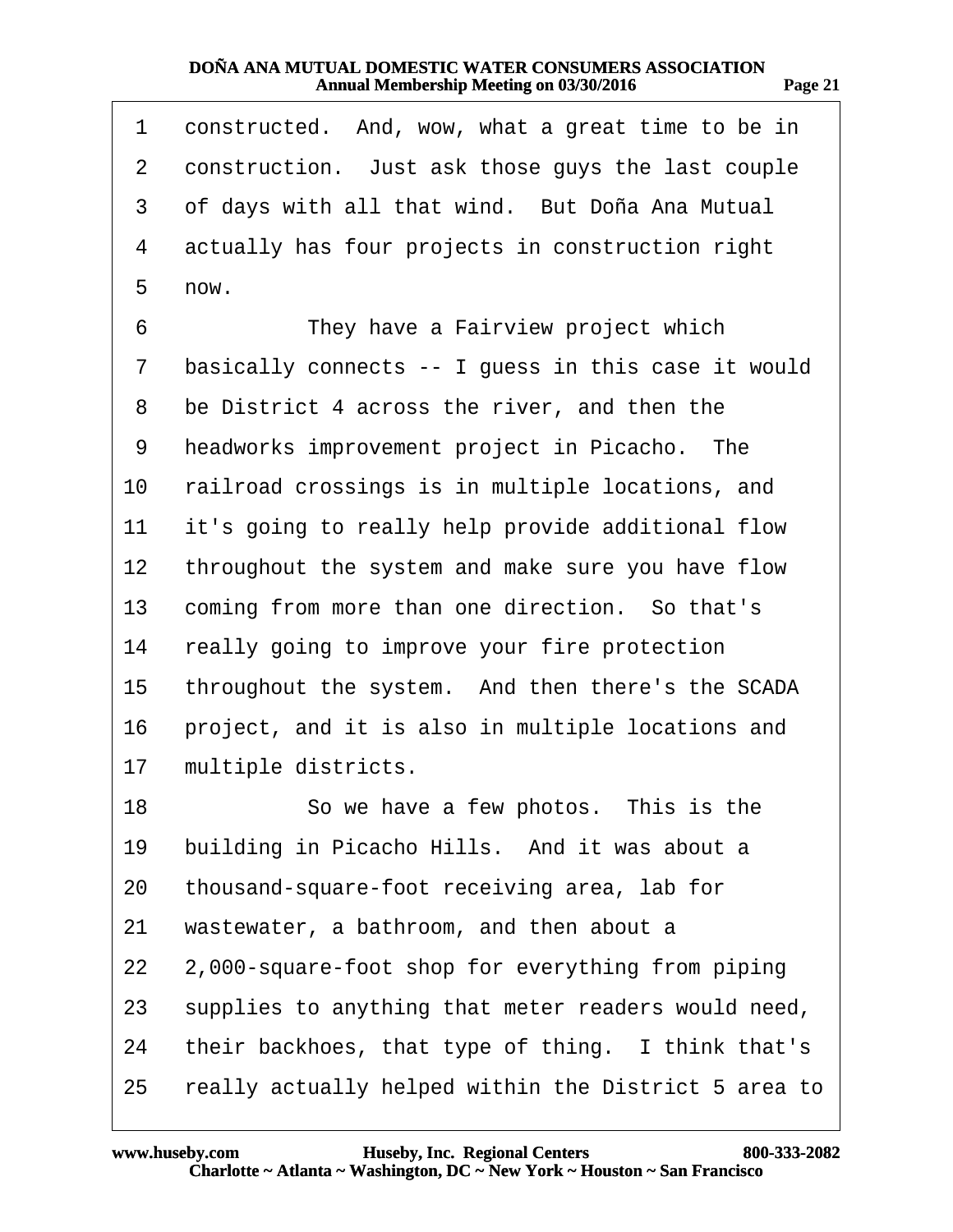1 constructed. And, wow, what a great time to be in
2 construction. Just ask those guys the last couple
3 of days with all that wind. But Doña Ana Mutual
4 actually has four projects in construction right
5 now.

6 They have a Fairview project which
7 basically connects -- I guess in this case it would
8 be District 4 across the river, and then the
9 headworks improvement project in Picacho. The
10 railroad crossings is in multiple locations, and
11 it's going to really help provide additional flow
12 throughout the system and make sure you have flow
13 coming from more than one direction. So that's
14 really going to improve your fire protection
15 throughout the system. And then there's the SCADA
16 project, and it is also in multiple locations and
17 multiple districts.

18 So we have a few photos. This is the
19 building in Picacho Hills. And it was about a
20 thousand-square-foot receiving area, lab for
21 wastewater, a bathroom, and then about a
22 2,000-square-foot shop for everything from piping
23 supplies to anything that meter readers would need,
24 their backhoes, that type of thing. I think that's
25 really actually helped within the District 5 area to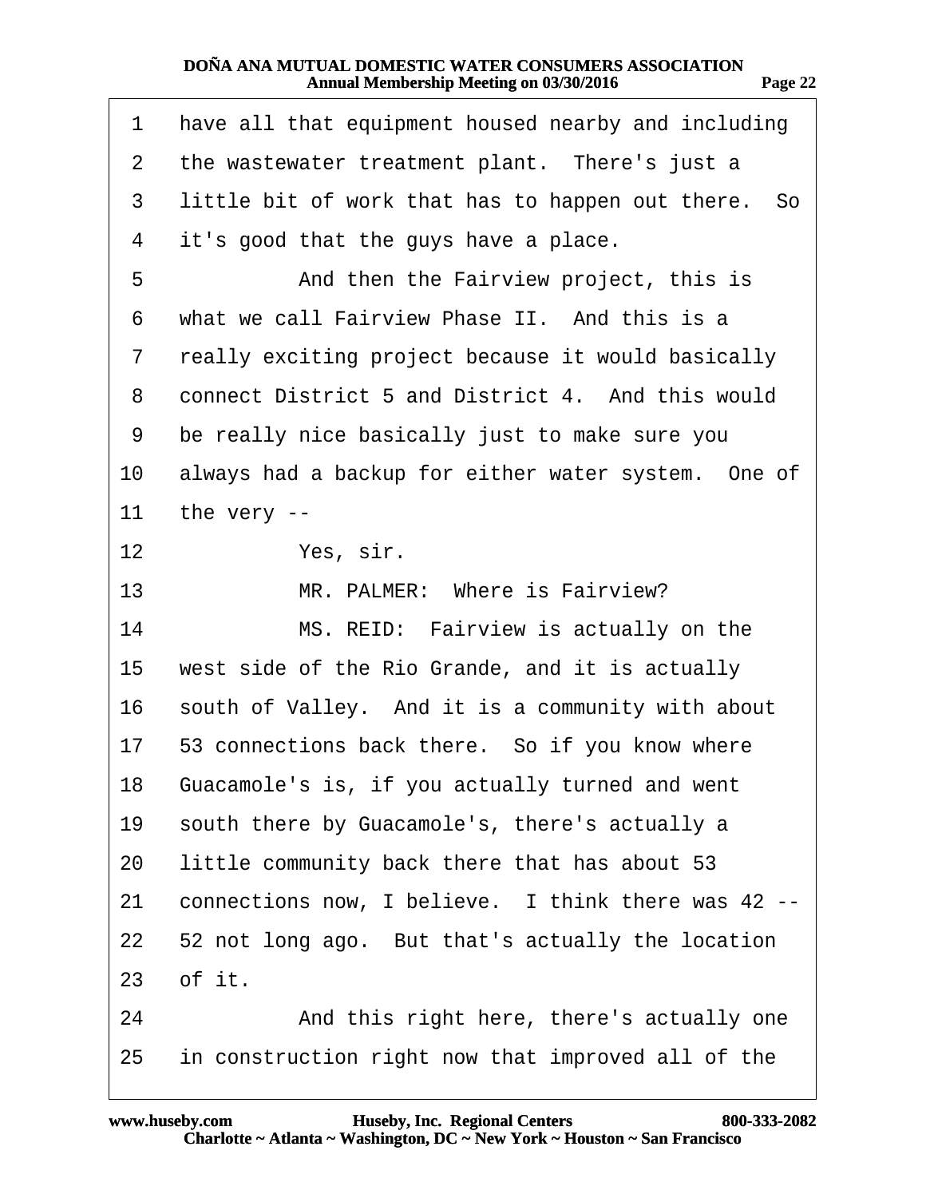1 have all that equipment housed nearby and including
2 the wastewater treatment plant. There's just a
3 little bit of work that has to happen out there. So
4 it's good that the guys have a place.
5 And then the Fairview project, this is
6 what we call Fairview Phase II. And this is a
7 really exciting project because it would basically
8 connect District 5 and District 4. And this would
9 be really nice basically just to make sure you
10 always had a backup for either water system. One of
11 the very --
12 Yes, sir.
13 MR. PALMER: Where is Fairview?
14 MS. REID: Fairview is actually on the
15 west side of the Rio Grande, and it is actually
16 south of Valley. And it is a community with about
17 53 connections back there. So if you know where
18 Guacamole's is, if you actually turned and went
19 south there by Guacamole's, there's actually a
20 little community back there that has about 53
21 connections now, I believe. I think there was 42 --
22 52 not long ago. But that's actually the location
23 of it.
24 And this right here, there's actually one
25 in construction right now that improved all of the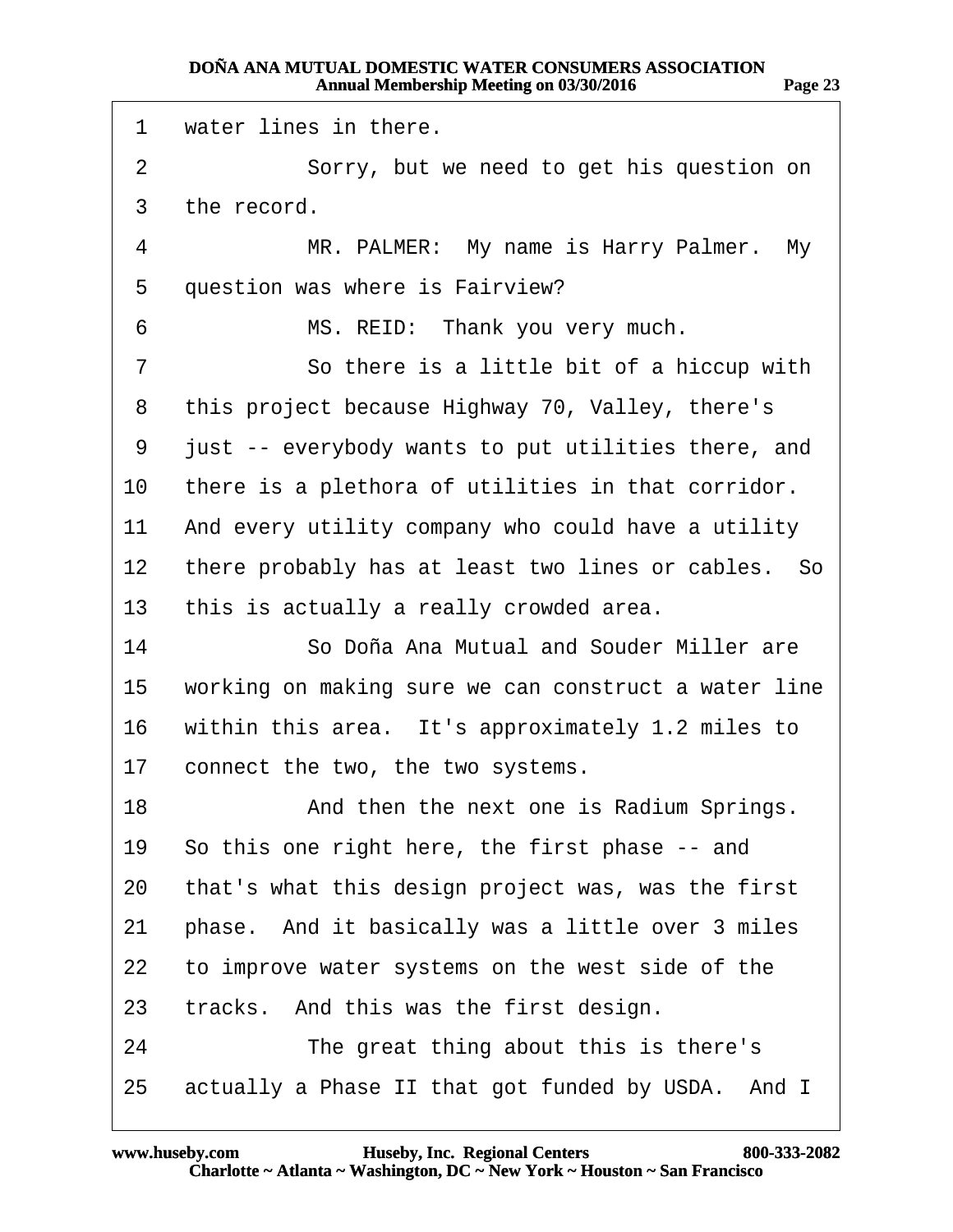water lines in there.

Sorry, but we need to get his question on the record.

MR. PALMER: My name is Harry Palmer. My question was where is Fairview?

MS. REID: Thank you very much.

So there is a little bit of a hiccup with this project because Highway 70, Valley, there's just -- everybody wants to put utilities there, and there is a plethora of utilities in that corridor. And every utility company who could have a utility there probably has at least two lines or cables. So this is actually a really crowded area.

So Doña Ana Mutual and Souder Miller are working on making sure we can construct a water line within this area. It's approximately 1.2 miles to connect the two, the two systems.

And then the next one is Radium Springs. So this one right here, the first phase -- and that's what this design project was, was the first phase. And it basically was a little over 3 miles to improve water systems on the west side of the tracks. And this was the first design.

The great thing about this is there's actually a Phase II that got funded by USDA. And I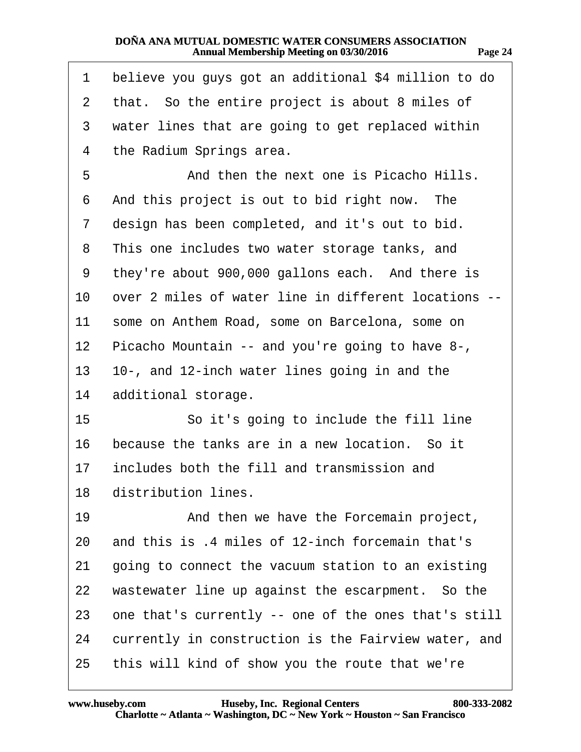1 believe you guys got an additional $4 million to do
2 that. So the entire project is about 8 miles of
3 water lines that are going to get replaced within
4 the Radium Springs area.
5 And then the next one is Picacho Hills.
6 And this project is out to bid right now. The
7 design has been completed, and it's out to bid.
8 This one includes two water storage tanks, and
9 they're about 900,000 gallons each. And there is
10 over 2 miles of water line in different locations --
11 some on Anthem Road, some on Barcelona, some on
12 Picacho Mountain -- and you're going to have 8-,
13 10-, and 12-inch water lines going in and the
14 additional storage.
15 So it's going to include the fill line
16 because the tanks are in a new location. So it
17 includes both the fill and transmission and
18 distribution lines.
19 And then we have the Forcemain project,
20 and this is .4 miles of 12-inch forcemain that's
21 going to connect the vacuum station to an existing
22 wastewater line up against the escarpment. So the
23 one that's currently -- one of the ones that's still
24 currently in construction is the Fairview water, and
25 this will kind of show you the route that we're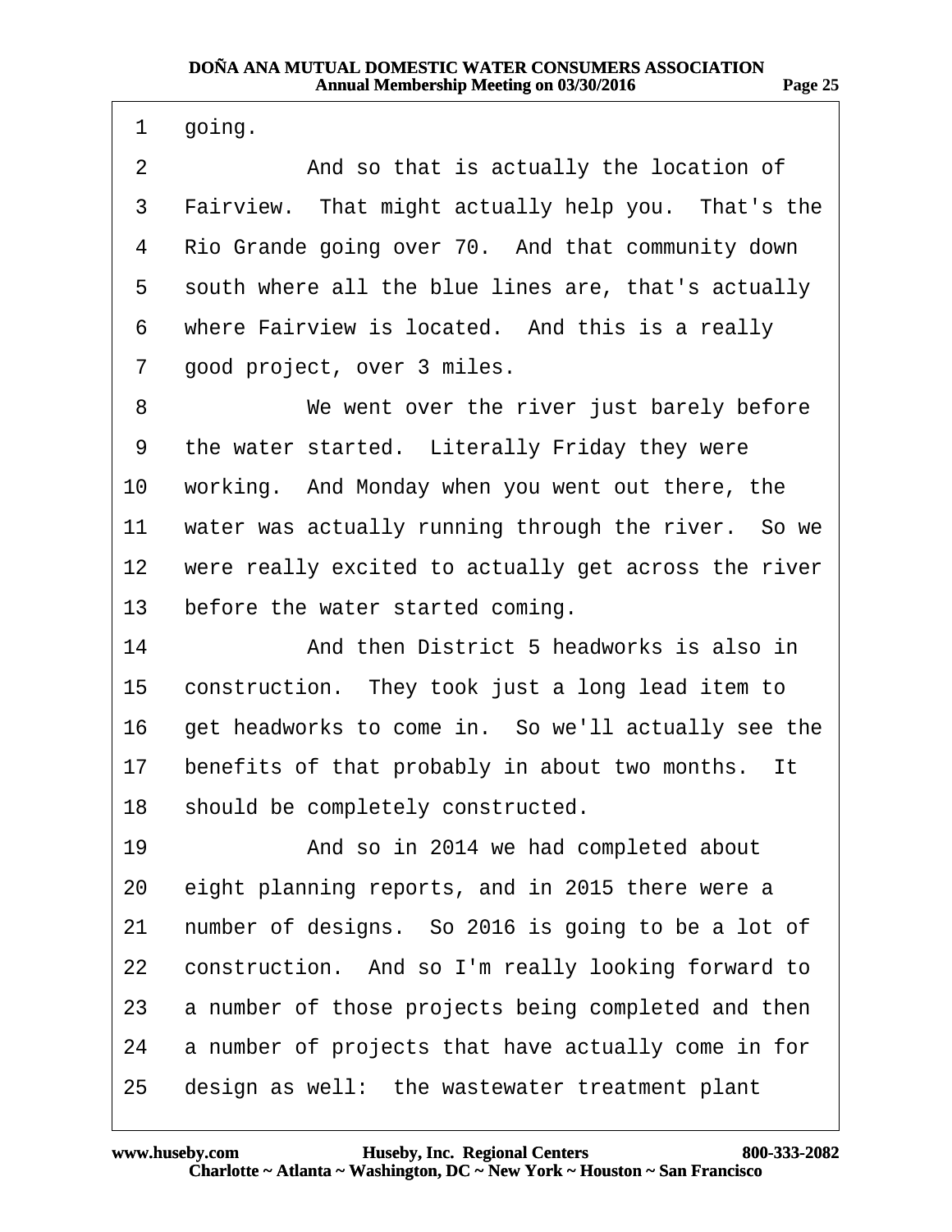going.

And so that is actually the location of Fairview. That might actually help you. That's the Rio Grande going over 70. And that community down south where all the blue lines are, that's actually where Fairview is located. And this is a really good project, over 3 miles.

We went over the river just barely before the water started. Literally Friday they were working. And Monday when you went out there, the water was actually running through the river. So we were really excited to actually get across the river before the water started coming.

And then District 5 headworks is also in construction. They took just a long lead item to get headworks to come in. So we'll actually see the benefits of that probably in about two months. It should be completely constructed.

And so in 2014 we had completed about eight planning reports, and in 2015 there were a number of designs. So 2016 is going to be a lot of construction. And so I'm really looking forward to a number of those projects being completed and then a number of projects that have actually come in for design as well: the wastewater treatment plant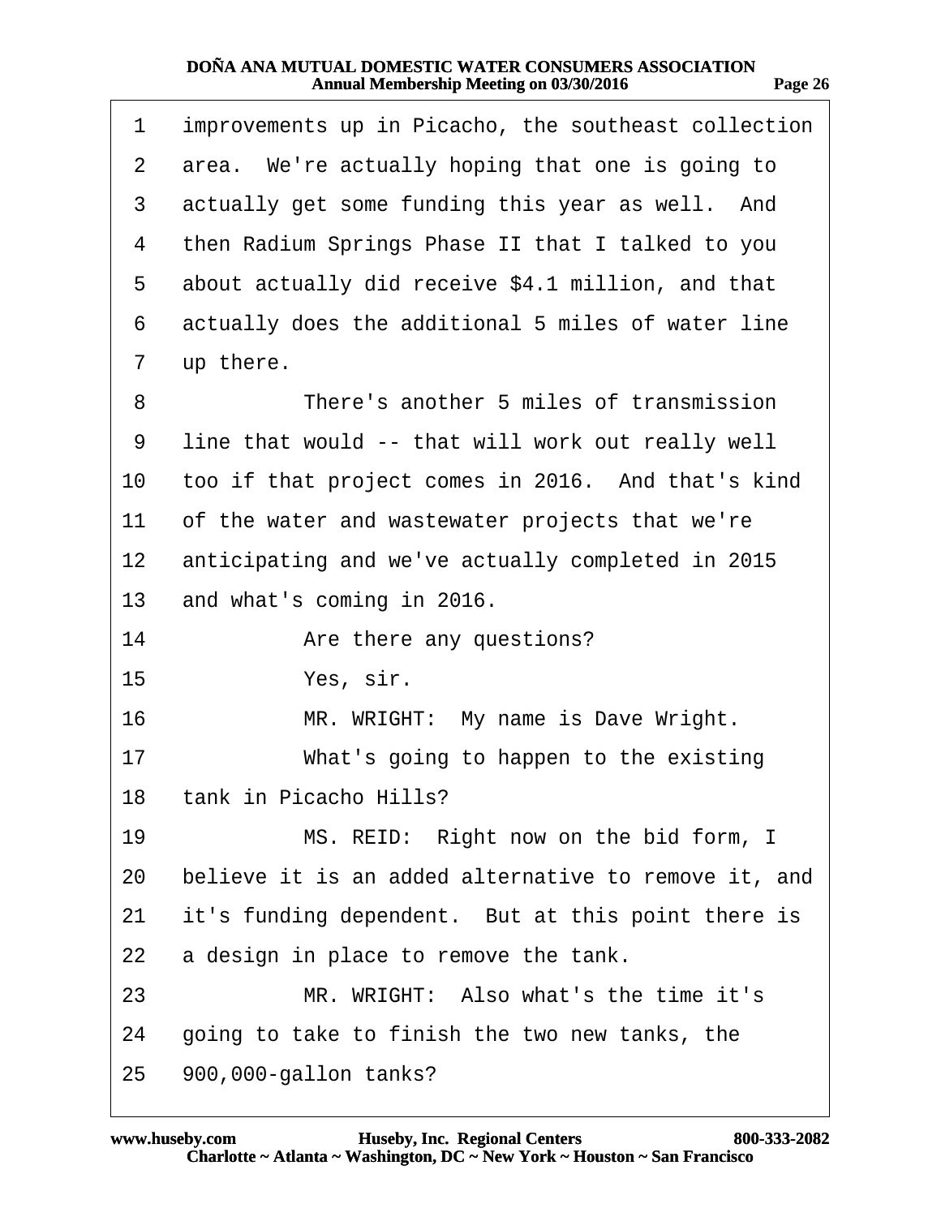1 improvements up in Picacho, the southeast collection
2 area. We're actually hoping that one is going to
3 actually get some funding this year as well. And
4 then Radium Springs Phase II that I talked to you
5 about actually did receive $4.1 million, and that
6 actually does the additional 5 miles of water line
7 up there.

8 There's another 5 miles of transmission
9 line that would -- that will work out really well
10 too if that project comes in 2016. And that's kind
11 of the water and wastewater projects that we're
12 anticipating and we've actually completed in 2015
13 and what's coming in 2016.

14 Are there any questions?

15 Yes, sir.

16 MR. WRIGHT: My name is Dave Wright.

17 What's going to happen to the existing
18 tank in Picacho Hills?

19 MS. REID: Right now on the bid form, I
20 believe it is an added alternative to remove it, and
21 it's funding dependent. But at this point there is
22 a design in place to remove the tank.

23 MR. WRIGHT: Also what's the time it's
24 going to take to finish the two new tanks, the
25 900,000-gallon tanks?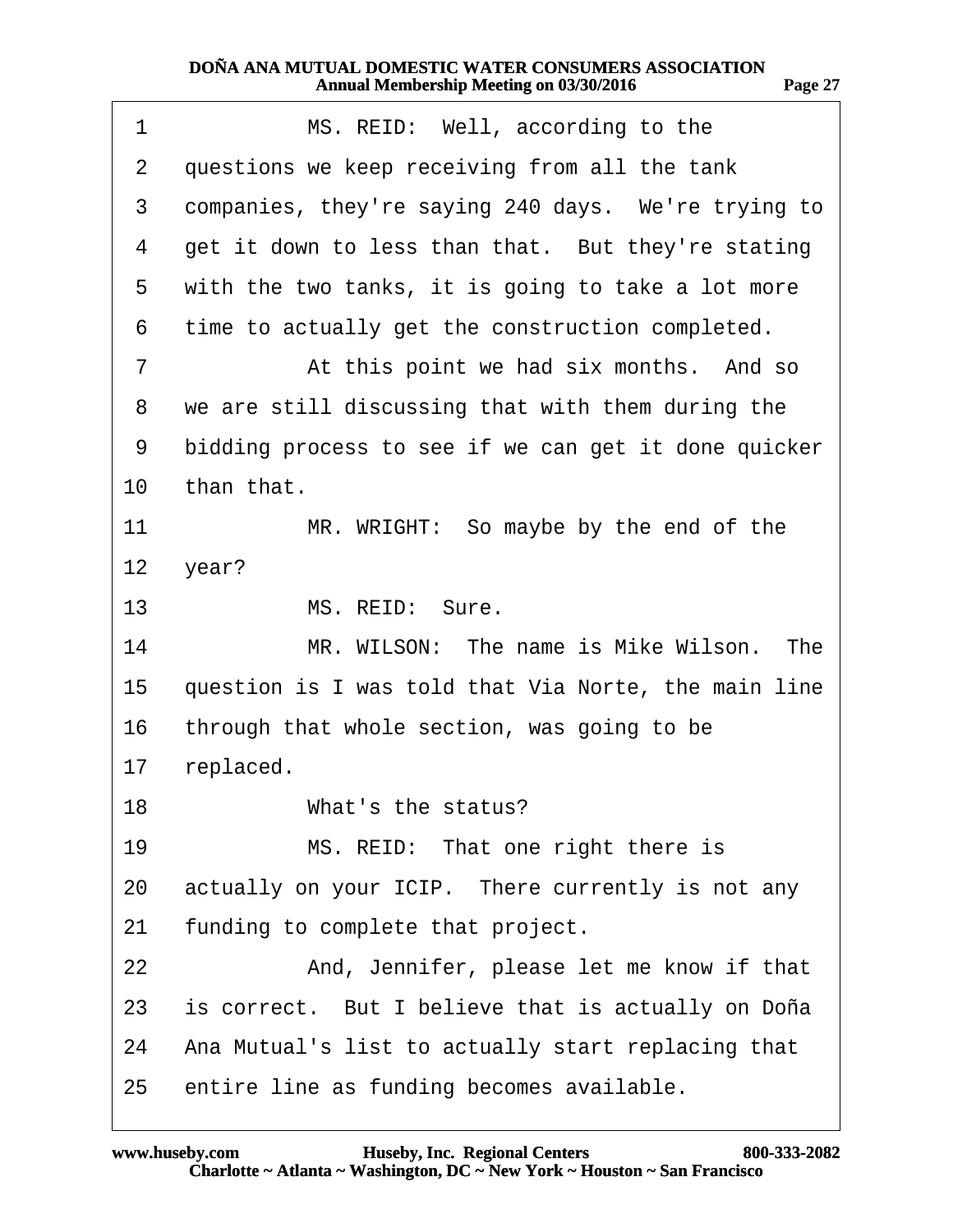1 MS. REID: Well, according to the
2 questions we keep receiving from all the tank
3 companies, they're saying 240 days. We're trying to
4 get it down to less than that. But they're stating
5 with the two tanks, it is going to take a lot more
6 time to actually get the construction completed.
7 At this point we had six months. And so
8 we are still discussing that with them during the
9 bidding process to see if we can get it done quicker
10 than that.
11 MR. WRIGHT: So maybe by the end of the
12 year?
13 MS. REID: Sure.
14 MR. WILSON: The name is Mike Wilson. The
15 question is I was told that Via Norte, the main line
16 through that whole section, was going to be
17 replaced.
18 What's the status?
19 MS. REID: That one right there is
20 actually on your ICIP. There currently is not any
21 funding to complete that project.
22 And, Jennifer, please let me know if that
23 is correct. But I believe that is actually on Doña
24 Ana Mutual's list to actually start replacing that
25 entire line as funding becomes available.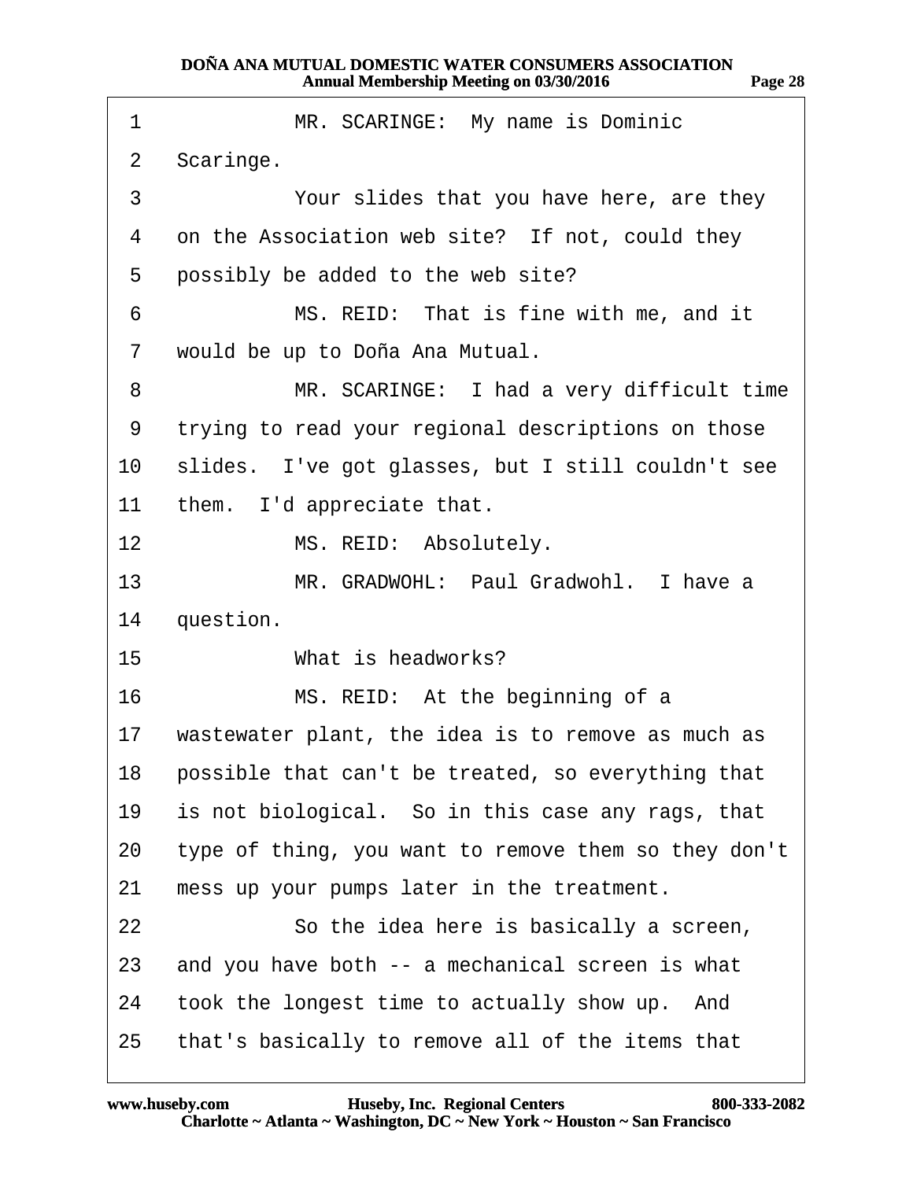MR. SCARINGE: My name is Dominic Scaringe.

Your slides that you have here, are they on the Association web site? If not, could they possibly be added to the web site?

MS. REID: That is fine with me, and it would be up to Doña Ana Mutual.

MR. SCARINGE: I had a very difficult time trying to read your regional descriptions on those slides. I've got glasses, but I still couldn't see them. I'd appreciate that.

MS. REID: Absolutely.

MR. GRADWOHL: Paul Gradwohl. I have a question.

What is headworks?

MS. REID: At the beginning of a wastewater plant, the idea is to remove as much as possible that can't be treated, so everything that is not biological. So in this case any rags, that type of thing, you want to remove them so they don't mess up your pumps later in the treatment.

So the idea here is basically a screen, and you have both -- a mechanical screen is what took the longest time to actually show up. And that's basically to remove all of the items that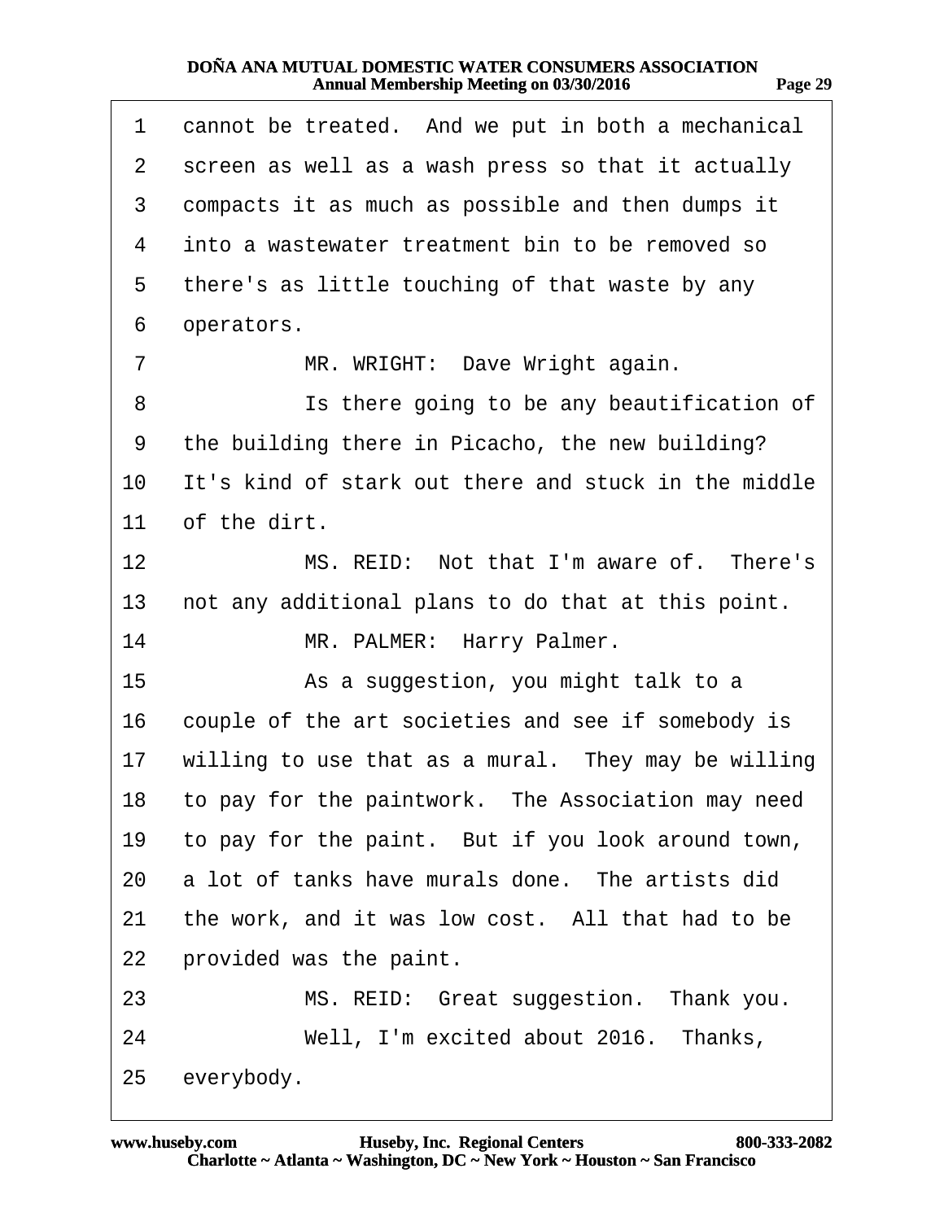cannot be treated. And we put in both a mechanical screen as well as a wash press so that it actually compacts it as much as possible and then dumps it into a wastewater treatment bin to be removed so there's as little touching of that waste by any operators.

MR. WRIGHT: Dave Wright again.

Is there going to be any beautification of the building there in Picacho, the new building? It's kind of stark out there and stuck in the middle of the dirt.

MS. REID: Not that I'm aware of. There's not any additional plans to do that at this point.

MR. PALMER: Harry Palmer.

As a suggestion, you might talk to a couple of the art societies and see if somebody is willing to use that as a mural. They may be willing to pay for the paintwork. The Association may need to pay for the paint. But if you look around town, a lot of tanks have murals done. The artists did the work, and it was low cost. All that had to be provided was the paint.

MS. REID: Great suggestion. Thank you.

Well, I'm excited about 2016. Thanks, everybody.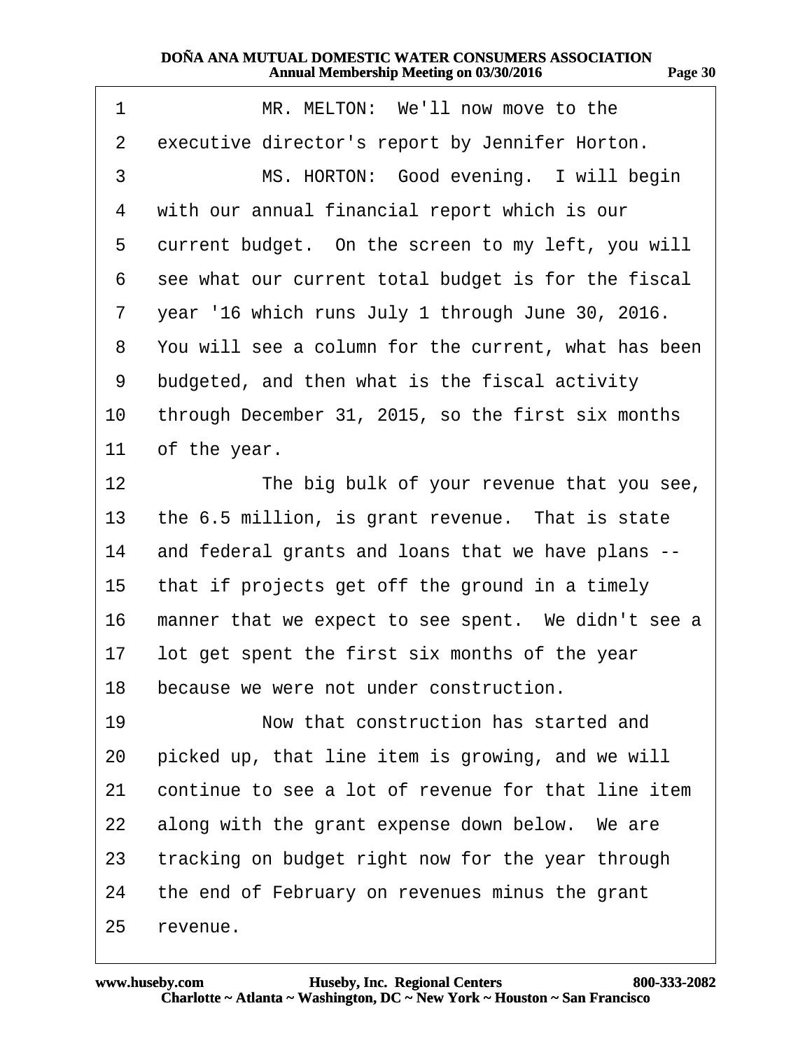MR. MELTON: We'll now move to the executive director's report by Jennifer Horton.

MS. HORTON: Good evening. I will begin with our annual financial report which is our current budget. On the screen to my left, you will see what our current total budget is for the fiscal year '16 which runs July 1 through June 30, 2016. You will see a column for the current, what has been budgeted, and then what is the fiscal activity through December 31, 2015, so the first six months of the year.

The big bulk of your revenue that you see, the 6.5 million, is grant revenue. That is state and federal grants and loans that we have plans -- that if projects get off the ground in a timely manner that we expect to see spent. We didn't see a lot get spent the first six months of the year because we were not under construction.

Now that construction has started and picked up, that line item is growing, and we will continue to see a lot of revenue for that line item along with the grant expense down below. We are tracking on budget right now for the year through the end of February on revenues minus the grant revenue.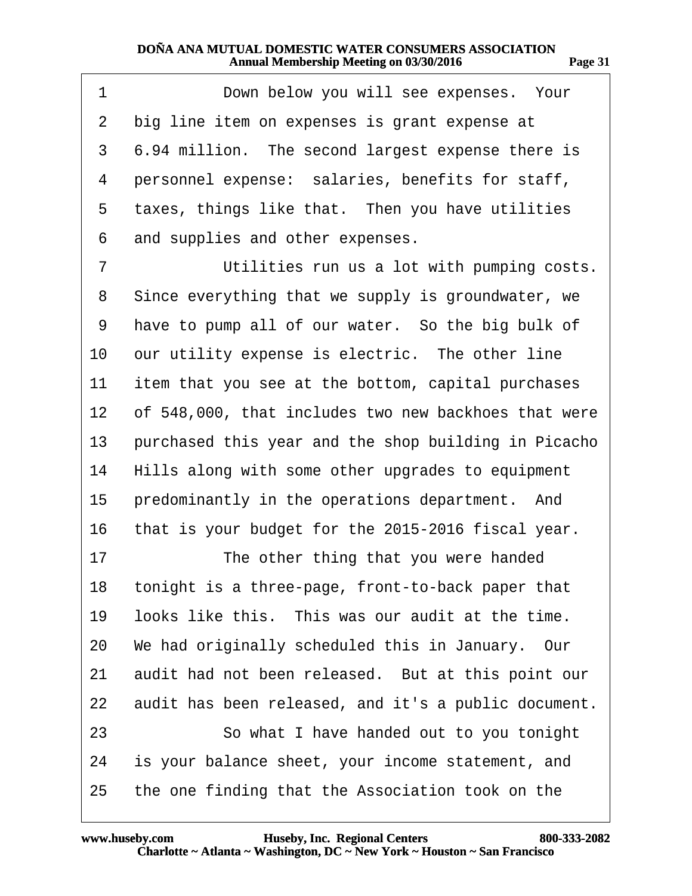1 Down below you will see expenses. Your
2 big line item on expenses is grant expense at
3 6.94 million. The second largest expense there is
4 personnel expense: salaries, benefits for staff,
5 taxes, things like that. Then you have utilities
6 and supplies and other expenses.
7 Utilities run us a lot with pumping costs.
8 Since everything that we supply is groundwater, we
9 have to pump all of our water. So the big bulk of
10 our utility expense is electric. The other line
11 item that you see at the bottom, capital purchases
12 of 548,000, that includes two new backhoes that were
13 purchased this year and the shop building in Picacho
14 Hills along with some other upgrades to equipment
15 predominantly in the operations department. And
16 that is your budget for the 2015-2016 fiscal year.
17 The other thing that you were handed
18 tonight is a three-page, front-to-back paper that
19 looks like this. This was our audit at the time.
20 We had originally scheduled this in January. Our
21 audit had not been released. But at this point our
22 audit has been released, and it's a public document.
23 So what I have handed out to you tonight
24 is your balance sheet, your income statement, and
25 the one finding that the Association took on the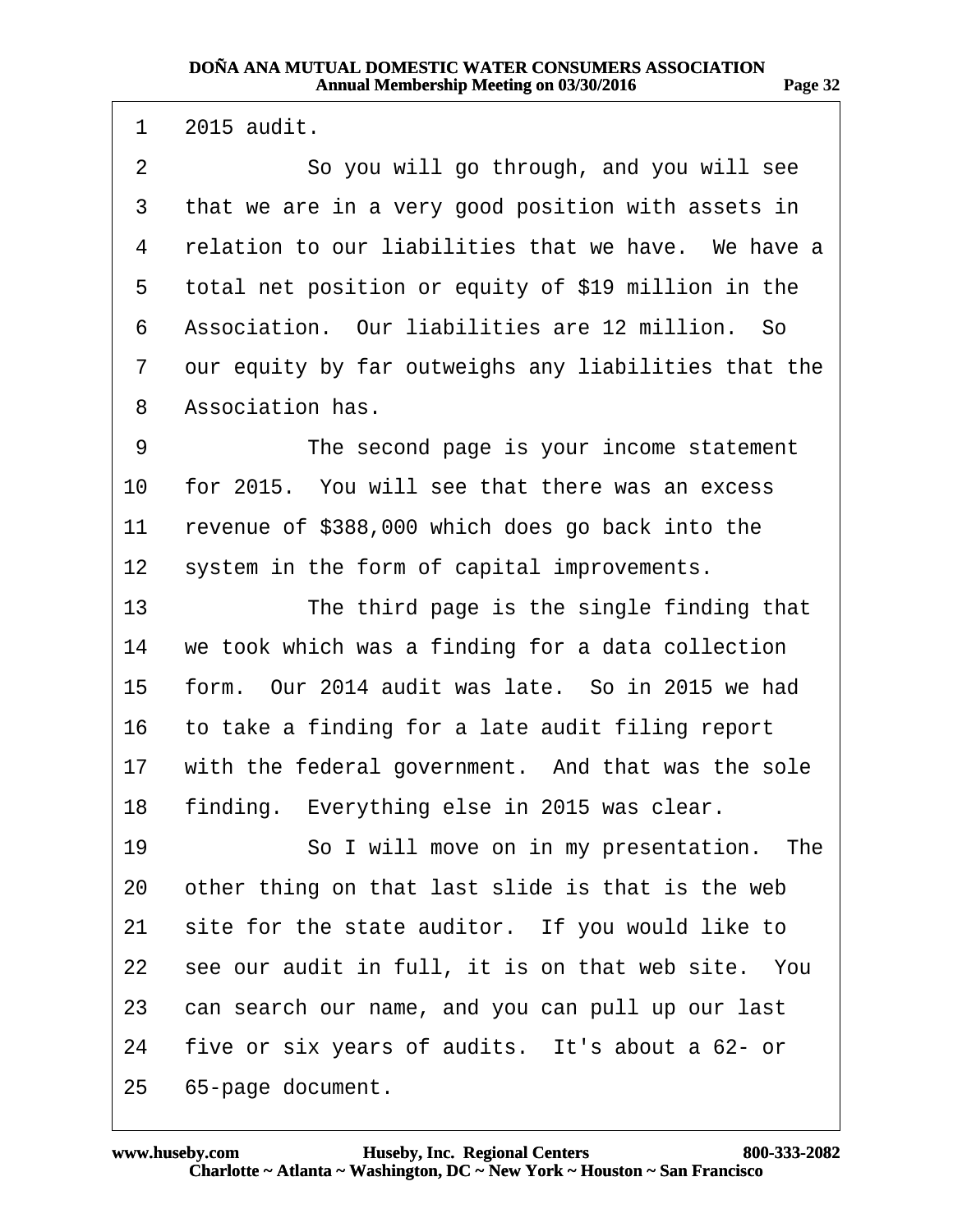2015 audit.

So you will go through, and you will see that we are in a very good position with assets in relation to our liabilities that we have. We have a total net position or equity of $19 million in the Association. Our liabilities are 12 million. So our equity by far outweighs any liabilities that the Association has.

The second page is your income statement for 2015. You will see that there was an excess revenue of $388,000 which does go back into the system in the form of capital improvements.

The third page is the single finding that we took which was a finding for a data collection form. Our 2014 audit was late. So in 2015 we had to take a finding for a late audit filing report with the federal government. And that was the sole finding. Everything else in 2015 was clear.

So I will move on in my presentation. The other thing on that last slide is that is the web site for the state auditor. If you would like to see our audit in full, it is on that web site. You can search our name, and you can pull up our last five or six years of audits. It's about a 62- or 65-page document.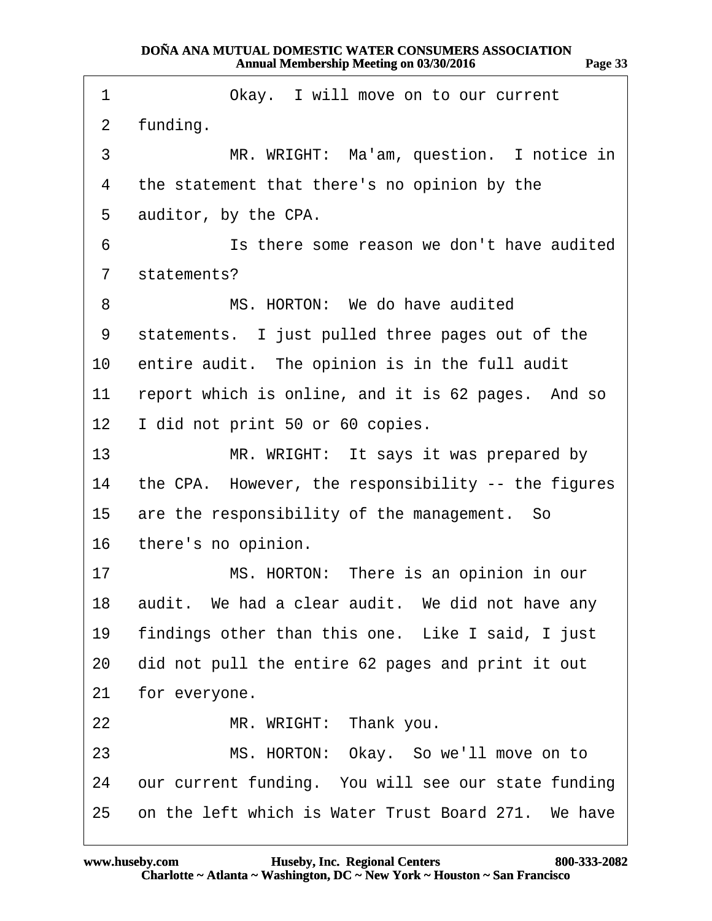Okay. I will move on to our current funding.

MR. WRIGHT: Ma'am, question. I notice in the statement that there's no opinion by the auditor, by the CPA.

Is there some reason we don't have audited statements?

MS. HORTON: We do have audited statements. I just pulled three pages out of the entire audit. The opinion is in the full audit report which is online, and it is 62 pages. And so I did not print 50 or 60 copies.

MR. WRIGHT: It says it was prepared by the CPA. However, the responsibility -- the figures are the responsibility of the management. So there's no opinion.

MS. HORTON: There is an opinion in our audit. We had a clear audit. We did not have any findings other than this one. Like I said, I just did not pull the entire 62 pages and print it out for everyone.

MR. WRIGHT: Thank you.

MS. HORTON: Okay. So we'll move on to our current funding. You will see our state funding on the left which is Water Trust Board 271. We have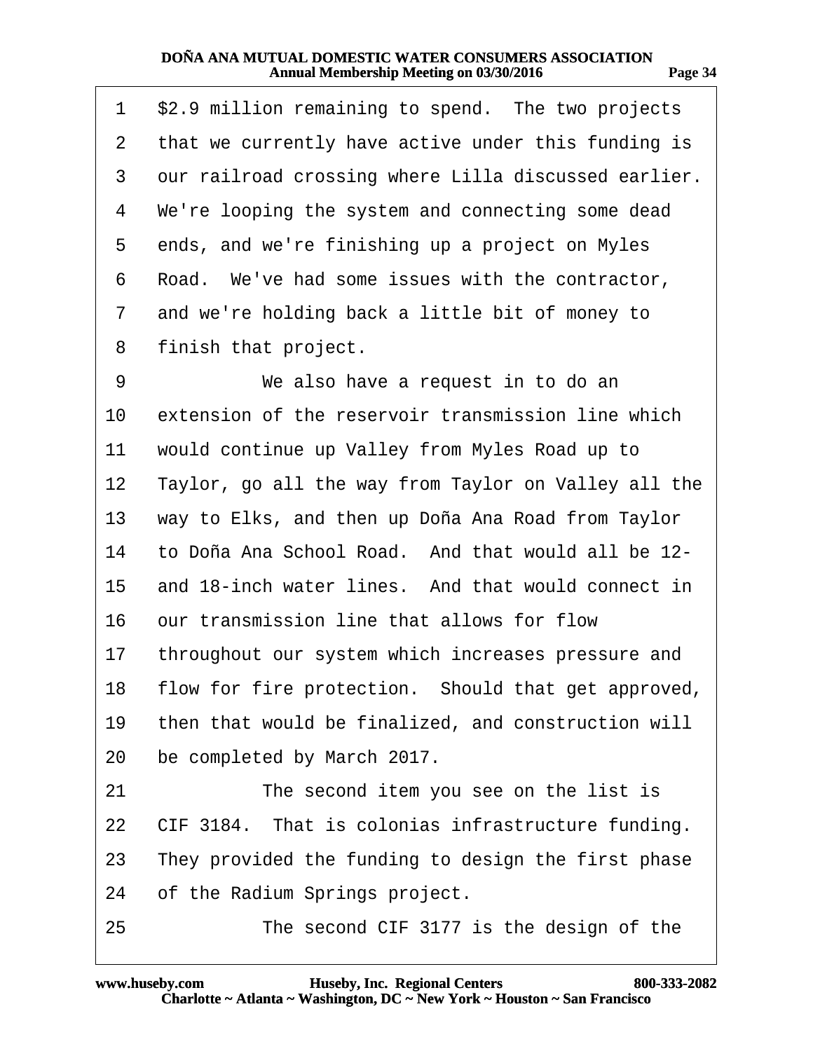1 $2.9 million remaining to spend. The two projects
2 that we currently have active under this funding is
3 our railroad crossing where Lilla discussed earlier.
4 We're looping the system and connecting some dead
5 ends, and we're finishing up a project on Myles
6 Road. We've had some issues with the contractor,
7 and we're holding back a little bit of money to
8 finish that project.
9 We also have a request in to do an
10 extension of the reservoir transmission line which
11 would continue up Valley from Myles Road up to
12 Taylor, go all the way from Taylor on Valley all the
13 way to Elks, and then up Doña Ana Road from Taylor
14 to Doña Ana School Road. And that would all be 12-
15 and 18-inch water lines. And that would connect in
16 our transmission line that allows for flow
17 throughout our system which increases pressure and
18 flow for fire protection. Should that get approved,
19 then that would be finalized, and construction will
20 be completed by March 2017.
21 The second item you see on the list is
22 CIF 3184. That is colonias infrastructure funding.
23 They provided the funding to design the first phase
24 of the Radium Springs project.
25 The second CIF 3177 is the design of the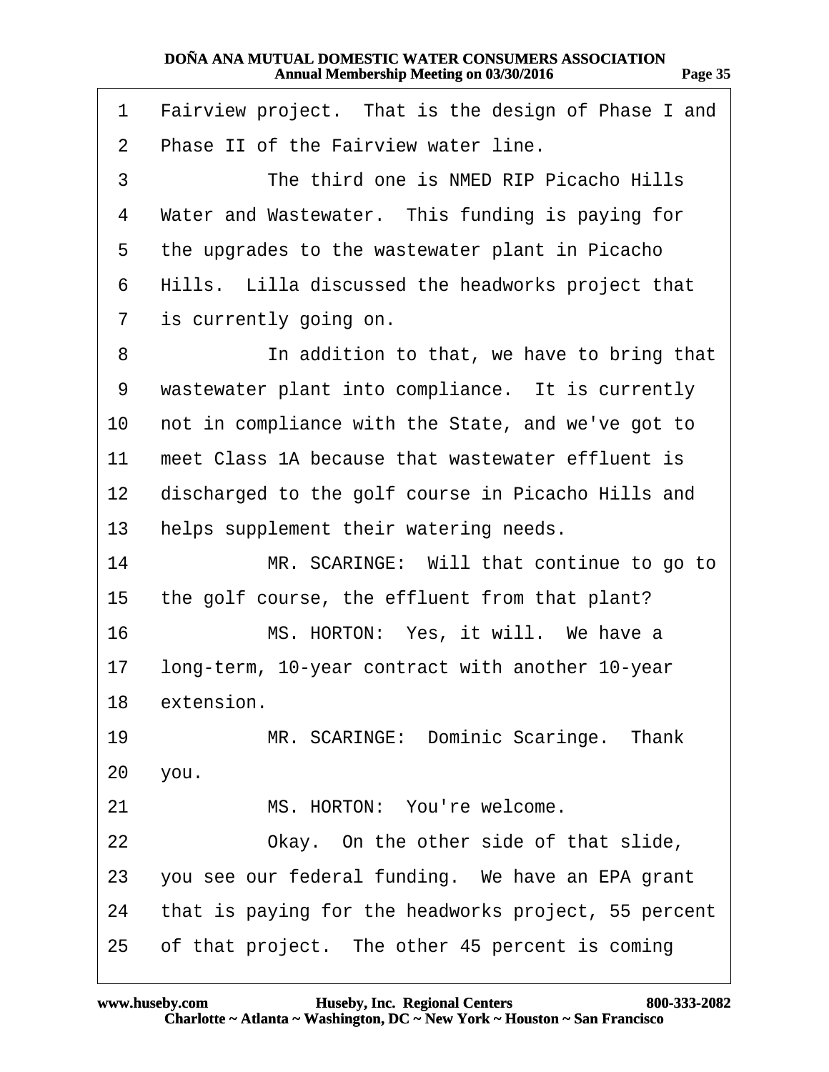Fairview project. That is the design of Phase I and Phase II of the Fairview water line.

The third one is NMED RIP Picacho Hills Water and Wastewater. This funding is paying for the upgrades to the wastewater plant in Picacho Hills. Lilla discussed the headworks project that is currently going on.

In addition to that, we have to bring that wastewater plant into compliance. It is currently not in compliance with the State, and we've got to meet Class 1A because that wastewater effluent is discharged to the golf course in Picacho Hills and helps supplement their watering needs.

MR. SCARINGE: Will that continue to go to the golf course, the effluent from that plant?

MS. HORTON: Yes, it will. We have a long-term, 10-year contract with another 10-year extension.

MR. SCARINGE: Dominic Scaringe. Thank you.

MS. HORTON: You're welcome.

Okay. On the other side of that slide, you see our federal funding. We have an EPA grant that is paying for the headworks project, 55 percent of that project. The other 45 percent is coming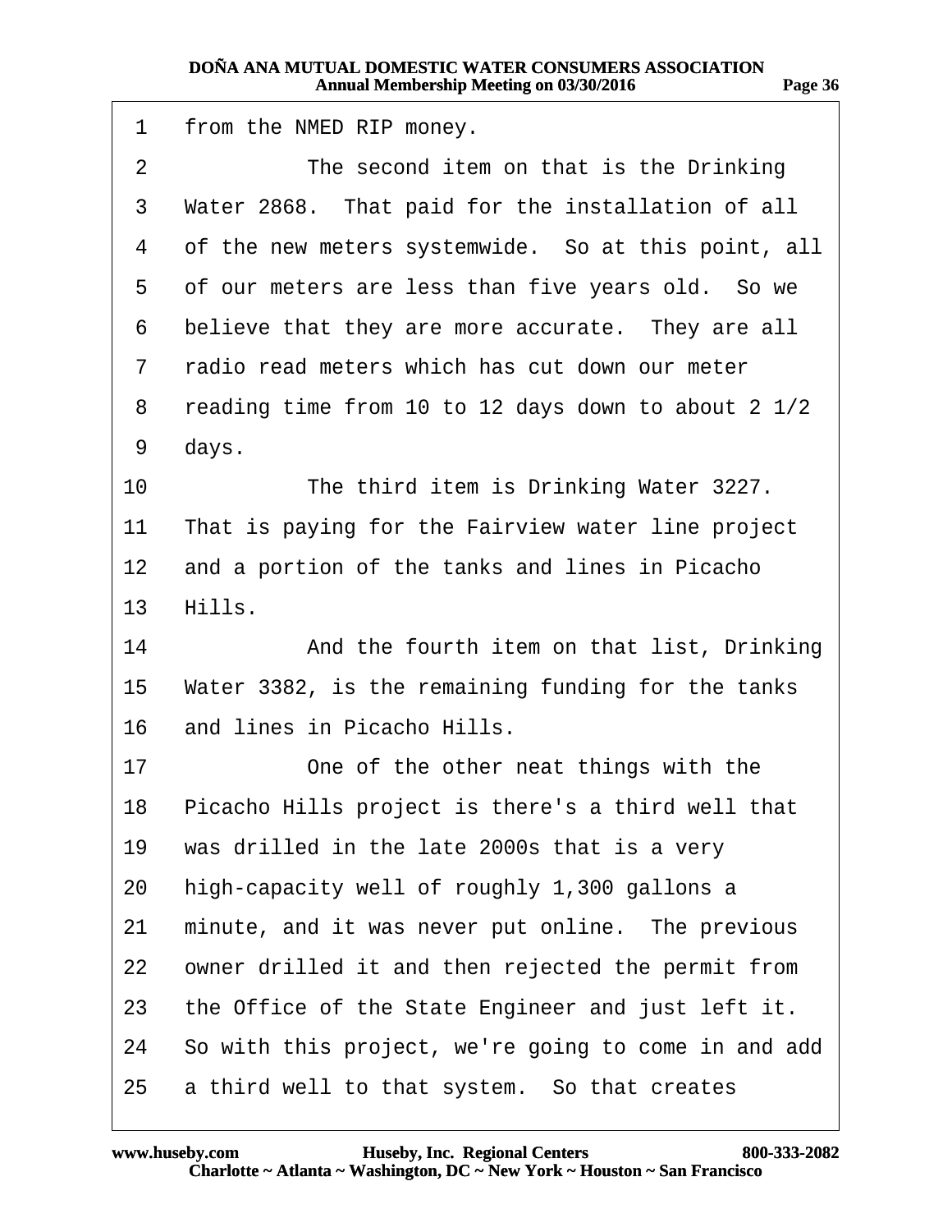from the NMED RIP money.

The second item on that is the Drinking Water 2868. That paid for the installation of all of the new meters systemwide. So at this point, all of our meters are less than five years old. So we believe that they are more accurate. They are all radio read meters which has cut down our meter reading time from 10 to 12 days down to about 2 1/2 days.

The third item is Drinking Water 3227. That is paying for the Fairview water line project and a portion of the tanks and lines in Picacho Hills.

And the fourth item on that list, Drinking Water 3382, is the remaining funding for the tanks and lines in Picacho Hills.

One of the other neat things with the Picacho Hills project is there's a third well that was drilled in the late 2000s that is a very high-capacity well of roughly 1,300 gallons a minute, and it was never put online. The previous owner drilled it and then rejected the permit from the Office of the State Engineer and just left it. So with this project, we're going to come in and add a third well to that system. So that creates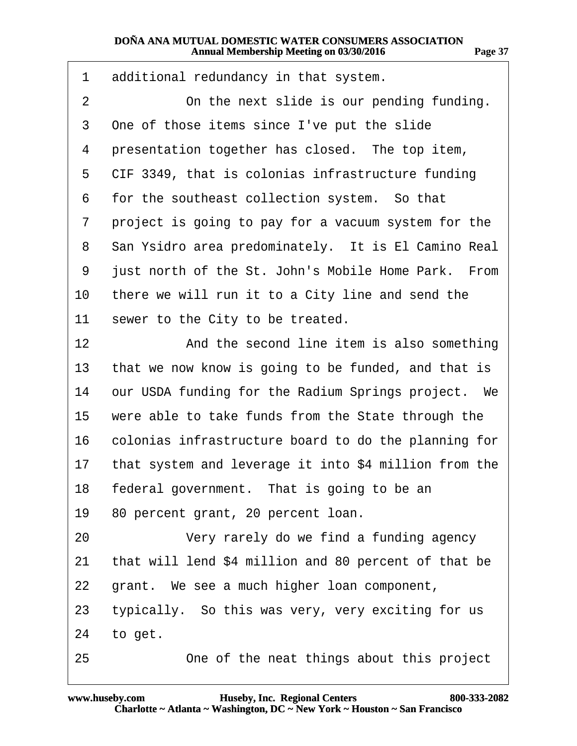1 additional redundancy in that system.

2 On the next slide is our pending funding.

3 One of those items since I've put the slide

4 presentation together has closed. The top item,

5 CIF 3349, that is colonias infrastructure funding

6 for the southeast collection system. So that

7 project is going to pay for a vacuum system for the

8 San Ysidro area predominately. It is El Camino Real

9 just north of the St. John's Mobile Home Park. From

10 there we will run it to a City line and send the

11 sewer to the City to be treated.

12 And the second line item is also something

13 that we now know is going to be funded, and that is

14 our USDA funding for the Radium Springs project. We

15 were able to take funds from the State through the

16 colonias infrastructure board to do the planning for

17 that system and leverage it into $4 million from the

18 federal government. That is going to be an

19 80 percent grant, 20 percent loan.

20 Very rarely do we find a funding agency

21 that will lend $4 million and 80 percent of that be

22 grant. We see a much higher loan component,

23 typically. So this was very, very exciting for us

24 to get.

25 One of the neat things about this project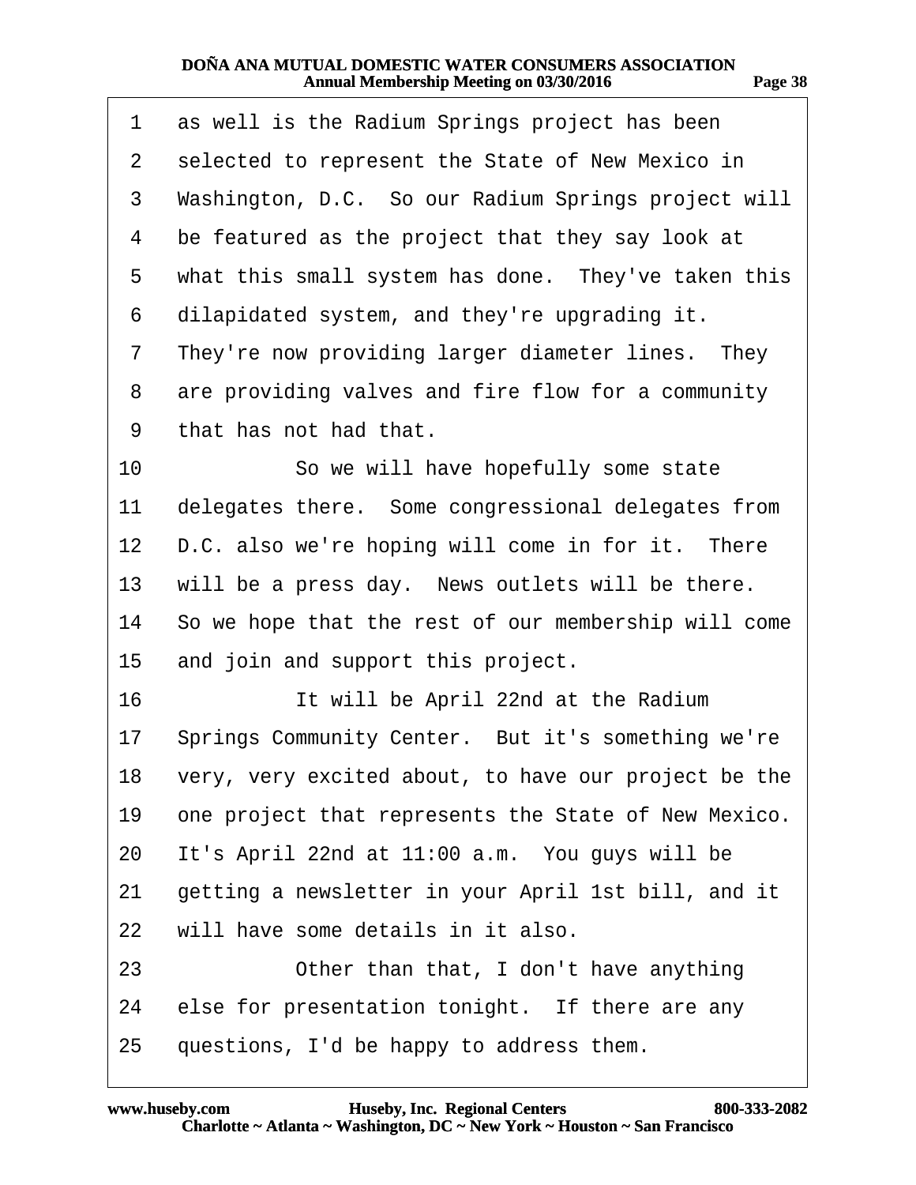1 as well is the Radium Springs project has been
2 selected to represent the State of New Mexico in
3 Washington, D.C. So our Radium Springs project will
4 be featured as the project that they say look at
5 what this small system has done. They've taken this
6 dilapidated system, and they're upgrading it.
7 They're now providing larger diameter lines. They
8 are providing valves and fire flow for a community
9 that has not had that.
10 So we will have hopefully some state
11 delegates there. Some congressional delegates from
12 D.C. also we're hoping will come in for it. There
13 will be a press day. News outlets will be there.
14 So we hope that the rest of our membership will come
15 and join and support this project.
16 It will be April 22nd at the Radium
17 Springs Community Center. But it's something we're
18 very, very excited about, to have our project be the
19 one project that represents the State of New Mexico.
20 It's April 22nd at 11:00 a.m. You guys will be
21 getting a newsletter in your April 1st bill, and it
22 will have some details in it also.
23 Other than that, I don't have anything
24 else for presentation tonight. If there are any
25 questions, I'd be happy to address them.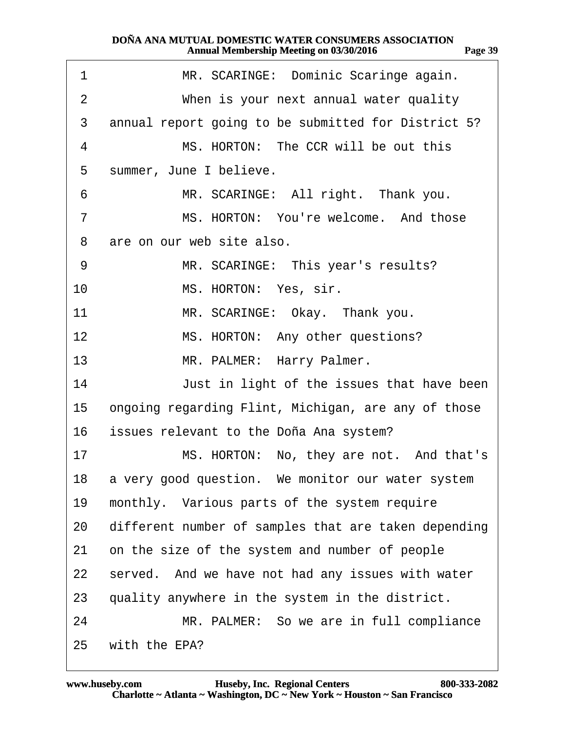1 MR. SCARINGE: Dominic Scaringe again.

2 When is your next annual water quality

3 annual report going to be submitted for District 5?

4 MS. HORTON: The CCR will be out this

5 summer, June I believe.

6 MR. SCARINGE: All right. Thank you.

7 MS. HORTON: You're welcome. And those

8 are on our web site also.

9 MR. SCARINGE: This year's results?

10 MS. HORTON: Yes, sir.

11 MR. SCARINGE: Okay. Thank you.

12 MS. HORTON: Any other questions?

13 MR. PALMER: Harry Palmer.

14 Just in light of the issues that have been

15 ongoing regarding Flint, Michigan, are any of those

16 issues relevant to the Doña Ana system?

17 MS. HORTON: No, they are not. And that's

18 a very good question. We monitor our water system

19 monthly. Various parts of the system require

20 different number of samples that are taken depending

21 on the size of the system and number of people

22 served. And we have not had any issues with water

23 quality anywhere in the system in the district.

24 MR. PALMER: So we are in full compliance

25 with the EPA?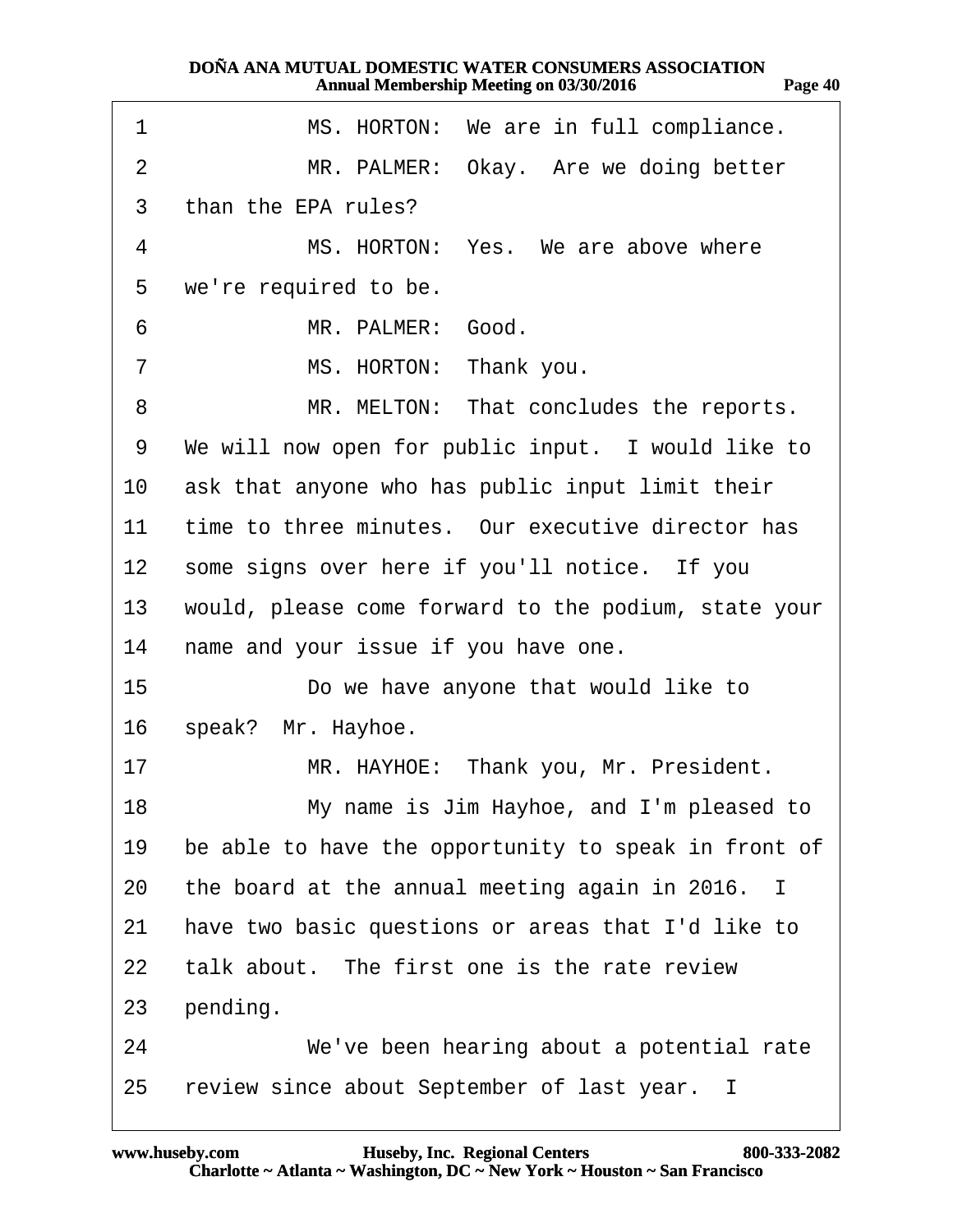1 MS. HORTON: We are in full compliance.

2 MR. PALMER: Okay. Are we doing better

3 than the EPA rules?

4 MS. HORTON: Yes. We are above where

5 we're required to be.

6 MR. PALMER: Good.

7 MS. HORTON: Thank you.

8 MR. MELTON: That concludes the reports.

9 We will now open for public input. I would like to

10 ask that anyone who has public input limit their

11 time to three minutes. Our executive director has

12 some signs over here if you'll notice. If you

13 would, please come forward to the podium, state your

14 name and your issue if you have one.

15 Do we have anyone that would like to

16 speak? Mr. Hayhoe.

17 MR. HAYHOE: Thank you, Mr. President.

18 My name is Jim Hayhoe, and I'm pleased to

19 be able to have the opportunity to speak in front of

20 the board at the annual meeting again in 2016. I

21 have two basic questions or areas that I'd like to

22 talk about. The first one is the rate review

23 pending.

24 We've been hearing about a potential rate

25 review since about September of last year. I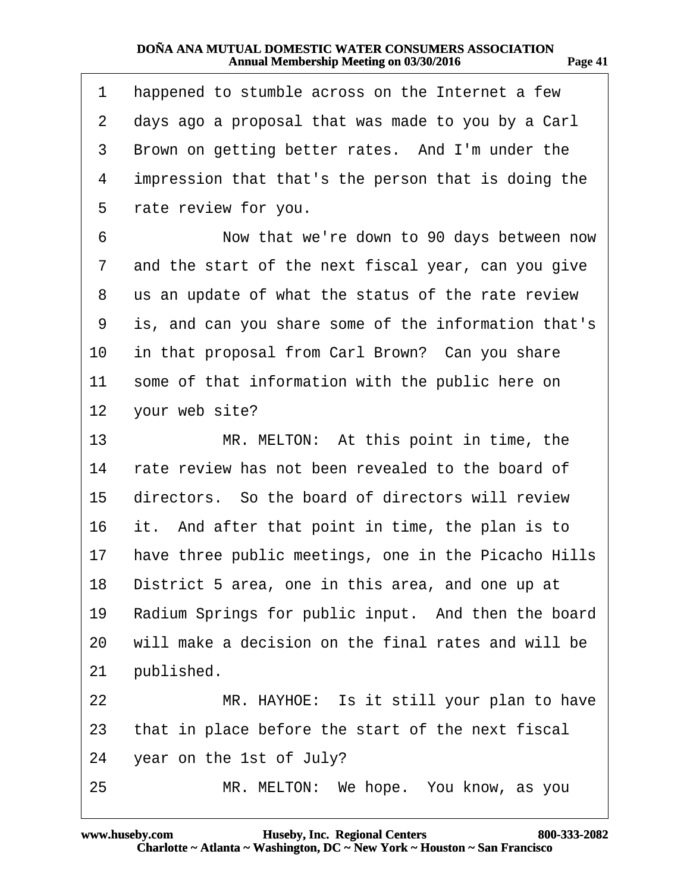1 happened to stumble across on the Internet a few
2 days ago a proposal that was made to you by a Carl
3 Brown on getting better rates. And I'm under the
4 impression that that's the person that is doing the
5 rate review for you.
6 Now that we're down to 90 days between now
7 and the start of the next fiscal year, can you give
8 us an update of what the status of the rate review
9 is, and can you share some of the information that's
10 in that proposal from Carl Brown? Can you share
11 some of that information with the public here on
12 your web site?
13 MR. MELTON: At this point in time, the
14 rate review has not been revealed to the board of
15 directors. So the board of directors will review
16 it. And after that point in time, the plan is to
17 have three public meetings, one in the Picacho Hills
18 District 5 area, one in this area, and one up at
19 Radium Springs for public input. And then the board
20 will make a decision on the final rates and will be
21 published.
22 MR. HAYHOE: Is it still your plan to have
23 that in place before the start of the next fiscal
24 year on the 1st of July?
25 MR. MELTON: We hope. You know, as you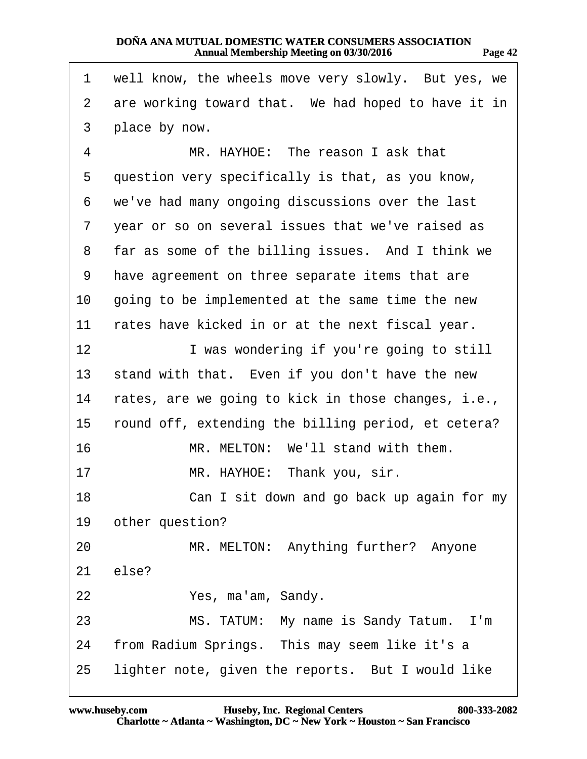1 well know, the wheels move very slowly. But yes, we
2 are working toward that. We had hoped to have it in
3 place by now.

4 MR. HAYHOE: The reason I ask that
5 question very specifically is that, as you know,
6 we've had many ongoing discussions over the last
7 year or so on several issues that we've raised as
8 far as some of the billing issues. And I think we
9 have agreement on three separate items that are
10 going to be implemented at the same time the new
11 rates have kicked in or at the next fiscal year.

12 I was wondering if you're going to still
13 stand with that. Even if you don't have the new
14 rates, are we going to kick in those changes, i.e.,
15 round off, extending the billing period, et cetera?

16 MR. MELTON: We'll stand with them.

17 MR. HAYHOE: Thank you, sir.

18 Can I sit down and go back up again for my
19 other question?

20 MR. MELTON: Anything further? Anyone
21 else?

22 Yes, ma'am, Sandy.

23 MS. TATUM: My name is Sandy Tatum. I'm
24 from Radium Springs. This may seem like it's a
25 lighter note, given the reports. But I would like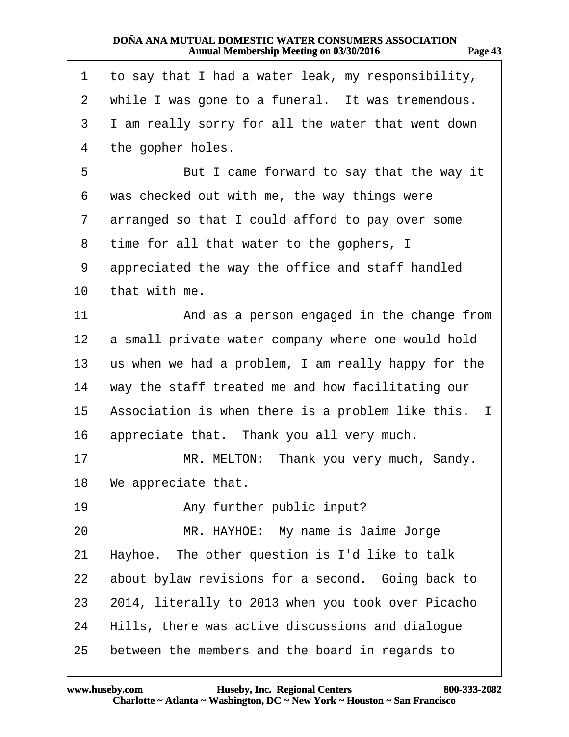1 to say that I had a water leak, my responsibility,
2 while I was gone to a funeral. It was tremendous.
3 I am really sorry for all the water that went down
4 the gopher holes.
5 But I came forward to say that the way it
6 was checked out with me, the way things were
7 arranged so that I could afford to pay over some
8 time for all that water to the gophers, I
9 appreciated the way the office and staff handled
10 that with me.
11 And as a person engaged in the change from
12 a small private water company where one would hold
13 us when we had a problem, I am really happy for the
14 way the staff treated me and how facilitating our
15 Association is when there is a problem like this. I
16 appreciate that. Thank you all very much.
17 MR. MELTON: Thank you very much, Sandy.
18 We appreciate that.
19 Any further public input?
20 MR. HAYHOE: My name is Jaime Jorge
21 Hayhoe. The other question is I'd like to talk
22 about bylaw revisions for a second. Going back to
23 2014, literally to 2013 when you took over Picacho
24 Hills, there was active discussions and dialogue
25 between the members and the board in regards to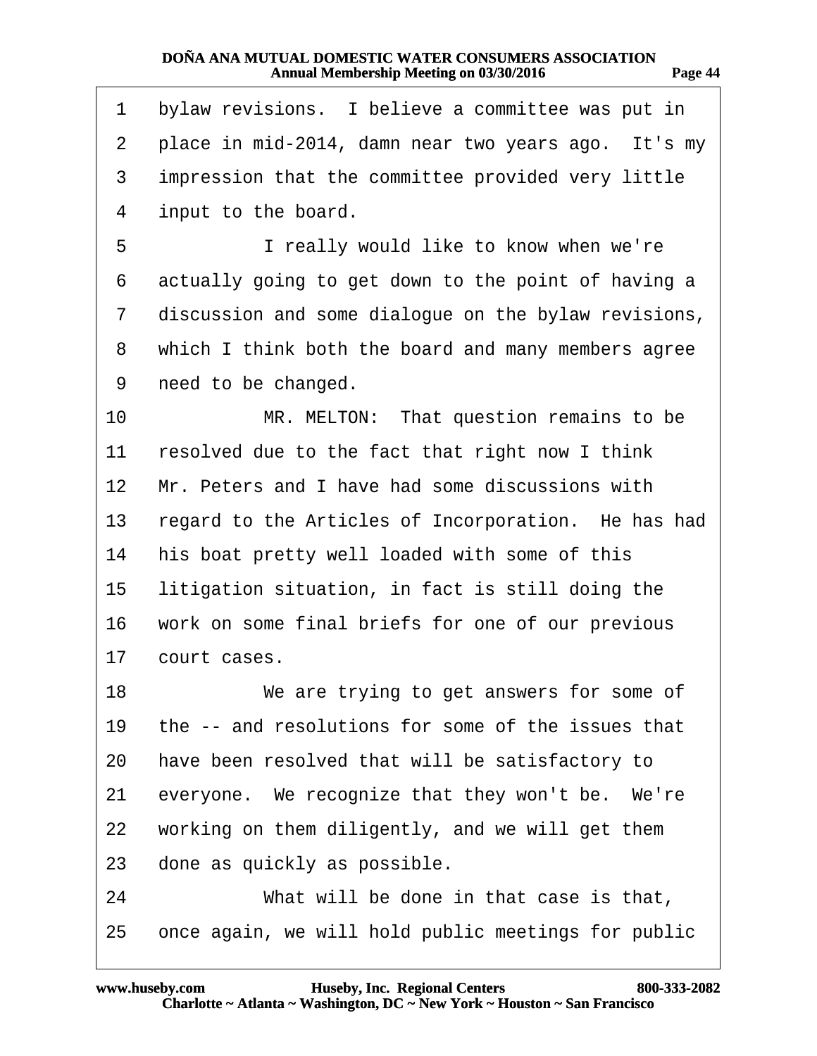1 bylaw revisions. I believe a committee was put in
2 place in mid-2014, damn near two years ago. It's my
3 impression that the committee provided very little
4 input to the board.
5 I really would like to know when we're
6 actually going to get down to the point of having a
7 discussion and some dialogue on the bylaw revisions,
8 which I think both the board and many members agree
9 need to be changed.
10 MR. MELTON: That question remains to be
11 resolved due to the fact that right now I think
12 Mr. Peters and I have had some discussions with
13 regard to the Articles of Incorporation. He has had
14 his boat pretty well loaded with some of this
15 litigation situation, in fact is still doing the
16 work on some final briefs for one of our previous
17 court cases.
18 We are trying to get answers for some of
19 the -- and resolutions for some of the issues that
20 have been resolved that will be satisfactory to
21 everyone. We recognize that they won't be. We're
22 working on them diligently, and we will get them
23 done as quickly as possible.
24 What will be done in that case is that,
25 once again, we will hold public meetings for public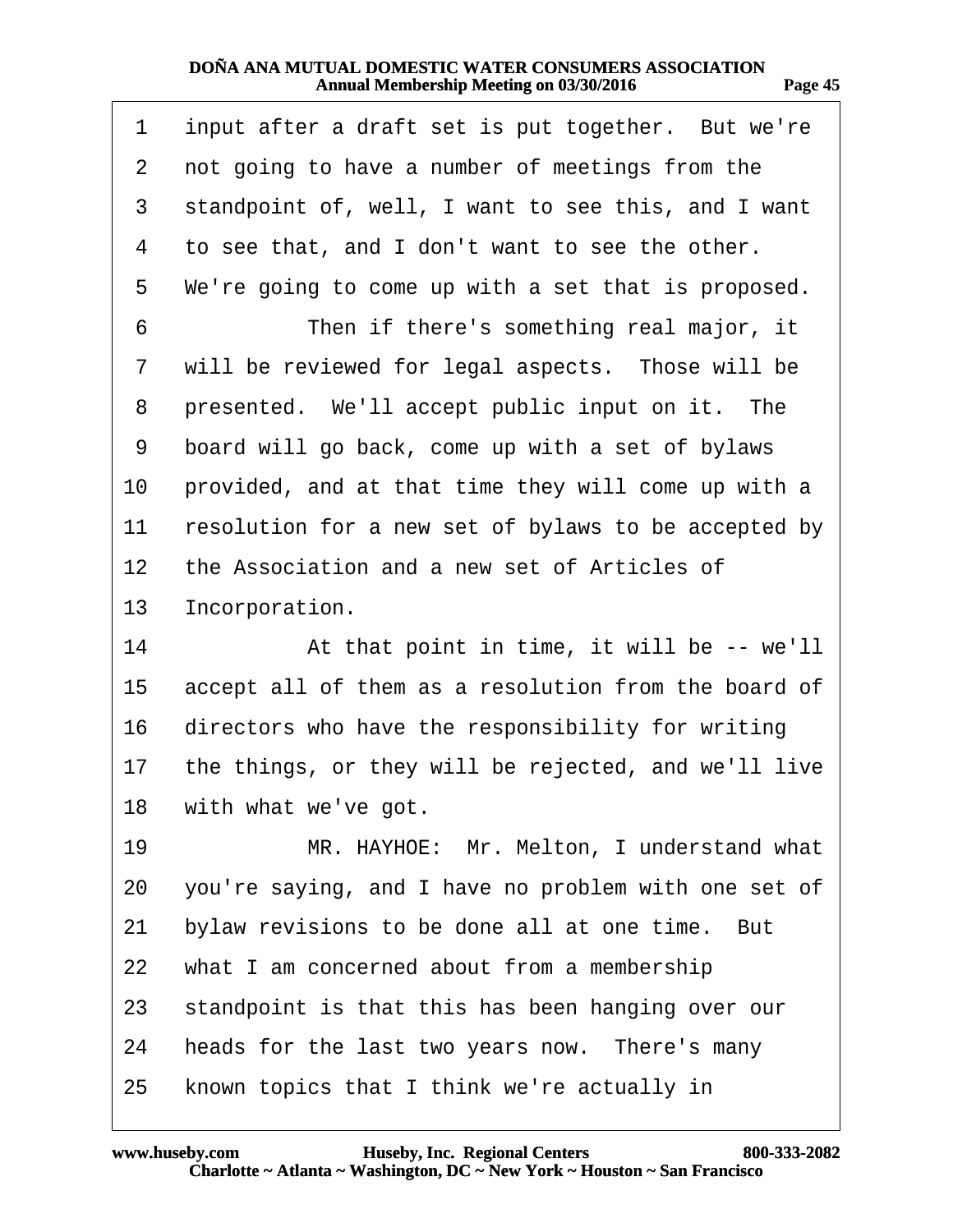1 input after a draft set is put together. But we're
2 not going to have a number of meetings from the
3 standpoint of, well, I want to see this, and I want
4 to see that, and I don't want to see the other.
5 We're going to come up with a set that is proposed.
6 Then if there's something real major, it
7 will be reviewed for legal aspects. Those will be
8 presented. We'll accept public input on it. The
9 board will go back, come up with a set of bylaws
10 provided, and at that time they will come up with a
11 resolution for a new set of bylaws to be accepted by
12 the Association and a new set of Articles of
13 Incorporation.
14 At that point in time, it will be -- we'll
15 accept all of them as a resolution from the board of
16 directors who have the responsibility for writing
17 the things, or they will be rejected, and we'll live
18 with what we've got.
19 MR. HAYHOE: Mr. Melton, I understand what
20 you're saying, and I have no problem with one set of
21 bylaw revisions to be done all at one time. But
22 what I am concerned about from a membership
23 standpoint is that this has been hanging over our
24 heads for the last two years now. There's many
25 known topics that I think we're actually in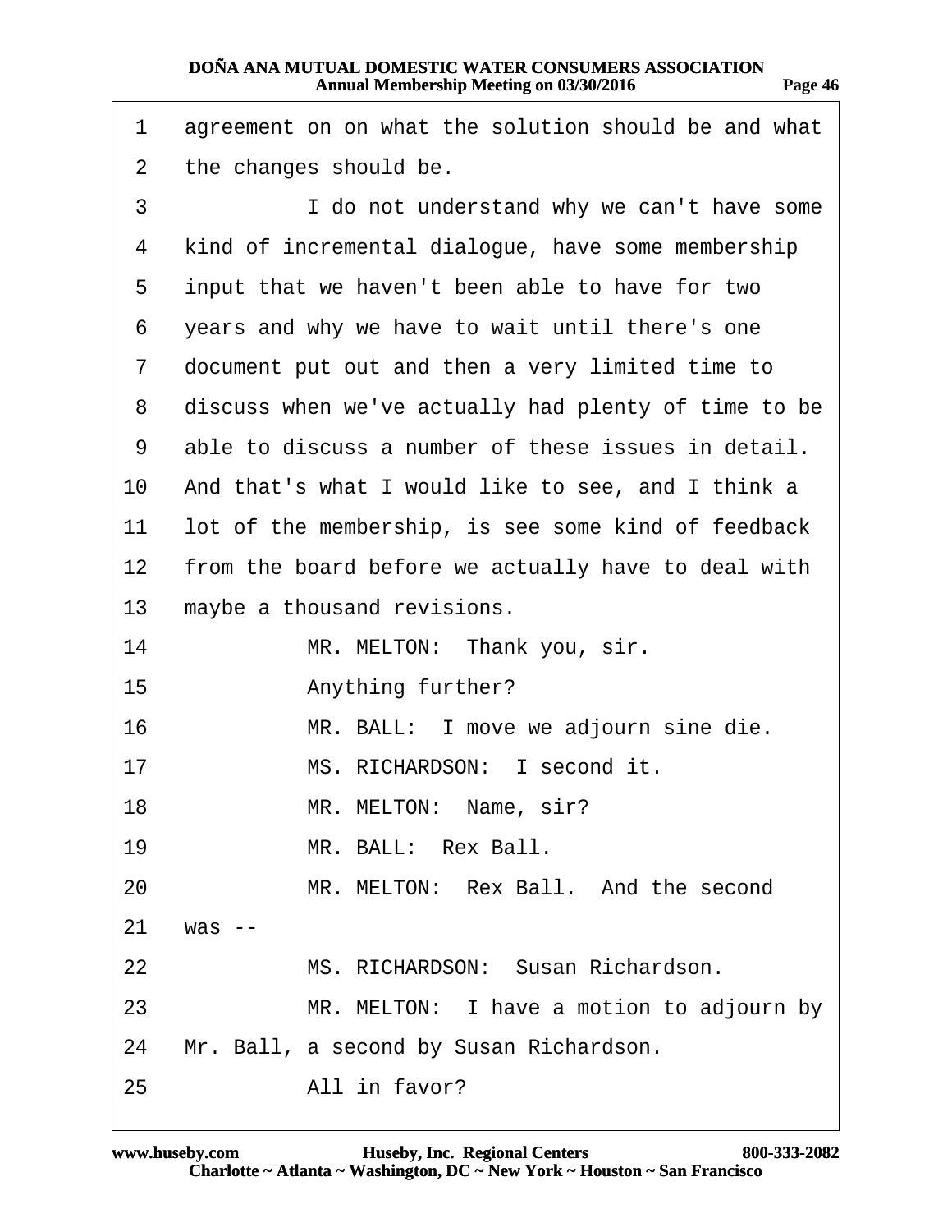1 agreement on on what the solution should be and what
2 the changes should be.

3 I do not understand why we can't have some
4 kind of incremental dialogue, have some membership
5 input that we haven't been able to have for two
6 years and why we have to wait until there's one
7 document put out and then a very limited time to
8 discuss when we've actually had plenty of time to be
9 able to discuss a number of these issues in detail.
10 And that's what I would like to see, and I think a
11 lot of the membership, is see some kind of feedback
12 from the board before we actually have to deal with
13 maybe a thousand revisions.

14 MR. MELTON: Thank you, sir.

15 Anything further?

16 MR. BALL: I move we adjourn sine die.

17 MS. RICHARDSON: I second it.

18 MR. MELTON: Name, sir?

19 MR. BALL: Rex Ball.

20 MR. MELTON: Rex Ball. And the second
21 was --

22 MS. RICHARDSON: Susan Richardson.

23 MR. MELTON: I have a motion to adjourn by
24 Mr. Ball, a second by Susan Richardson.

25 All in favor?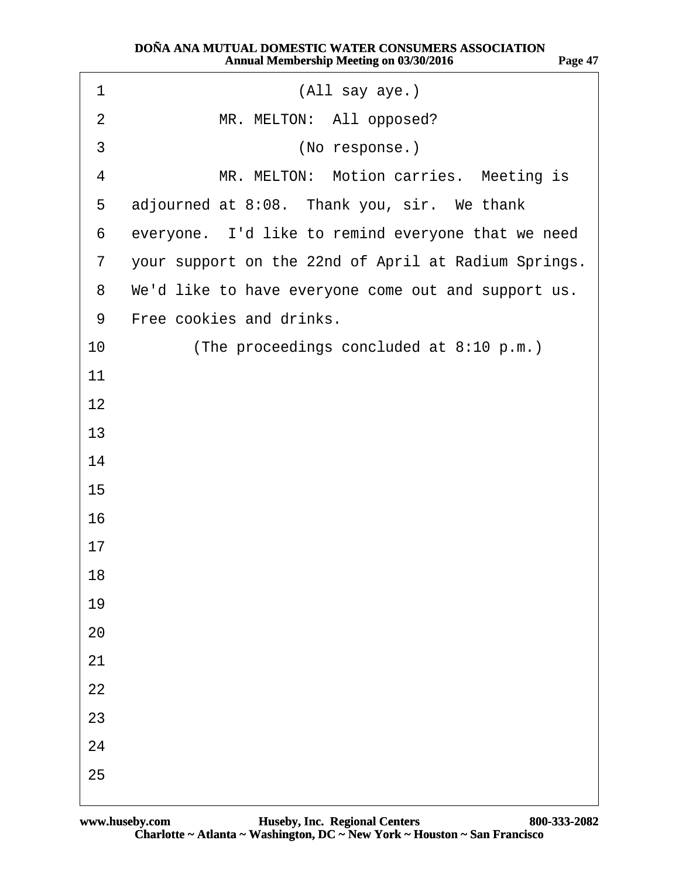1 (All say aye.)

2 MR. MELTON: All opposed?

3 (No response.)

4 MR. MELTON: Motion carries. Meeting is

5 adjourned at 8:08. Thank you, sir. We thank

6 everyone. I'd like to remind everyone that we need

7 your support on the 22nd of April at Radium Springs.

8 We'd like to have everyone come out and support us.

9 Free cookies and drinks.

10 (The proceedings concluded at 8:10 p.m.)

11

12

13

14

15

16

17

18

19

20

21

22

23

24

25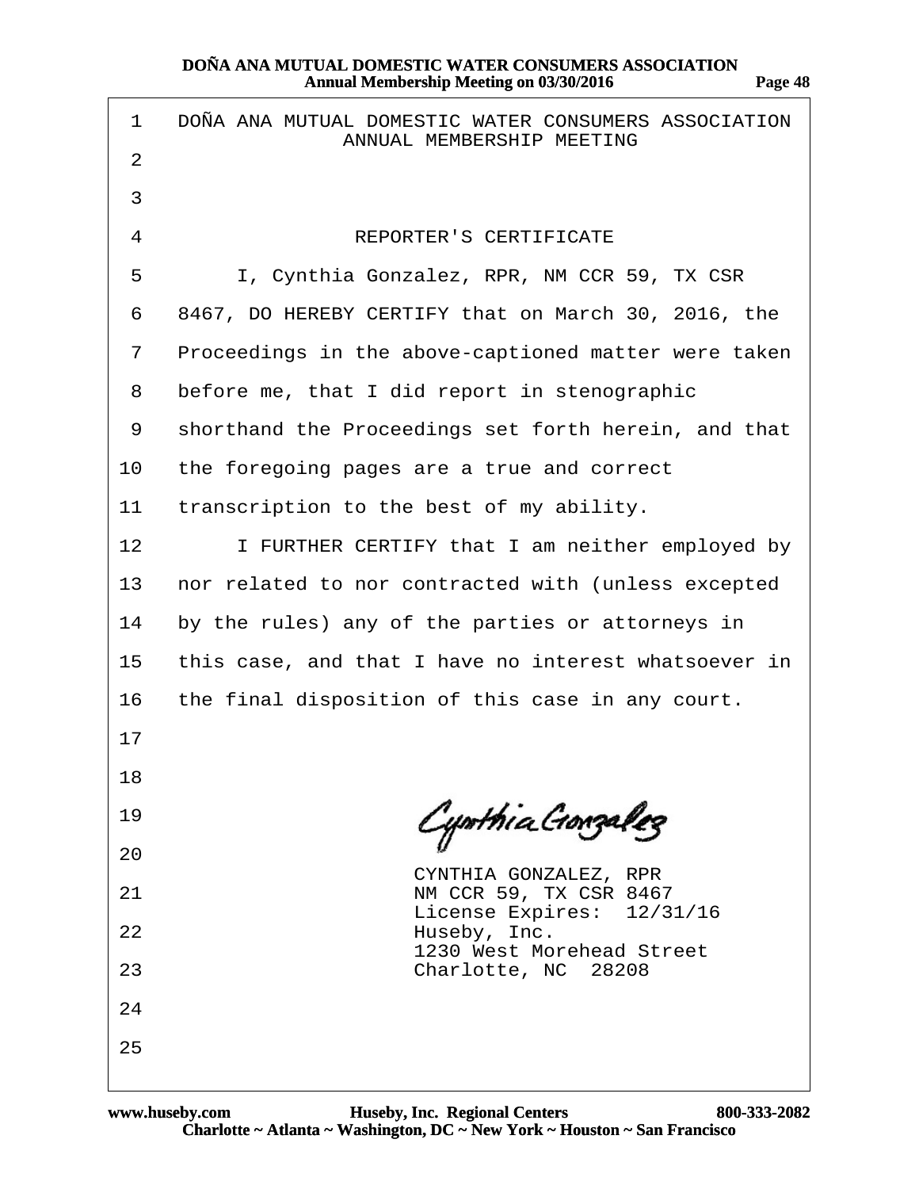DOÑA ANA MUTUAL DOMESTIC WATER CONSUMERS ASSOCIATION
ANNUAL MEMBERSHIP MEETING

REPORTER'S CERTIFICATE

I, Cynthia Gonzalez, RPR, NM CCR 59, TX CSR 8467, DO HEREBY CERTIFY that on March 30, 2016, the Proceedings in the above-captioned matter were taken before me, that I did report in stenographic shorthand the Proceedings set forth herein, and that the foregoing pages are a true and correct transcription to the best of my ability.

I FURTHER CERTIFY that I am neither employed by nor related to nor contracted with (unless excepted by the rules) any of the parties or attorneys in this case, and that I have no interest whatsoever in the final disposition of this case in any court.

Cynthia Gonzalez

CYNTHIA GONZALEZ, RPR
NM CCR 59, TX CSR 8467
License Expires: 12/31/16
Huseby, Inc.
1230 West Morehead Street
Charlotte, NC 28208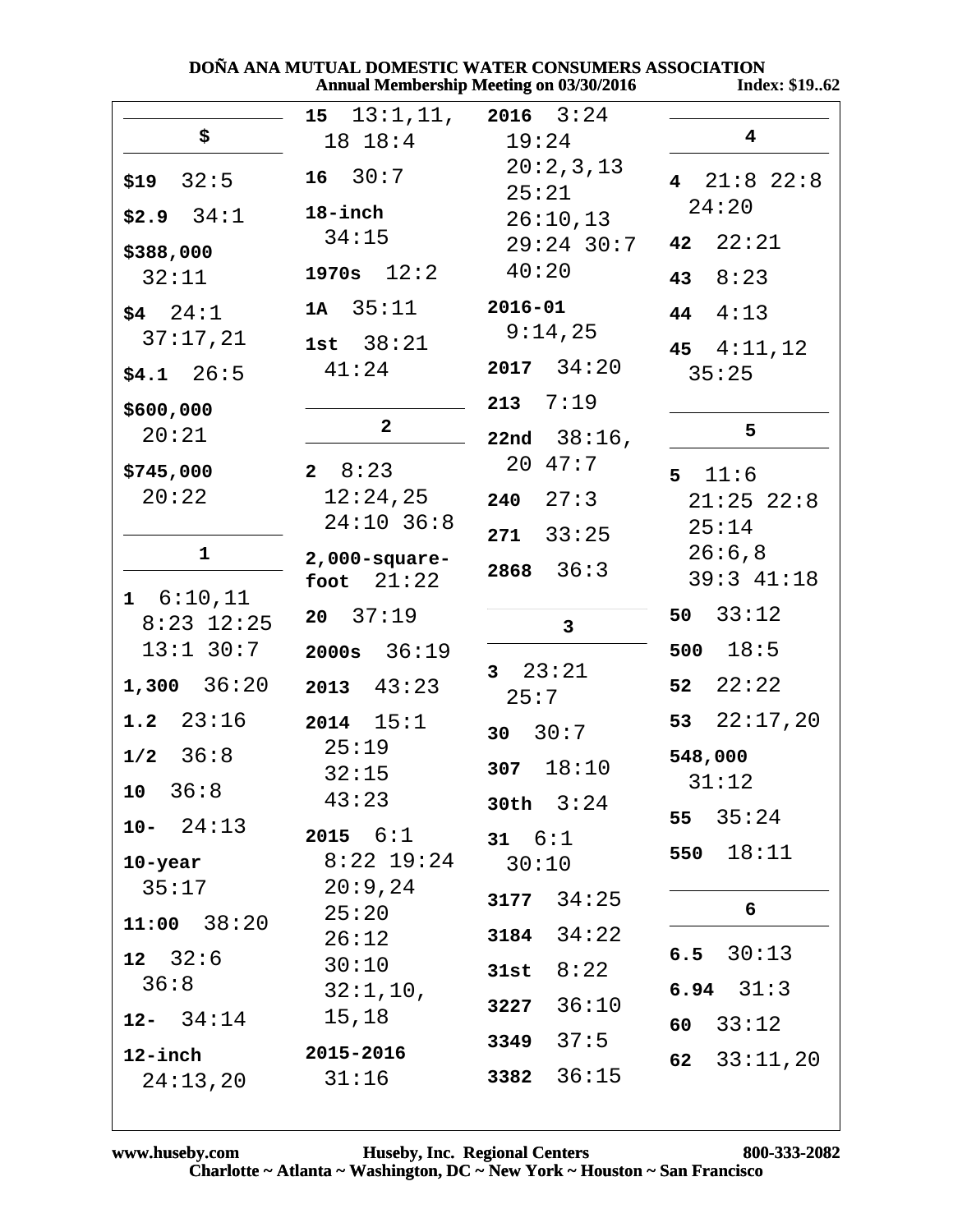# $

**$19** 32:5

**$2.9** 34:1

**$388,000** 32:11

**$4** 24:1 37:17,21

**$4.1** 26:5

**$600,000** 20:21

**$745,000** 20:22

# 1

**1** 6:10,11 8:23 12:25 13:1 30:7

**1,300** 36:20

**1.2** 23:16

**1/2** 36:8

**10** 36:8

**10-** 24:13

**10-year** 35:17

**11:00** 38:20

**12** 32:6 36:8

**12-** 34:14

**12-inch** 24:13,20

**15** 13:1,11, 18 18:4

**16** 30:7

**18-inch** 34:15

**1970s** 12:2

**1A** 35:11

**1st** 38:21 41:24

# 2

**2** 8:23 12:24,25 24:10 36:8

**2,000-square-foot** 21:22

**20** 37:19

**2000s** 36:19

**2013** 43:23

**2014** 15:1 25:19 32:15 43:23

**2015** 6:1 8:22 19:24 20:9,24 25:20 26:12 30:10 32:1,10, 15,18

**2015-2016** 31:16

**2016** 3:24 19:24 20:2,3,13 25:21 26:10,13 29:24 30:7 40:20

**2016-01** 9:14,25

**2017** 34:20

**213** 7:19

**22nd** 38:16, 20 47:7

**240** 27:3

**271** 33:25

**2868** 36:3

# 3

**3** 23:21 25:7

**30** 30:7

**307** 18:10

**30th** 3:24

**31** 6:1 30:10

**3177** 34:25

**3184** 34:22

**31st** 8:22

**3227** 36:10

**3349** 37:5

**3382** 36:15

# 4

**4** 21:8 22:8 24:20

**42** 22:21

**43** 8:23

**44** 4:13

**45** 4:11,12 35:25

# 5

**5** 11:6 21:25 22:8 25:14 26:6,8 39:3 41:18

**50** 33:12

**500** 18:5

**52** 22:22

**53** 22:17,20

**548,000** 31:12

**55** 35:24

**550** 18:11

# 6

**6.5** 30:13

**6.94** 31:3

**60** 33:12

**62** 33:11,20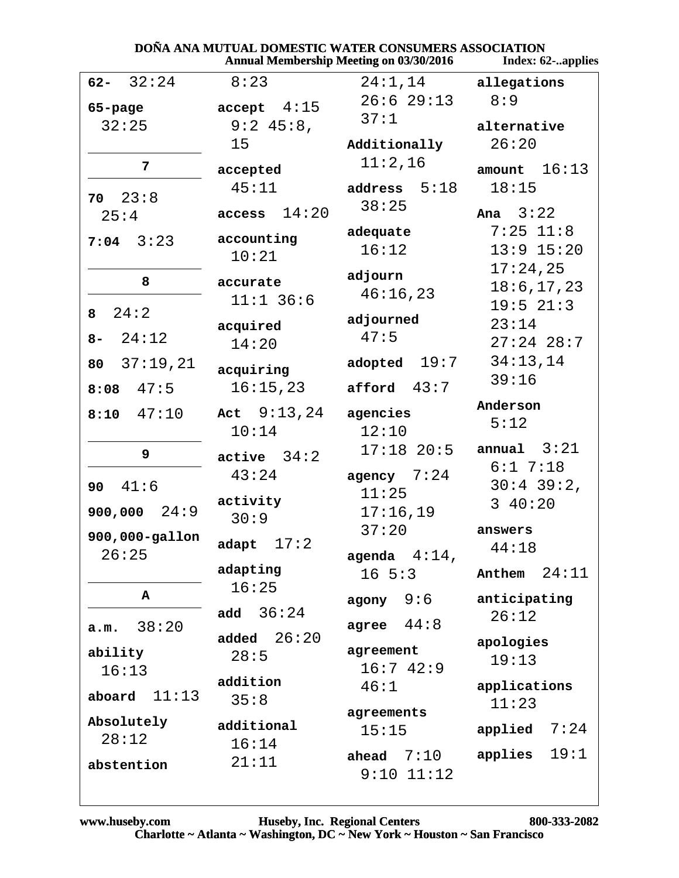**62-** 32:24

**65-page** 32:25

**7**

**70** 23:8 25:4

**7:04** 3:23

**8**

**8** 24:2

**8-** 24:12

**80** 37:19,21

**8:08** 47:5

**8:10** 47:10

**9**

**90** 41:6

**900,000** 24:9

**900,000-gallon** 26:25

**A**

**a.m.** 38:20

**ability** 16:13

**aboard** 11:13

**Absolutely** 28:12

**abstention** 8:23

**accept** 4:15 9:2 45:8, 15

**accepted** 45:11

**access** 14:20

**accounting** 10:21

**accurate** 11:1 36:6

**acquired** 14:20

**acquiring** 16:15,23

**Act** 9:13,24 10:14

**active** 34:2 43:24

**activity** 30:9

**adapt** 17:2

**adapting** 16:25

**add** 36:24

**added** 26:20 28:5

**addition** 35:8

**additional** 16:14 21:11 24:1,14 26:6 29:13 37:1

**Additionally** 11:2,16

**address** 5:18 38:25

**adequate** 16:12

**adjourn** 46:16,23

**adjourned** 47:5

**adopted** 19:7

**afford** 43:7

**agencies** 12:10 17:18 20:5

**agency** 7:24 11:25 17:16,19 37:20

**agenda** 4:14, 16 5:3

**agony** 9:6

**agree** 44:8

**agreement** 16:7 42:9 46:1

**agreements** 15:15

**ahead** 7:10 9:10 11:12

**allegations** 8:9

**alternative** 26:20

**amount** 16:13 18:15

**Ana** 3:22 7:25 11:8 13:9 15:20 17:24,25 18:6,17,23 19:5 21:3 23:14 27:24 28:7 34:13,14 39:16

**Anderson** 5:12

**annual** 3:21 6:1 7:18 30:4 39:2, 3 40:20

**answers** 44:18

**Anthem** 24:11

**anticipating** 26:12

**apologies** 19:13

**applications** 11:23

**applied** 7:24

**applies** 19:1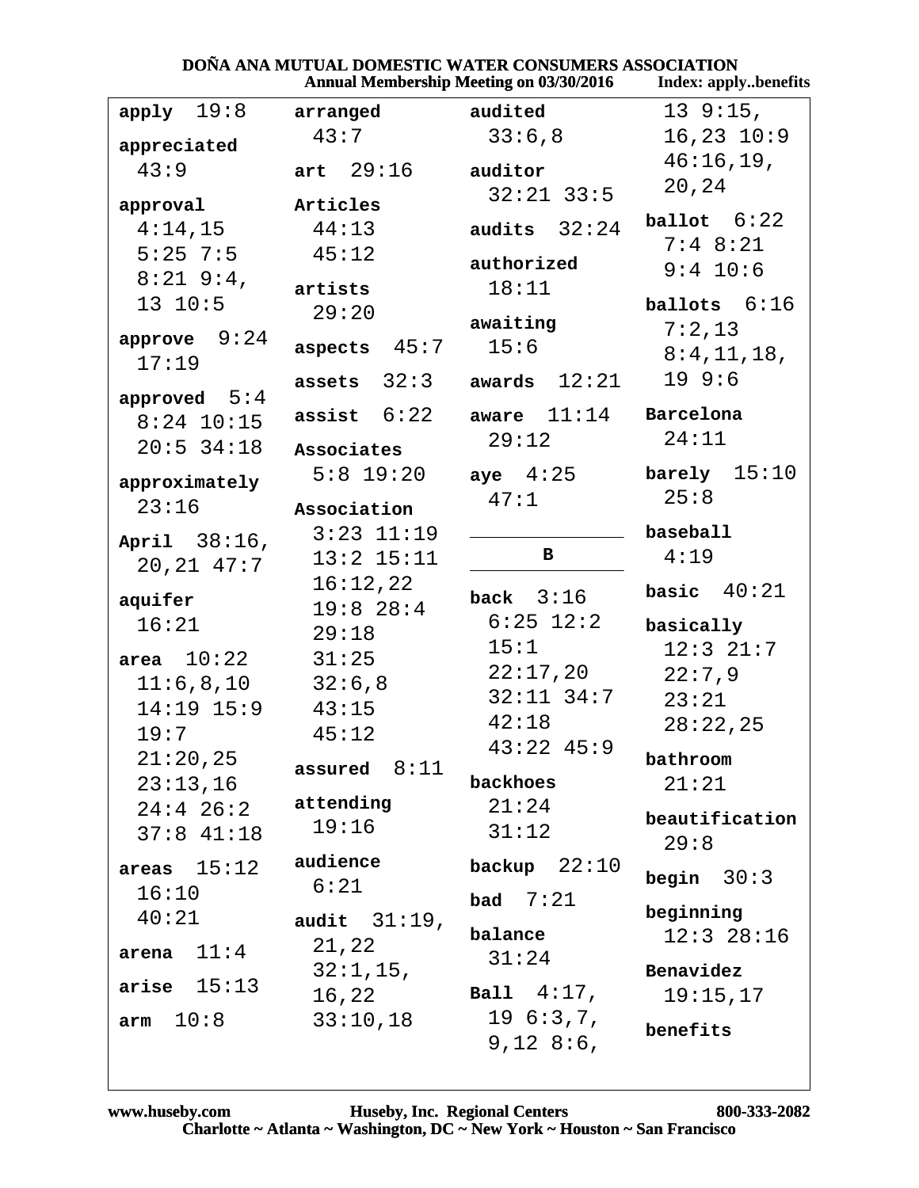**apply** 19:8

**appreciated** 43:9

**approval** 4:14,15 5:25 7:5 8:21 9:4, 13 10:5

**approve** 9:24 17:19

**approved** 5:4 8:24 10:15 20:5 34:18

**approximately** 23:16

**April** 38:16, 20,21 47:7

**aquifer** 16:21

**area** 10:22 11:6,8,10 14:19 15:9 19:7 21:20,25 23:13,16 24:4 26:2 37:8 41:18

**areas** 15:12 16:10 40:21

**arena** 11:4

**arise** 15:13

**arm** 10:8

**arranged** 43:7

**art** 29:16

**Articles** 44:13 45:12

**artists** 29:20

**aspects** 45:7

**assets** 32:3

**assist** 6:22

**Associates** 5:8 19:20

**Association** 3:23 11:19 13:2 15:11 16:12,22 19:8 28:4 29:18 31:25 32:6,8 43:15 45:12

**assured** 8:11

**attending** 19:16

**audience** 6:21

**audit** 31:19, 21,22 32:1,15, 16,22 33:10,18

**audited** 33:6,8

**auditor** 32:21 33:5

**audits** 32:24

**authorized** 18:11

**awaiting** 15:6

**awards** 12:21

**aware** 11:14 29:12

**aye** 4:25 47:1

## B

**back** 3:16 6:25 12:2 15:1 22:17,20 32:11 34:7 42:18 43:22 45:9

**backhoes** 21:24 31:12

**backup** 22:10

**bad** 7:21

**balance** 31:24

**Ball** 4:17, 19 6:3,7, 9,12 8:6, 13 9:15, 16,23 10:9 46:16,19, 20,24

**ballot** 6:22 7:4 8:21 9:4 10:6

**ballots** 6:16 7:2,13 8:4,11,18, 19 9:6

**Barcelona** 24:11

**barely** 15:10 25:8

**baseball** 4:19

**basic** 40:21

**basically** 12:3 21:7 22:7,9 23:21 28:22,25

**bathroom** 21:21

**beautification** 29:8

**begin** 30:3

**beginning** 12:3 28:16

**Benavidez** 19:15,17

**benefits**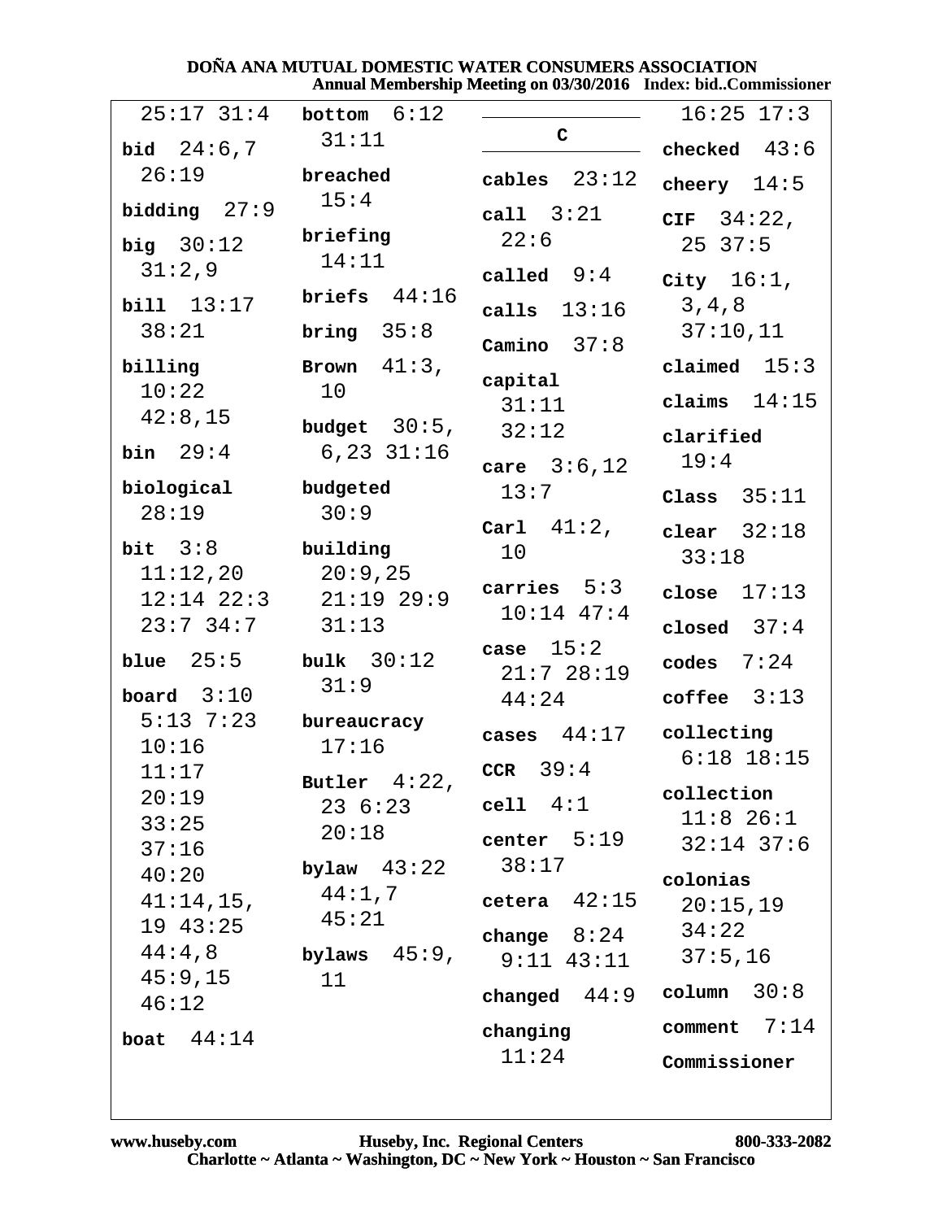25:17 31:4

**bid** 24:6,7 26:19

**bidding** 27:9

**big** 30:12 31:2,9

**bill** 13:17 38:21

**billing** 10:22 42:8,15

**bin** 29:4

**biological** 28:19

**bit** 3:8 11:12,20 12:14 22:3 23:7 34:7

**blue** 25:5

**board** 3:10 5:13 7:23 10:16 11:17 20:19 33:25 37:16 40:20 41:14,15, 19 43:25 44:4,8 45:9,15 46:12

**boat** 44:14

**bottom** 6:12 31:11

**breached** 15:4

**briefing** 14:11

**briefs** 44:16

**bring** 35:8

**Brown** 41:3, 10

**budget** 30:5, 6,23 31:16

**budgeted** 30:9

**building** 20:9,25 21:19 29:9 31:13

**bulk** 30:12 31:9

**bureaucracy** 17:16

**Butler** 4:22, 23 6:23 20:18

**bylaw** 43:22 44:1,7 45:21

**bylaws** 45:9, 11

## C

**cables** 23:12

**call** 3:21 22:6

**called** 9:4

**calls** 13:16

**Camino** 37:8

**capital** 31:11 32:12

**care** 3:6,12 13:7

**Carl** 41:2, 10

**carries** 5:3 10:14 47:4

**case** 15:2 21:7 28:19 44:24

**cases** 44:17

**CCR** 39:4

**cell** 4:1

**center** 5:19 38:17

**cetera** 42:15

**change** 8:24 9:11 43:11

**changed** 44:9

**changing** 11:24

16:25 17:3

**checked** 43:6

**cheery** 14:5

**CIF** 34:22, 25 37:5

**City** 16:1, 3,4,8 37:10,11

**claimed** 15:3

**claims** 14:15

**clarified** 19:4

**Class** 35:11

**clear** 32:18 33:18

**close** 17:13

**closed** 37:4

**codes** 7:24

**coffee** 3:13

**collecting** 6:18 18:15

**collection** 11:8 26:1 32:14 37:6

**colonias** 20:15,19 34:22 37:5,16

**column** 30:8

**comment** 7:14

**Commissioner**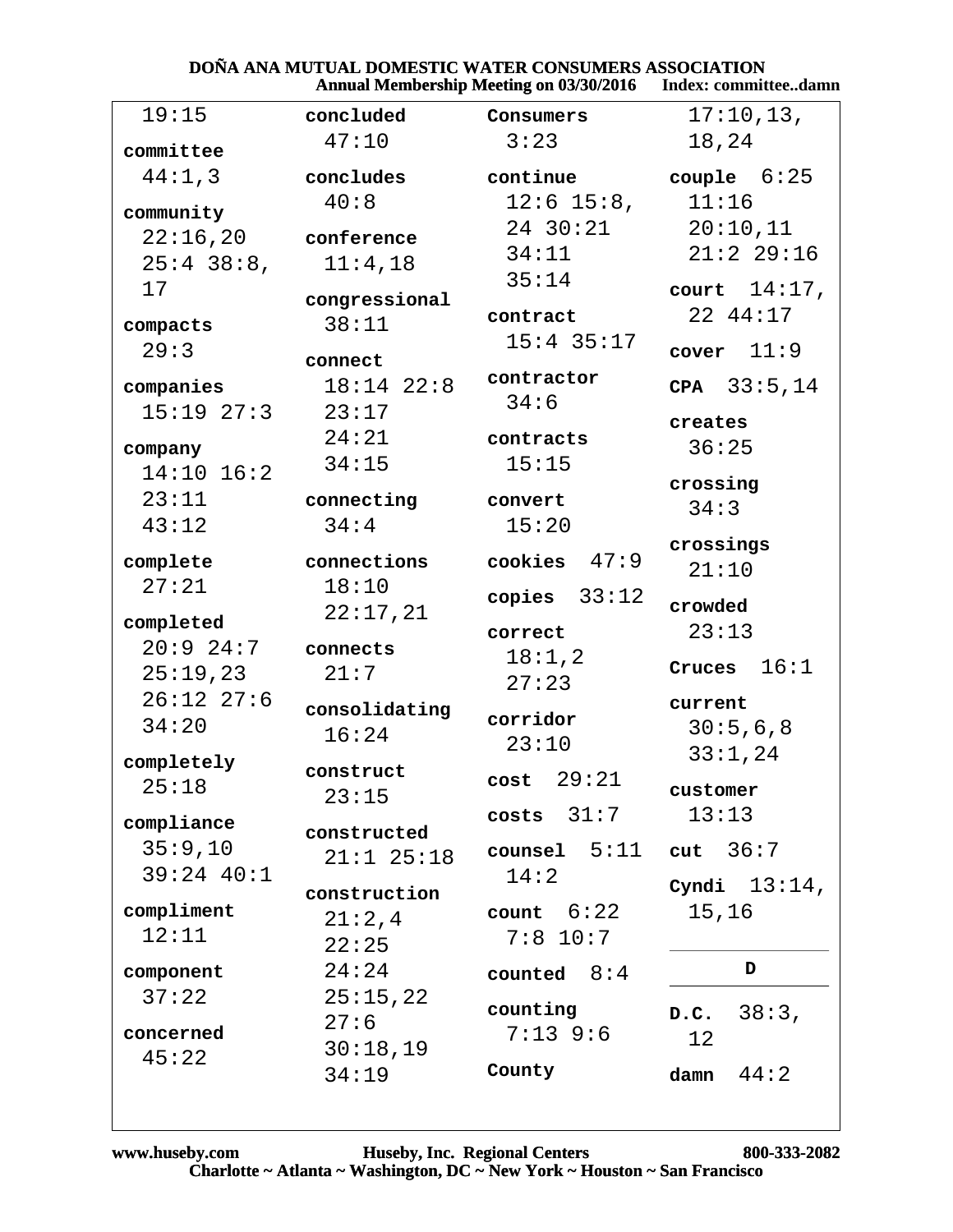19:15

**committee**
44:1,3

**community**
22:16,20
25:4 38:8,
17

**compacts**
29:3

**companies**
15:19 27:3

**company**
14:10 16:2
23:11
43:12

**complete**
27:21

**completed**
20:9 24:7
25:19,23
26:12 27:6
34:20

**completely**
25:18

**compliance**
35:9,10
39:24 40:1

**compliment**
12:11

**component**
37:22

**concerned**
45:22

**concluded**
47:10

**concludes**
40:8

**conference**
11:4,18

**congressional**
38:11

**connect**
18:14 22:8
23:17
24:21
34:15

**connecting**
34:4

**connections**
18:10
22:17,21

**connects**
21:7

**consolidating**
16:24

**construct**
23:15

**constructed**
21:1 25:18

**construction**
21:2,4
22:25
24:24
25:15,22
27:6
30:18,19
34:19

**Consumers**
3:23

**continue**
12:6 15:8,
24 30:21
34:11
35:14

**contract**
15:4 35:17

**contractor**
34:6

**contracts**
15:15

**convert**
15:20

**cookies** 47:9

**copies** 33:12

**correct**
18:1,2
27:23

**corridor**
23:10

**cost** 29:21

**costs** 31:7

**counsel** 5:11
14:2

**count** 6:22
7:8 10:7

**counted** 8:4

**counting**
7:13 9:6

**County**
17:10,13,
18,24

**couple** 6:25
11:16
20:10,11
21:2 29:16

**court** 14:17,
22 44:17

**cover** 11:9

**CPA** 33:5,14

**creates**
36:25

**crossing**
34:3

**crossings**
21:10

**crowded**
23:13

**Cruces** 16:1

**current**
30:5,6,8
33:1,24

**customer**
13:13

**cut** 36:7

**Cyndi** 13:14,
15,16

## D

**D.C.** 38:3,
12

**damn** 44:2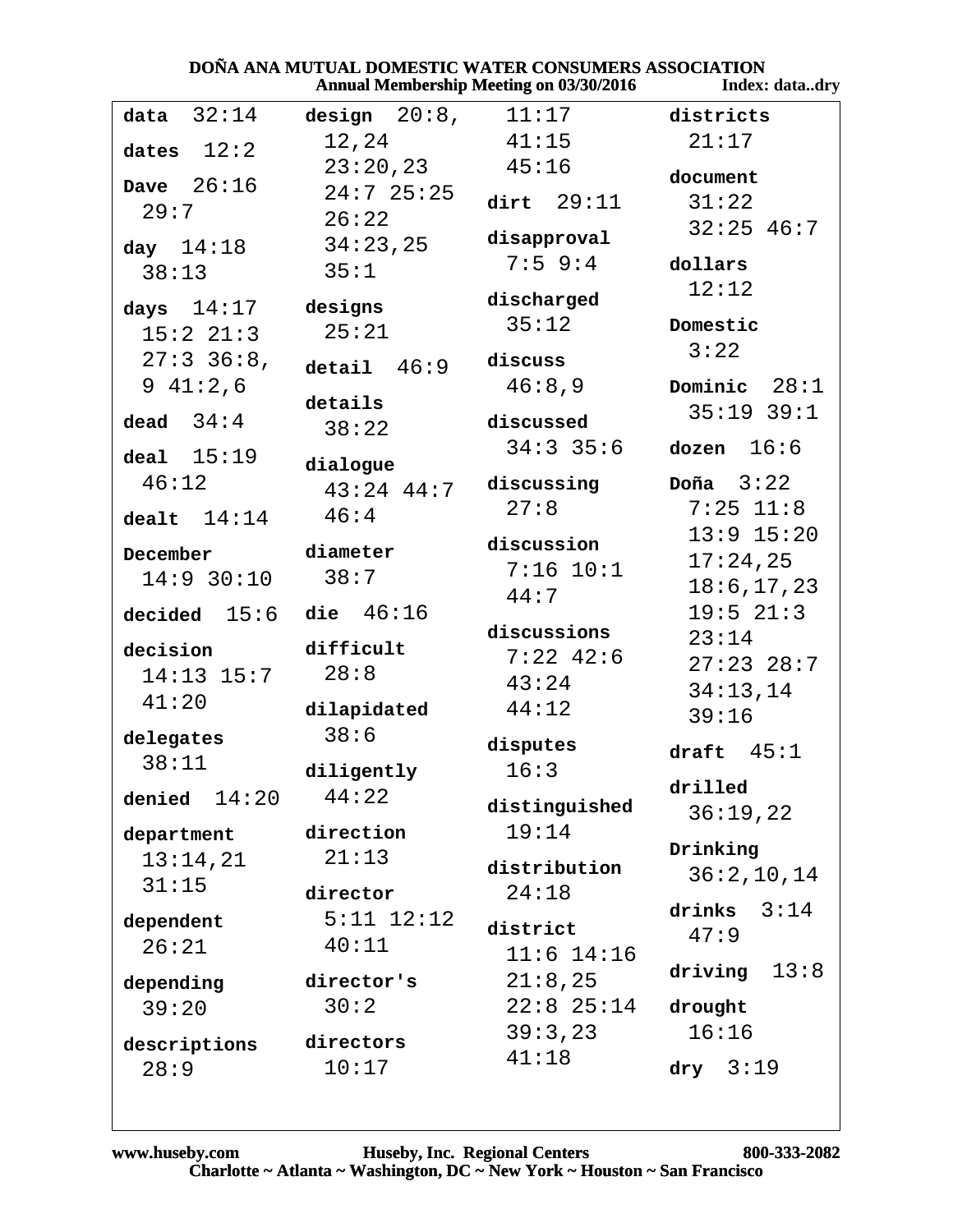**data** 32:14

**dates** 12:2

**Dave** 26:16 29:7

**day** 14:18 38:13

**days** 14:17 15:2 21:3 27:3 36:8, 9 41:2,6

**dead** 34:4

**deal** 15:19 46:12

**dealt** 14:14

**December** 14:9 30:10

**decided** 15:6

**decision** 14:13 15:7 41:20

**delegates** 38:11

**denied** 14:20

**department** 13:14,21 31:15

**dependent** 26:21

**depending** 39:20

**descriptions** 28:9

**design** 20:8, 12,24 23:20,23 24:7 25:25 26:22 34:23,25 35:1

**designs** 25:21

**detail** 46:9

**details** 38:22

**dialogue** 43:24 44:7 46:4

**diameter** 38:7

**die** 46:16

**difficult** 28:8

**dilapidated** 38:6

**diligently** 44:22

**direction** 21:13

**director** 5:11 12:12 40:11

**director's** 30:2

**directors** 10:17 11:17 41:15 45:16

**dirt** 29:11

**disapproval** 7:5 9:4

**discharged** 35:12

**discuss** 46:8,9

**discussed** 34:3 35:6

**discussing** 27:8

**discussion** 7:16 10:1 44:7

**discussions** 7:22 42:6 43:24 44:12

**disputes** 16:3

**distinguished** 19:14

**distribution** 24:18

**district** 11:6 14:16 21:8,25 22:8 25:14 39:3,23 41:18

**districts** 21:17

**document** 31:22 32:25 46:7

**dollars** 12:12

**Domestic** 3:22

**Dominic** 28:1 35:19 39:1

**dozen** 16:6

**Doña** 3:22 7:25 11:8 13:9 15:20 17:24,25 18:6,17,23 19:5 21:3 23:14 27:23 28:7 34:13,14 39:16

**draft** 45:1

**drilled** 36:19,22

**Drinking** 36:2,10,14

**drinks** 3:14 47:9

**driving** 13:8

**drought** 16:16

**dry** 3:19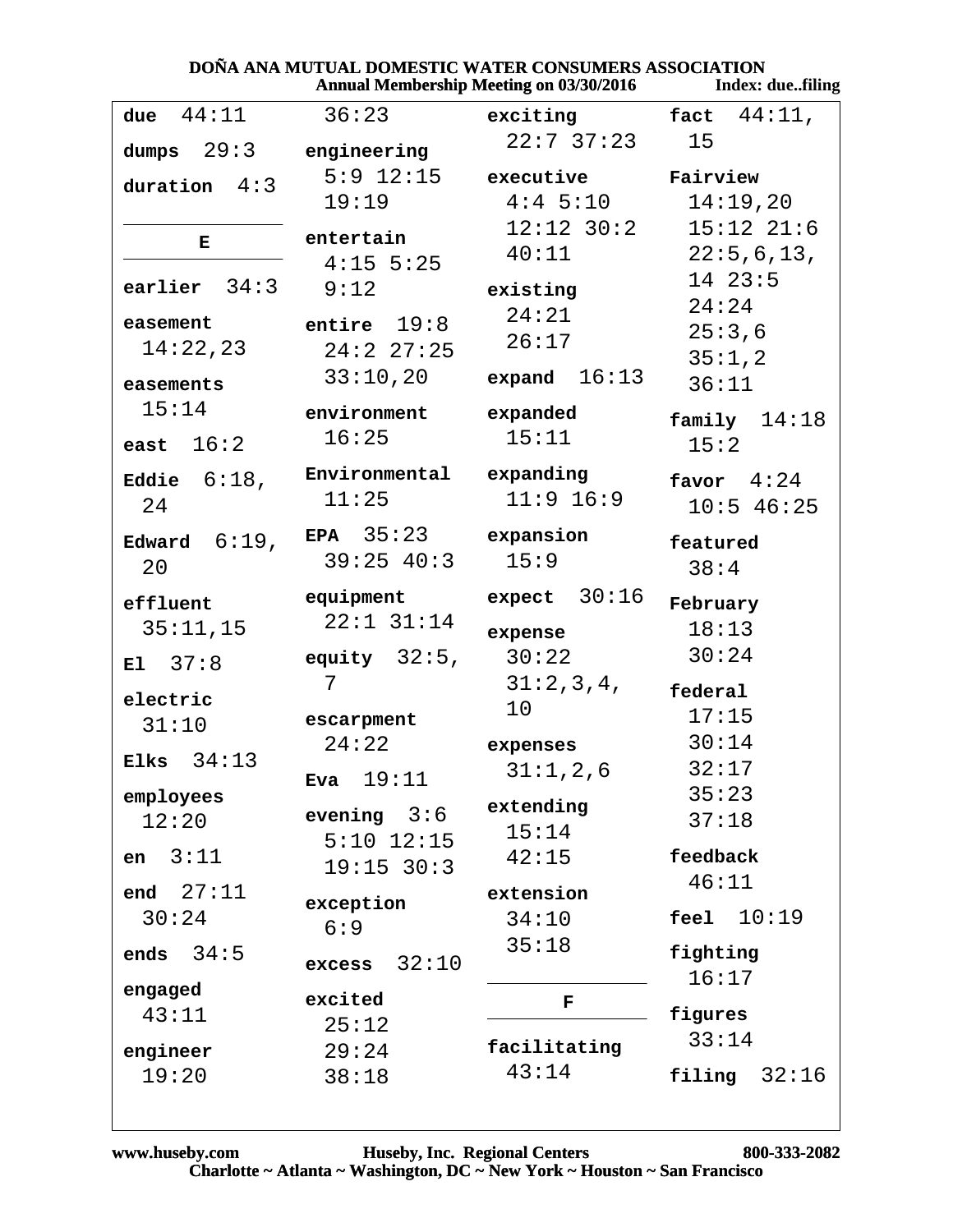**due** 44:11

**dumps** 29:3

**duration** 4:3

**E**

**earlier** 34:3

**easement** 14:22,23

**easements** 15:14

**east** 16:2

**Eddie** 6:18, 24

**Edward** 6:19, 20

**effluent** 35:11,15

**El** 37:8

**electric** 31:10

**Elks** 34:13

**employees** 12:20

**en** 3:11

**end** 27:11 30:24

**ends** 34:5

**engaged** 43:11

**engineer** 19:20 36:23

**engineering** 5:9 12:15 19:19

**entertain** 4:15 5:25 9:12

**entire** 19:8 24:2 27:25 33:10,20

**environment** 16:25

**Environmental** 11:25

**EPA** 35:23 39:25 40:3

**equipment** 22:1 31:14

**equity** 32:5, 7

**escarpment** 24:22

**Eva** 19:11

**evening** 3:6 5:10 12:15 19:15 30:3

**exception** 6:9

**excess** 32:10

**excited** 25:12 29:24 38:18

**exciting** 22:7 37:23

**executive** 4:4 5:10 12:12 30:2 40:11

**existing** 24:21 26:17

**expand** 16:13

**expanded** 15:11

**expanding** 11:9 16:9

**expansion** 15:9

**expect** 30:16

**expense** 30:22 31:2,3,4, 10

**expenses** 31:1,2,6

**extending** 15:14 42:15

**extension** 34:10 35:18

**F**

**facilitating** 43:14

**fact** 44:11, 15

**Fairview** 14:19,20 15:12 21:6 22:5,6,13, 14 23:5 24:24 25:3,6 35:1,2 36:11

**family** 14:18 15:2

**favor** 4:24 10:5 46:25

**featured** 38:4

**February** 18:13 30:24

**federal** 17:15 30:14 32:17 35:23 37:18

**feedback** 46:11

**feel** 10:19

**fighting** 16:17

**figures** 33:14

**filing** 32:16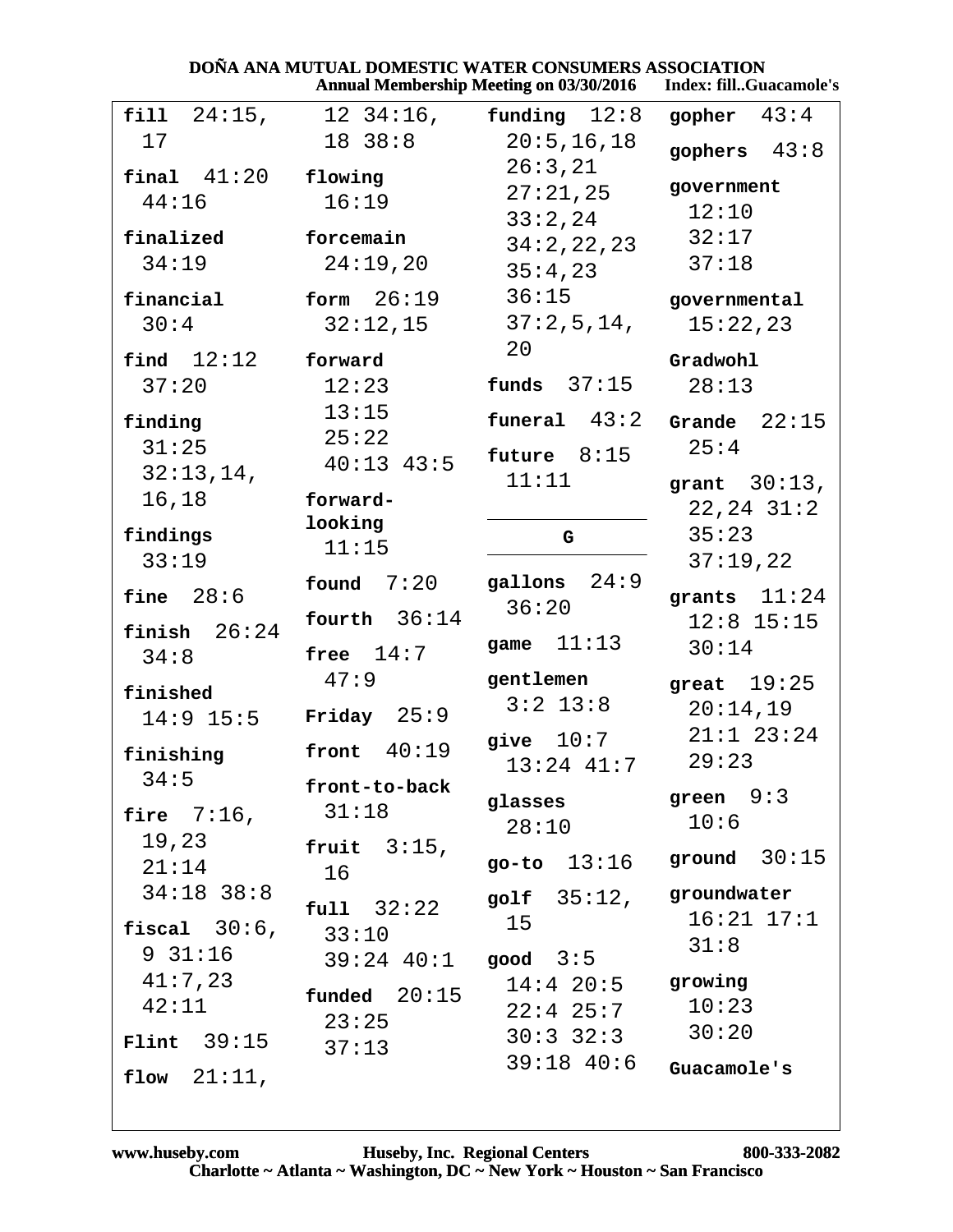**fill** 24:15, 17

**final** 41:20 44:16

**finalized** 34:19

**financial** 30:4

**find** 12:12 37:20

**finding** 31:25 32:13,14, 16,18

**findings** 33:19

**fine** 28:6

**finish** 26:24 34:8

**finished** 14:9 15:5

**finishing** 34:5

**fire** 7:16, 19,23 21:14 34:18 38:8

**fiscal** 30:6, 9 31:16 41:7,23 42:11

**Flint** 39:15

**flow** 21:11, 12 34:16, 18 38:8

**flowing** 16:19

**forcemain** 24:19,20

**form** 26:19 32:12,15

**forward** 12:23 13:15 25:22 40:13 43:5

**forward-looking** 11:15

**found** 7:20

**fourth** 36:14

**free** 14:7 47:9

**Friday** 25:9

**front** 40:19

**front-to-back** 31:18

**fruit** 3:15, 16

**full** 32:22 33:10 39:24 40:1

**funded** 20:15 23:25 37:13

**funding** 12:8 20:5,16,18 26:3,21 27:21,25 33:2,24 34:2,22,23 35:4,23 36:15 37:2,5,14, 20

**funds** 37:15

**funeral** 43:2

**future** 8:15 11:11

## G

**gallons** 24:9 36:20

**game** 11:13

**gentlemen** 3:2 13:8

**give** 10:7 13:24 41:7

**glasses** 28:10

**go-to** 13:16

**golf** 35:12, 15

**good** 3:5 14:4 20:5 22:4 25:7 30:3 32:3 39:18 40:6

**gopher** 43:4

**gophers** 43:8

**government** 12:10 32:17 37:18

**governmental** 15:22,23

**Gradwohl** 28:13

**Grande** 22:15 25:4

**grant** 30:13, 22,24 31:2 35:23 37:19,22

**grants** 11:24 12:8 15:15 30:14

**great** 19:25 20:14,19 21:1 23:24 29:23

**green** 9:3 10:6

**ground** 30:15

**groundwater** 16:21 17:1 31:8

**growing** 10:23 30:20

**Guacamole's**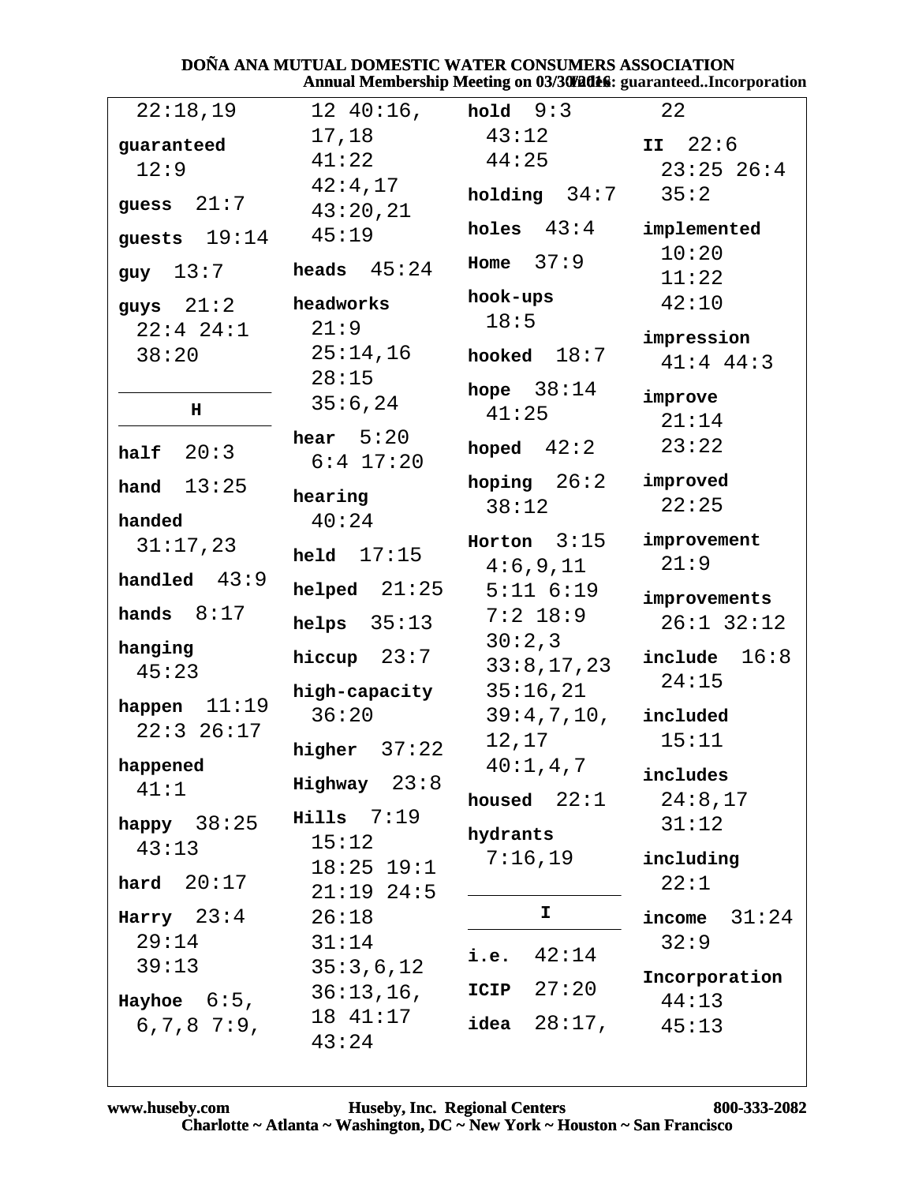22:18,19

**guaranteed** 12:9

**guess** 21:7

**guests** 19:14

**guy** 13:7

**guys** 21:2 22:4 24:1 38:20

**H**

**half** 20:3

**hand** 13:25

**handed** 31:17,23

**handled** 43:9

**hands** 8:17

**hanging** 45:23

**happen** 11:19 22:3 26:17

**happened** 41:1

**happy** 38:25 43:13

**hard** 20:17

**Harry** 23:4 29:14 39:13

**Hayhoe** 6:5, 6,7,8 7:9, 12 40:16, 17,18 41:22 42:4,17 43:20,21 45:19

**heads** 45:24

**headworks** 21:9 25:14,16 28:15 35:6,24

**hear** 5:20 6:4 17:20

**hearing** 40:24

**held** 17:15

**helped** 21:25

**helps** 35:13

**hiccup** 23:7

**high-capacity** 36:20

**higher** 37:22

**Highway** 23:8

**Hills** 7:19 15:12 18:25 19:1 21:19 24:5 26:18 31:14 35:3,6,12 36:13,16, 18 41:17 43:24

**hold** 9:3 43:12 44:25

**holding** 34:7

**holes** 43:4

**Home** 37:9

**hook-ups** 18:5

**hooked** 18:7

**hope** 38:14 41:25

**hoped** 42:2

**hoping** 26:2 38:12

**Horton** 3:15 4:6,9,11 5:11 6:19 7:2 18:9 30:2,3 33:8,17,23 35:16,21 39:4,7,10, 12,17 40:1,4,7

**housed** 22:1

**hydrants** 7:16,19

**I**

**i.e.** 42:14

**ICIP** 27:20

**idea** 28:17, 22

**II** 22:6 23:25 26:4 35:2

**implemented** 10:20 11:22 42:10

**impression** 41:4 44:3

**improve** 21:14 23:22

**improved** 22:25

**improvement** 21:9

**improvements** 26:1 32:12

**include** 16:8 24:15

**included** 15:11

**includes** 24:8,17 31:12

**including** 22:1

**income** 31:24 32:9

**Incorporation** 44:13 45:13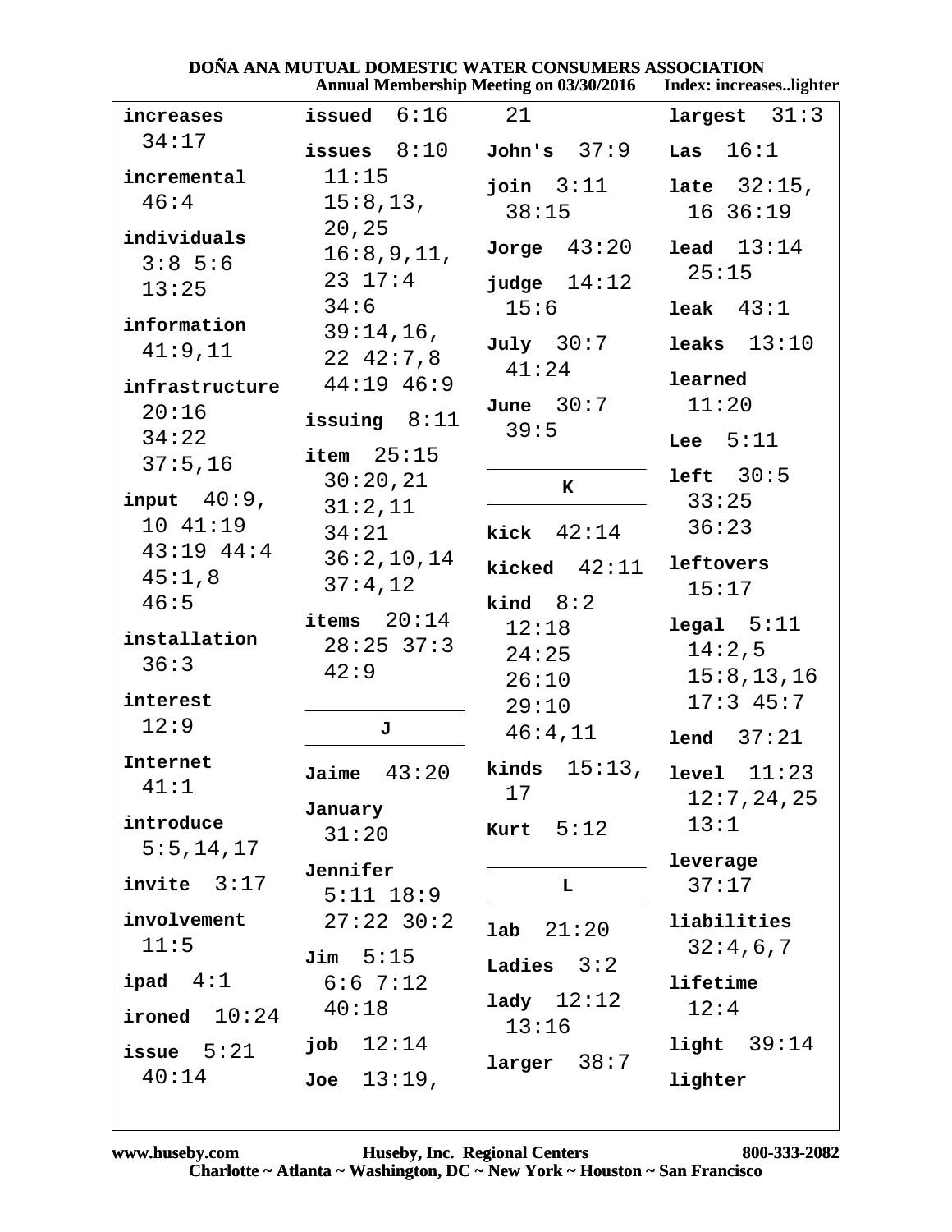**increases** 34:17

**incremental** 46:4

**individuals** 3:8 5:6 13:25

**information** 41:9,11

**infrastructure** 20:16 34:22 37:5,16

**input** 40:9, 10 41:19 43:19 44:4 45:1,8 46:5

**installation** 36:3

**interest** 12:9

**Internet** 41:1

**introduce** 5:5,14,17

**invite** 3:17

**involvement** 11:5

**ipad** 4:1

**ironed** 10:24

**issue** 5:21 40:14

**issued** 6:16

**issues** 8:10 11:15 15:8,13, 20,25 16:8,9,11, 23 17:4 34:6 39:14,16, 22 42:7,8 44:19 46:9

**issuing** 8:11

**item** 25:15 30:20,21 31:2,11 34:21 36:2,10,14 37:4,12

**items** 20:14 28:25 37:3 42:9

## J

**Jaime** 43:20

**January** 31:20

**Jennifer** 5:11 18:9 27:22 30:2

**Jim** 5:15 6:6 7:12 40:18

**job** 12:14

**Joe** 13:19, 21

**John's** 37:9

**join** 3:11 38:15

**Jorge** 43:20

**judge** 14:12 15:6

**July** 30:7 41:24

**June** 30:7 39:5

## K

**kick** 42:14

**kicked** 42:11

**kind** 8:2 12:18 24:25 26:10 29:10 46:4,11

**kinds** 15:13, 17

**Kurt** 5:12

## L

**lab** 21:20

**Ladies** 3:2

**lady** 12:12 13:16

**larger** 38:7

**largest** 31:3

**Las** 16:1

**late** 32:15, 16 36:19

**lead** 13:14 25:15

**leak** 43:1

**leaks** 13:10

**learned** 11:20

**Lee** 5:11

**left** 30:5 33:25 36:23

**leftovers** 15:17

**legal** 5:11 14:2,5 15:8,13,16 17:3 45:7

**lend** 37:21

**level** 11:23 12:7,24,25 13:1

**leverage** 37:17

**liabilities** 32:4,6,7

**lifetime** 12:4

**light** 39:14

**lighter**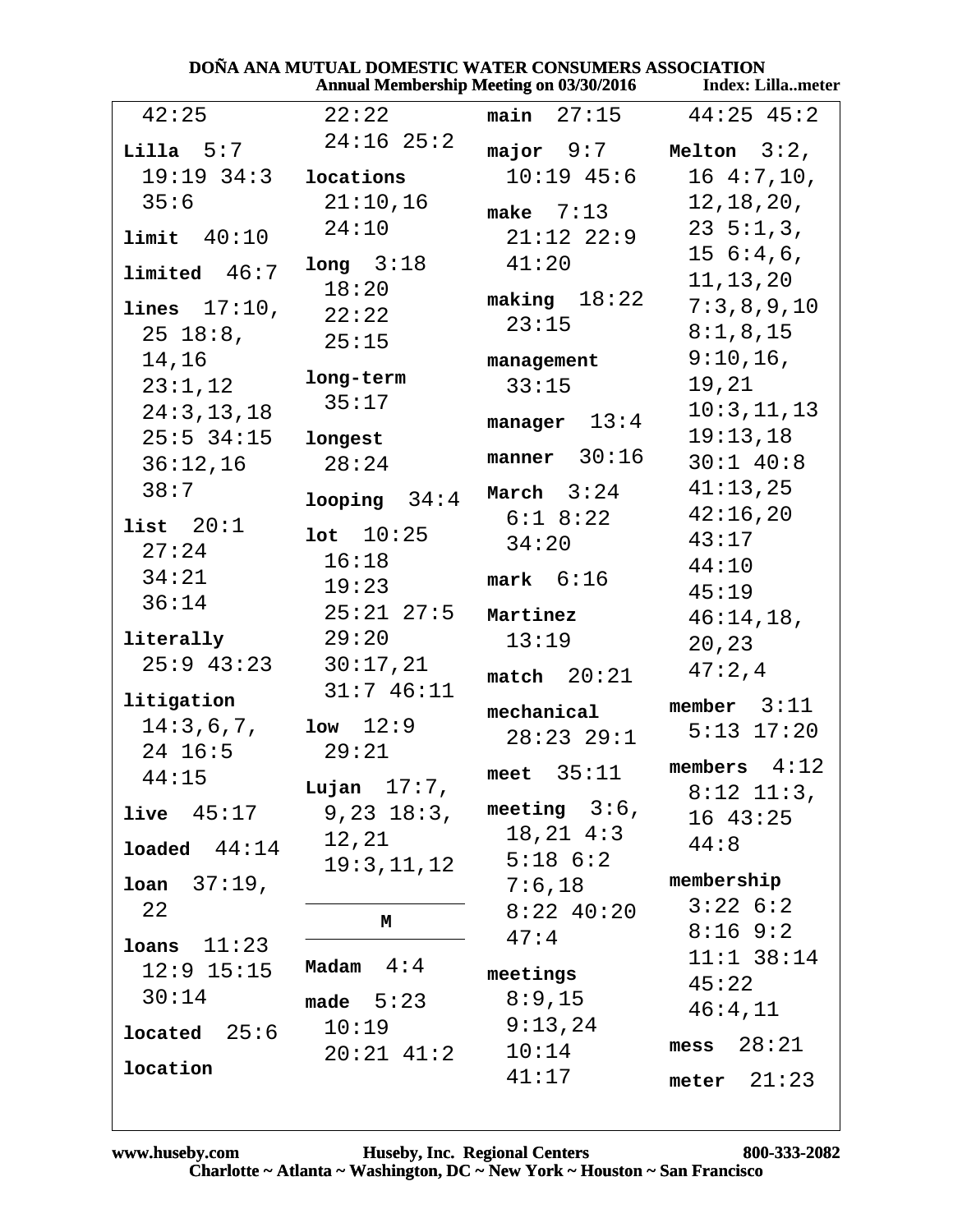42:25

**Lilla** 5:7 19:19 34:3 35:6

**limit** 40:10

**limited** 46:7

**lines** 17:10, 25 18:8, 14,16 23:1,12 24:3,13,18 25:5 34:15 36:12,16 38:7

**list** 20:1 27:24 34:21 36:14

**literally** 25:9 43:23

**litigation** 14:3,6,7, 24 16:5 44:15

**live** 45:17

**loaded** 44:14

**loan** 37:19, 22

**loans** 11:23 12:9 15:15 30:14

**located** 25:6

**location** 22:22 24:16 25:2

**locations** 21:10,16 24:10

**long** 3:18 18:20 22:22 25:15

**long-term** 35:17

**longest** 28:24

**looping** 34:4

**lot** 10:25 16:18 19:23 25:21 27:5 29:20 30:17,21 31:7 46:11

**low** 12:9 29:21

**Lujan** 17:7, 9,23 18:3, 12,21 19:3,11,12

## M

**Madam** 4:4

**made** 5:23 10:19 20:21 41:2

**main** 27:15

**major** 9:7 10:19 45:6

**make** 7:13 21:12 22:9 41:20

**making** 18:22 23:15

**management** 33:15

**manager** 13:4

**manner** 30:16

**March** 3:24 6:1 8:22 34:20

**mark** 6:16

**Martinez** 13:19

**match** 20:21

**mechanical** 28:23 29:1

**meet** 35:11

**meeting** 3:6, 18,21 4:3 5:18 6:2 7:6,18 8:22 40:20 47:4

**meetings** 8:9,15 9:13,24 10:14 41:17

44:25 45:2

**Melton** 3:2, 16 4:7,10, 12,18,20, 23 5:1,3, 15 6:4,6, 11,13,20 7:3,8,9,10 8:1,8,15 9:10,16, 19,21 10:3,11,13 19:13,18 30:1 40:8 41:13,25 42:16,20 43:17 44:10 45:19 46:14,18, 20,23 47:2,4

**member** 3:11 5:13 17:20

**members** 4:12 8:12 11:3, 16 43:25 44:8

**membership** 3:22 6:2 8:16 9:2 11:1 38:14 45:22 46:4,11

**mess** 28:21

**meter** 21:23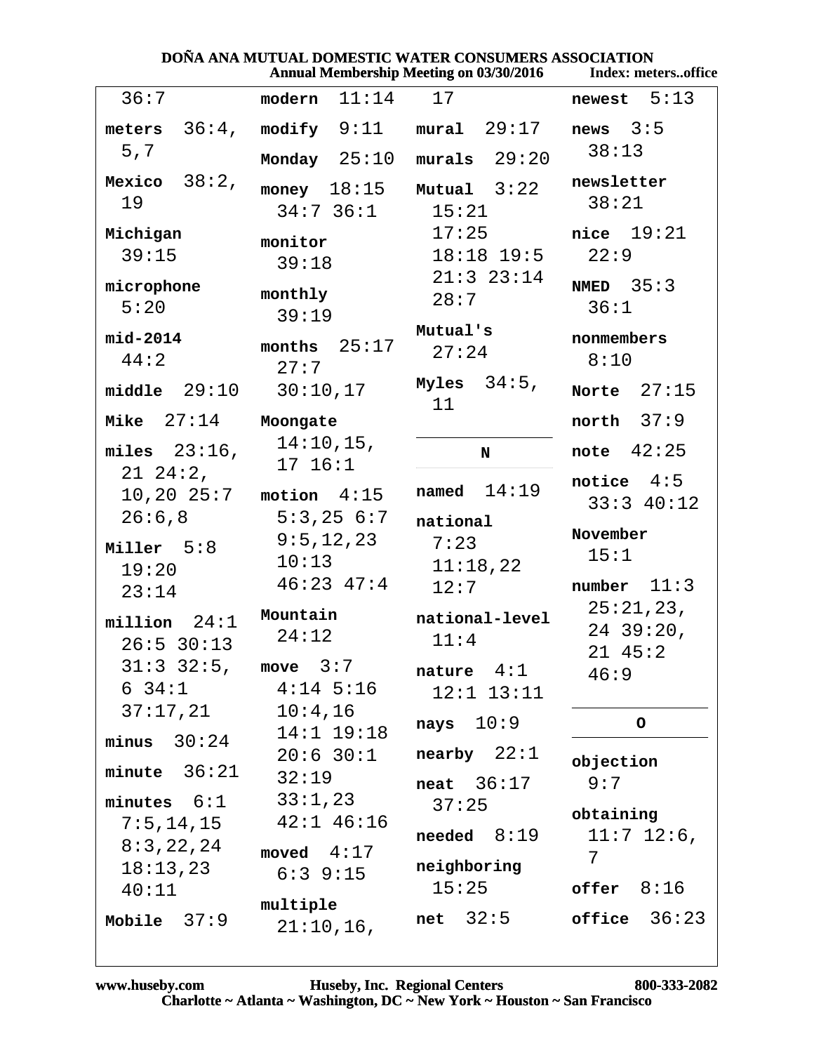36:7

**meters** 36:4, 5,7

**Mexico** 38:2, 19

**Michigan** 39:15

**microphone** 5:20

**mid-2014** 44:2

**middle** 29:10

**Mike** 27:14

**miles** 23:16, 21 24:2, 10,20 25:7 26:6,8

**Miller** 5:8 19:20 23:14

**million** 24:1 26:5 30:13 31:3 32:5, 6 34:1 37:17,21

**minus** 30:24

**minute** 36:21

**minutes** 6:1 7:5,14,15 8:3,22,24 18:13,23 40:11

**Mobile** 37:9

**modern** 11:14

**modify** 9:11

**Monday** 25:10

**money** 18:15 34:7 36:1

**monitor** 39:18

**monthly** 39:19

**months** 25:17 27:7 30:10,17

**Moongate** 14:10,15, 17 16:1

**motion** 4:15 5:3,25 6:7 9:5,12,23 10:13 46:23 47:4

**Mountain** 24:12

**move** 3:7 4:14 5:16 10:4,16 14:1 19:18 20:6 30:1 32:19 33:1,23 42:1 46:16

**moved** 4:17 6:3 9:15

**multiple** 21:10,16, 17

**mural** 29:17

**murals** 29:20

**Mutual** 3:22 15:21 17:25 18:18 19:5 21:3 23:14 28:7

**Mutual's** 27:24

**Myles** 34:5, 11

**N**

**named** 14:19

**national** 7:23 11:18,22 12:7

**national-level** 11:4

**nature** 4:1 12:1 13:11

**nays** 10:9

**nearby** 22:1

**neat** 36:17 37:25

**needed** 8:19

**neighboring** 15:25

**net** 32:5

**newest** 5:13

**news** 3:5 38:13

**newsletter** 38:21

**nice** 19:21 22:9

**NMED** 35:3 36:1

**nonmembers** 8:10

**Norte** 27:15

**north** 37:9

**note** 42:25

**notice** 4:5 33:3 40:12

**November** 15:1

**number** 11:3 25:21,23, 24 39:20, 21 45:2 46:9

**O**

**objection** 9:7

**obtaining** 11:7 12:6, 7

**offer** 8:16

**office** 36:23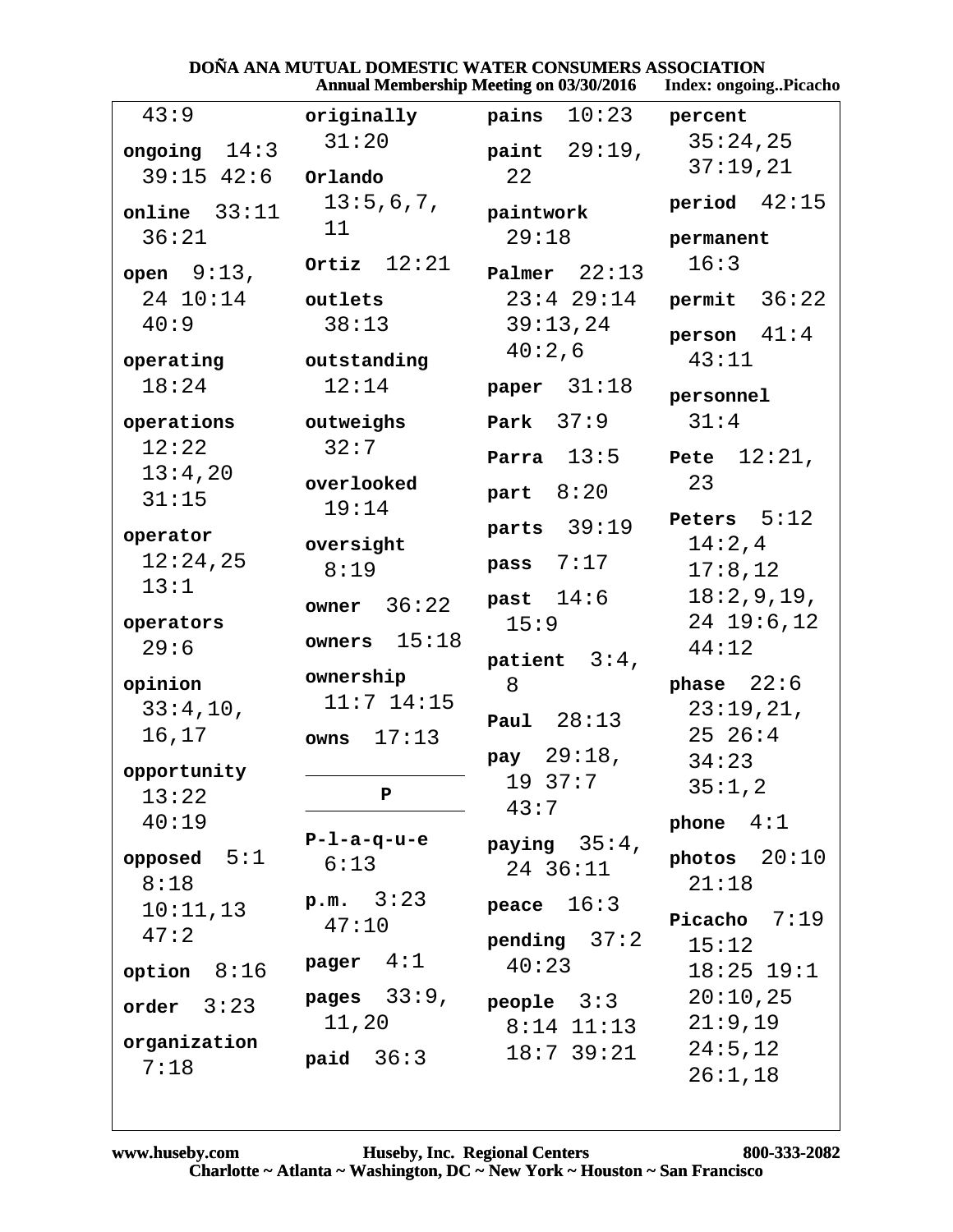43:9

**ongoing** 14:3 39:15 42:6

**online** 33:11 36:21

**open** 9:13, 24 10:14 40:9

**operating** 18:24

**operations** 12:22 13:4,20 31:15

**operator** 12:24,25 13:1

**operators** 29:6

**opinion** 33:4,10, 16,17

**opportunity** 13:22 40:19

**opposed** 5:1 8:18 10:11,13 47:2

**option** 8:16

**order** 3:23

**organization** 7:18

**originally** 31:20

**Orlando** 13:5,6,7, 11

**Ortiz** 12:21

**outlets** 38:13

**outstanding** 12:14

**outweighs** 32:7

**overlooked** 19:14

**oversight** 8:19

**owner** 36:22

**owners** 15:18

**ownership** 11:7 14:15

**owns** 17:13

## P

**P-l-a-q-u-e** 6:13

**p.m.** 3:23 47:10

**pager** 4:1

**pages** 33:9, 11,20

**paid** 36:3

**pains** 10:23

**paint** 29:19, 22

**paintwork** 29:18

**Palmer** 22:13 23:4 29:14 39:13,24 40:2,6

**paper** 31:18

**Park** 37:9

**Parra** 13:5

**part** 8:20

**parts** 39:19

**pass** 7:17

**past** 14:6 15:9

**patient** 3:4, 8

**Paul** 28:13

**pay** 29:18, 19 37:7 43:7

**paying** 35:4, 24 36:11

**peace** 16:3

**pending** 37:2 40:23

**people** 3:3 8:14 11:13 18:7 39:21

**percent** 35:24,25 37:19,21

**period** 42:15

**permanent** 16:3

**permit** 36:22

**person** 41:4 43:11

**personnel** 31:4

**Pete** 12:21, 23

**Peters** 5:12 14:2,4 17:8,12 18:2,9,19, 24 19:6,12 44:12

**phase** 22:6 23:19,21, 25 26:4 34:23 35:1,2

**phone** 4:1

**photos** 20:10 21:18

**Picacho** 7:19 15:12 18:25 19:1 20:10,25 21:9,19 24:5,12 26:1,18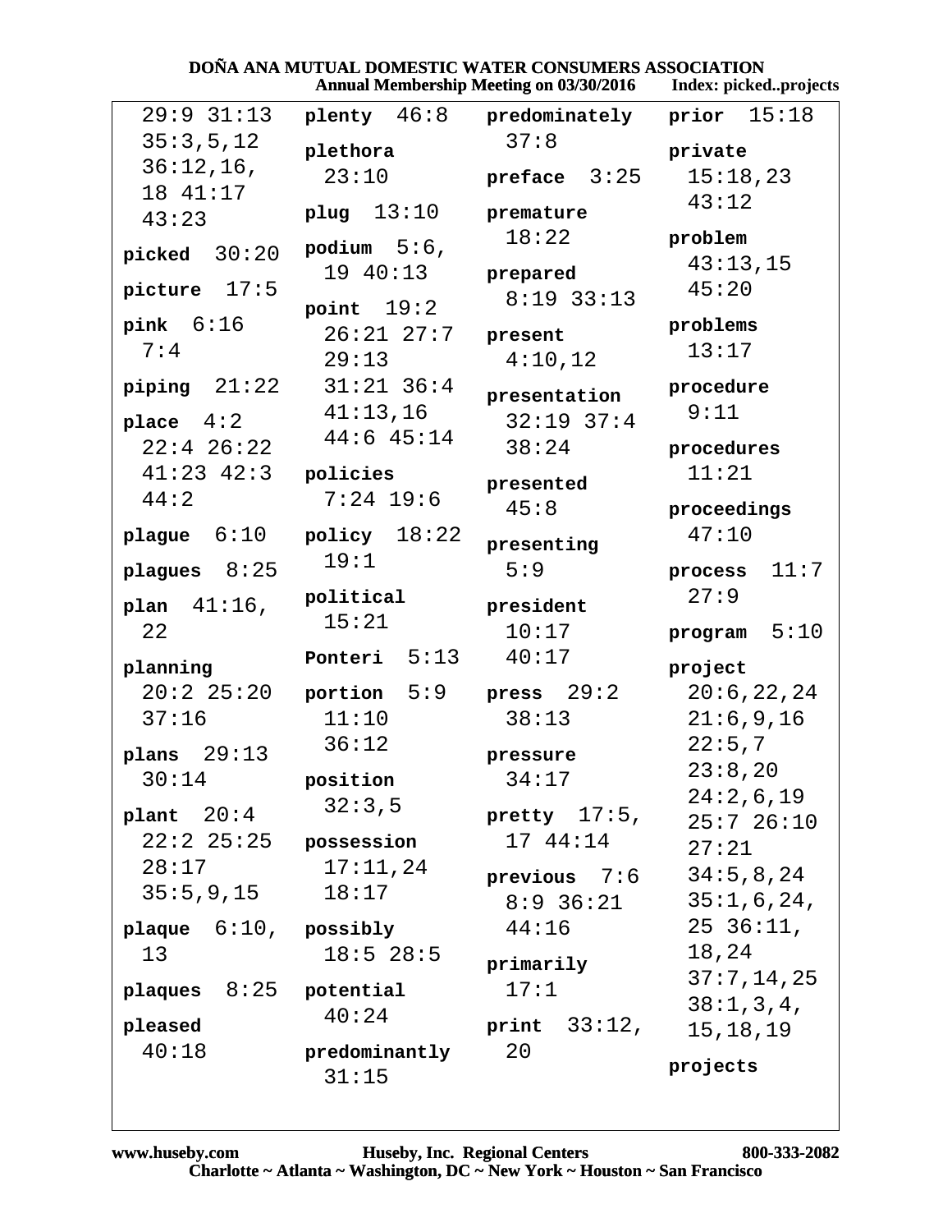29:9 31:13 35:3,5,12 36:12,16, 18 41:17 43:23

**picked** 30:20

**picture** 17:5

**pink** 6:16 7:4

**piping** 21:22

**place** 4:2 22:4 26:22 41:23 42:3 44:2

**plague** 6:10

**plagues** 8:25

**plan** 41:16, 22

**planning** 20:2 25:20 37:16

**plans** 29:13 30:14

**plant** 20:4 22:2 25:25 28:17 35:5,9,15

**plaque** 6:10, 13

**plaques** 8:25

**pleased** 40:18

**plenty** 46:8

**plethora** 23:10

**plug** 13:10

**podium** 5:6, 19 40:13

**point** 19:2 26:21 27:7 29:13 31:21 36:4 41:13,16 44:6 45:14

**policies** 7:24 19:6

**policy** 18:22 19:1

**political** 15:21

**Ponteri** 5:13

**portion** 5:9 11:10 36:12

**position** 32:3,5

**possession** 17:11,24 18:17

**possibly** 18:5 28:5

**potential** 40:24

**predominantly** 31:15

**predominately** 37:8

**preface** 3:25

**premature** 18:22

**prepared** 8:19 33:13

**present** 4:10,12

**presentation** 32:19 37:4 38:24

**presented** 45:8

**presenting** 5:9

**president** 10:17 40:17

**press** 29:2 38:13

**pressure** 34:17

**pretty** 17:5, 17 44:14

**previous** 7:6 8:9 36:21 44:16

**primarily** 17:1

**print** 33:12, 20

**prior** 15:18

**private** 15:18,23 43:12

**problem** 43:13,15 45:20

**problems** 13:17

**procedure** 9:11

**procedures** 11:21

**proceedings** 47:10

**process** 11:7 27:9

**program** 5:10

**project** 20:6,22,24 21:6,9,16 22:5,7 23:8,20 24:2,6,19 25:7 26:10 27:21 34:5,8,24 35:1,6,24, 25 36:11, 18,24 37:7,14,25 38:1,3,4, 15,18,19

**projects**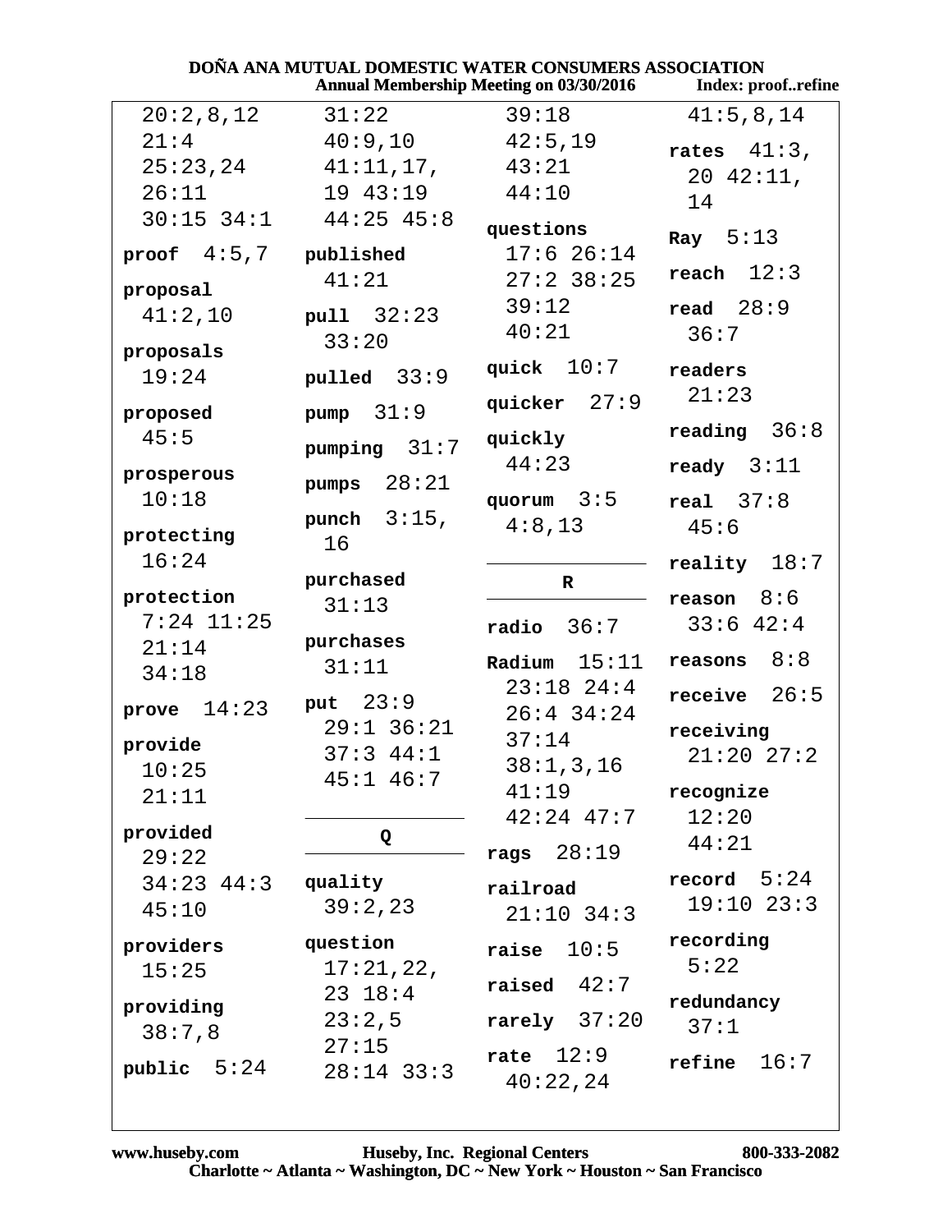20:2,8,12
21:4
25:23,24
26:11
30:15 34:1

**proof** 4:5,7

**proposal** 41:2,10

**proposals** 19:24

**proposed** 45:5

**prosperous** 10:18

**protecting** 16:24

**protection** 7:24 11:25 21:14 34:18

**prove** 14:23

**provide** 10:25 21:11

**provided** 29:22 34:23 44:3 45:10

**providers** 15:25

**providing** 38:7,8

**public** 5:24

31:22
40:9,10
41:11,17,19 43:19
44:25 45:8

**published** 41:21

**pull** 32:23 33:20

**pulled** 33:9

**pump** 31:9

**pumping** 31:7

**pumps** 28:21

**punch** 3:15,16

**purchased** 31:13

**purchases** 31:11

**put** 23:9 29:1 36:21 37:3 44:1 45:1 46:7

## Q

**quality** 39:2,23

**question** 17:21,22,23 18:4 23:2,5 27:15 28:14 33:3

39:18
42:5,19
43:21
44:10

**questions** 17:6 26:14 27:2 38:25 39:12 40:21

**quick** 10:7

**quicker** 27:9

**quickly** 44:23

**quorum** 3:5 4:8,13

## R

**radio** 36:7

**Radium** 15:11 23:18 24:4 26:4 34:24 37:14 38:1,3,16 41:19 42:24 47:7

**rags** 28:19

**railroad** 21:10 34:3

**raise** 10:5

**raised** 42:7

**rarely** 37:20

**rate** 12:9 40:22,24

41:5,8,14

**rates** 41:3,20 42:11,14

**Ray** 5:13

**reach** 12:3

**read** 28:9 36:7

**readers** 21:23

**reading** 36:8

**ready** 3:11

**real** 37:8 45:6

**reality** 18:7

**reason** 8:6 33:6 42:4

**reasons** 8:8

**receive** 26:5

**receiving** 21:20 27:2

**recognize** 12:20 44:21

**record** 5:24 19:10 23:3

**recording** 5:22

**redundancy** 37:1

**refine** 16:7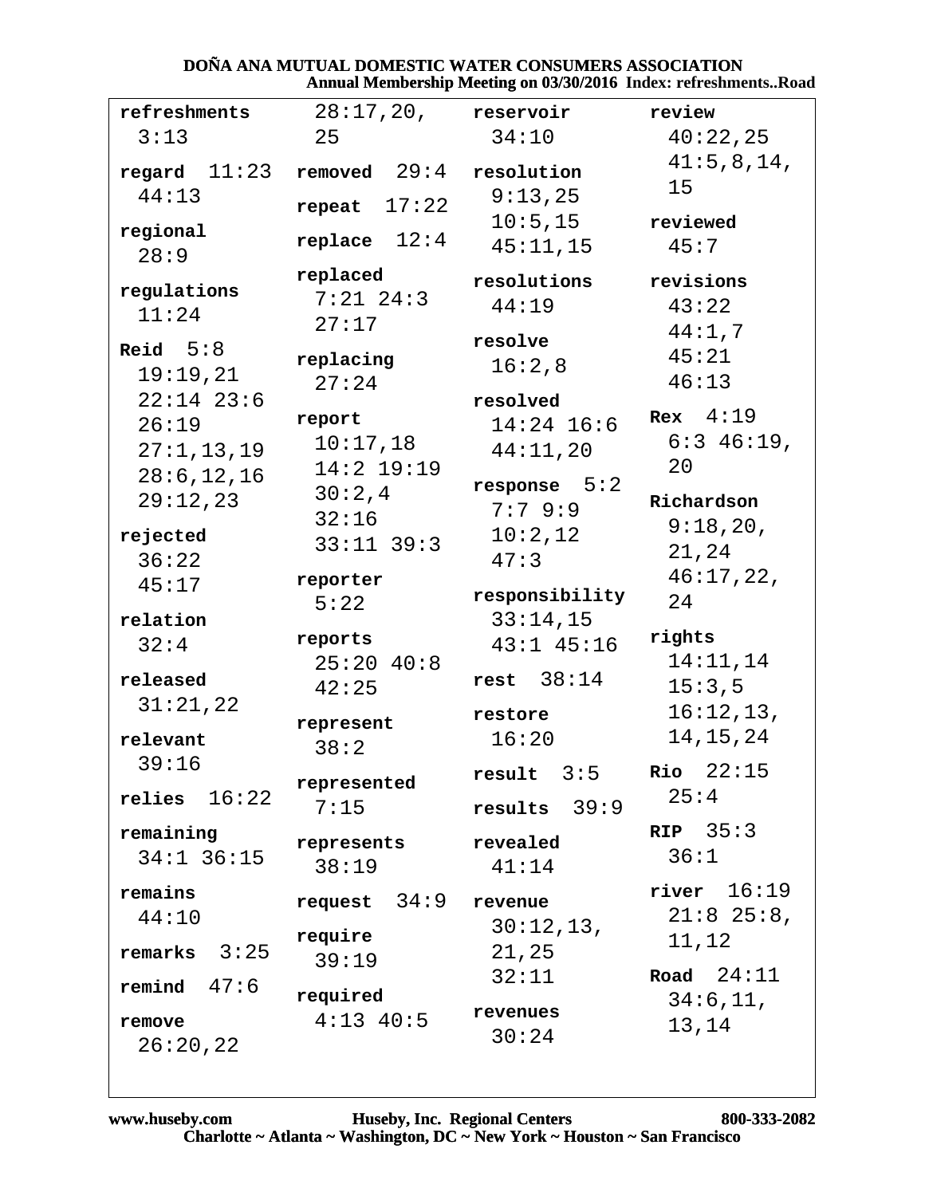**refreshments** 3:13

**regard** 11:23 44:13

**regional** 28:9

**regulations** 11:24

**Reid** 5:8 19:19,21 22:14 23:6 26:19 27:1,13,19 28:6,12,16 29:12,23 28:17,20, 25

**rejected** 36:22 45:17

**relation** 32:4

**released** 31:21,22

**relevant** 39:16

**relies** 16:22

**remaining** 34:1 36:15

**remains** 44:10

**remarks** 3:25

**remind** 47:6

**remove** 26:20,22

**removed** 29:4

**repeat** 17:22

**replace** 12:4

**replaced** 7:21 24:3 27:17

**replacing** 27:24

**report** 10:17,18 14:2 19:19 30:2,4 32:16 33:11 39:3

**reporter** 5:22

**reports** 25:20 40:8 42:25

**represent** 38:2

**represented** 7:15

**represents** 38:19

**request** 34:9

**require** 39:19

**required** 4:13 40:5

**reservoir** 34:10

**resolution** 9:13,25 10:5,15 45:11,15

**resolutions** 44:19

**resolve** 16:2,8

**resolved** 14:24 16:6 44:11,20

**response** 5:2 7:7 9:9 10:2,12 47:3

**responsibility** 33:14,15 43:1 45:16

**rest** 38:14

**restore** 16:20

**result** 3:5

**results** 39:9

**revealed** 41:14

**revenue** 30:12,13, 21,25 32:11

**revenues** 30:24

**review** 40:22,25 41:5,8,14, 15

**reviewed** 45:7

**revisions** 43:22 44:1,7 45:21 46:13

**Rex** 4:19 6:3 46:19, 20

**Richardson** 9:18,20, 21,24 46:17,22, 24

**rights** 14:11,14 15:3,5 16:12,13, 14,15,24

**Rio** 22:15 25:4

**RIP** 35:3 36:1

**river** 16:19 21:8 25:8, 11,12

**Road** 24:11 34:6,11, 13,14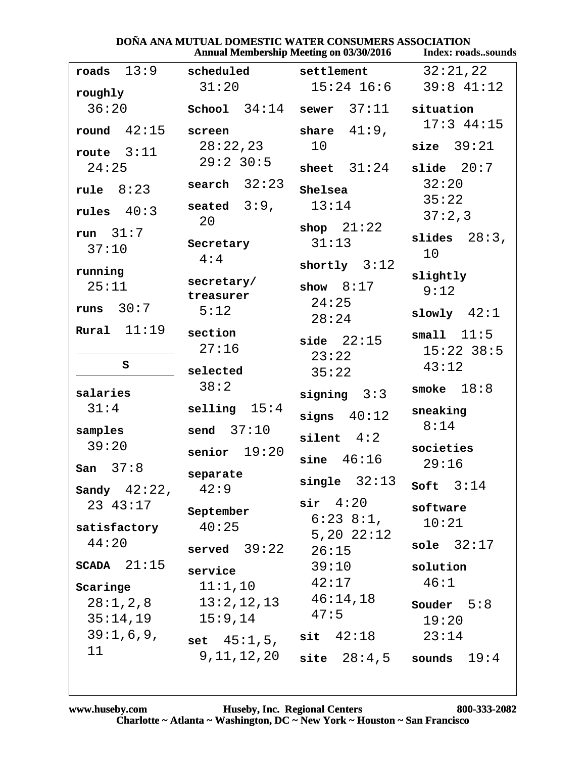**roads** 13:9

**roughly** 36:20

**round** 42:15

**route** 3:11 24:25

**rule** 8:23

**rules** 40:3

**run** 31:7 37:10

**running** 25:11

**runs** 30:7

**Rural** 11:19

## S

**salaries** 31:4

**samples** 39:20

**San** 37:8

**Sandy** 42:22, 23 43:17

**satisfactory** 44:20

**SCADA** 21:15

**Scaringe** 28:1,2,8 35:14,19 39:1,6,9, 11

**scheduled** 31:20

**School** 34:14

**screen** 28:22,23 29:2 30:5

**search** 32:23

**seated** 3:9, 20

**Secretary** 4:4

**secretary/ treasurer** 5:12

**section** 27:16

**selected** 38:2

**selling** 15:4

**send** 37:10

**senior** 19:20

**separate** 42:9

**September** 40:25

**served** 39:22

**service** 11:1,10 13:2,12,13 15:9,14

**set** 45:1,5, 9,11,12,20

**settlement** 15:24 16:6

**sewer** 37:11

**share** 41:9, 10

**sheet** 31:24

**Shelsea** 13:14

**shop** 21:22 31:13

**shortly** 3:12

**show** 8:17 24:25 28:24

**side** 22:15 23:22 35:22

**signing** 3:3

**signs** 40:12

**silent** 4:2

**sine** 46:16

**single** 32:13

**sir** 4:20 6:23 8:1, 5,20 22:12 26:15 39:10 42:17 46:14,18 47:5

**sit** 42:18

**site** 28:4,5

32:21,22 39:8 41:12

**situation** 17:3 44:15

**size** 39:21

**slide** 20:7 32:20 35:22 37:2,3

**slides** 28:3, 10

**slightly** 9:12

**slowly** 42:1

**small** 11:5 15:22 38:5 43:12

**smoke** 18:8

**sneaking** 8:14

**societies** 29:16

**Soft** 3:14

**software** 10:21

**sole** 32:17

**solution** 46:1

**Souder** 5:8 19:20 23:14

**sounds** 19:4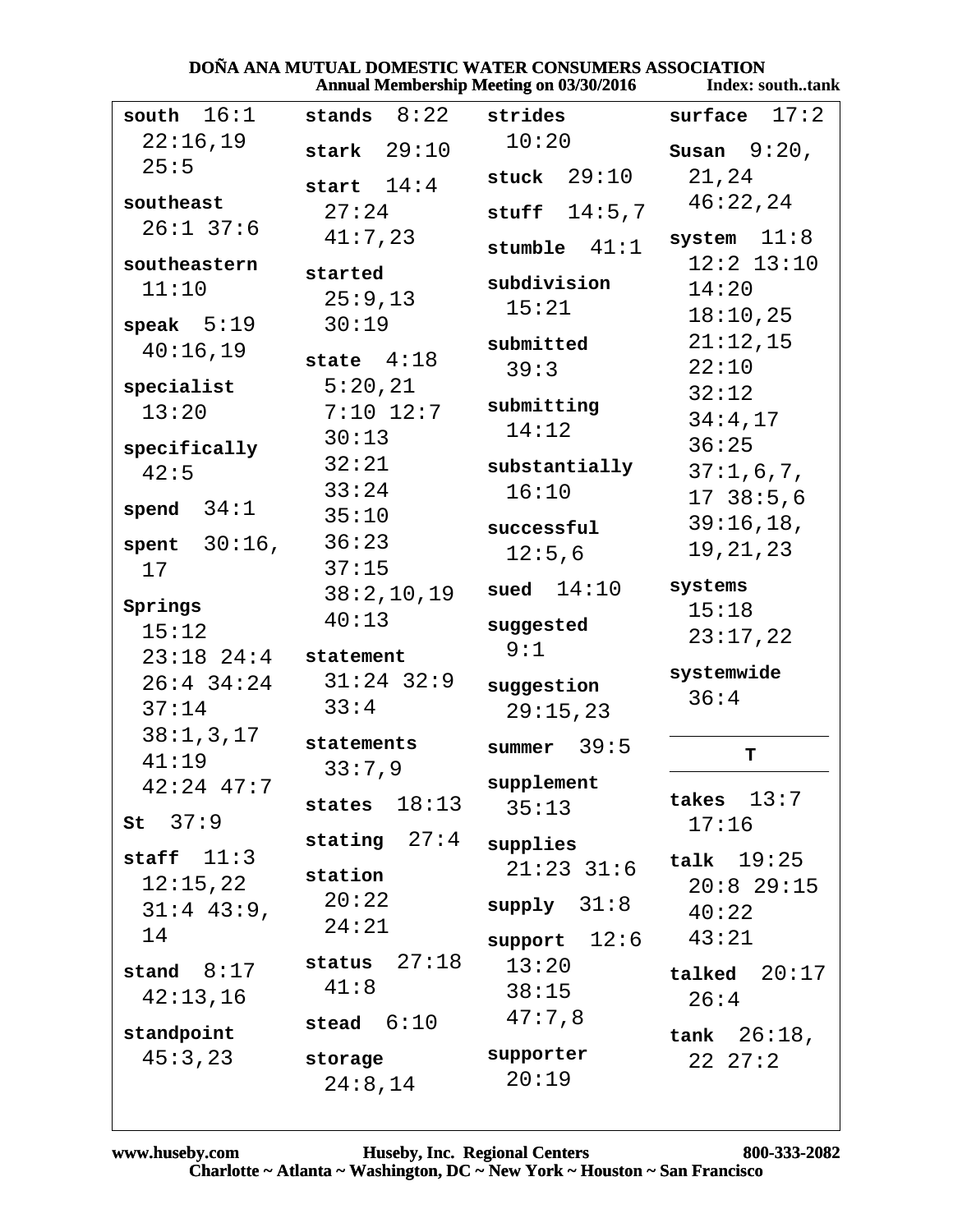**south** 16:1 22:16,19 25:5

**southeast** 26:1 37:6

**southeastern** 11:10

**speak** 5:19 40:16,19

**specialist** 13:20

**specifically** 42:5

**spend** 34:1

**spent** 30:16, 17

**Springs** 15:12 23:18 24:4 26:4 34:24 37:14 38:1,3,17 41:19 42:24 47:7

**St** 37:9

**staff** 11:3 12:15,22 31:4 43:9, 14

**stand** 8:17 42:13,16

**standpoint** 45:3,23

**stands** 8:22

**stark** 29:10

**start** 14:4 27:24 41:7,23

**started** 25:9,13 30:19

**state** 4:18 5:20,21 7:10 12:7 30:13 32:21 33:24 35:10 36:23 37:15 38:2,10,19 40:13

**statement** 31:24 32:9 33:4

**statements** 33:7,9

**states** 18:13

**stating** 27:4

**station** 20:22 24:21

**status** 27:18 41:8

**stead** 6:10

**storage** 24:8,14

**strides** 10:20

**stuck** 29:10

**stuff** 14:5,7

**stumble** 41:1

**subdivision** 15:21

**submitted** 39:3

**submitting** 14:12

**substantially** 16:10

**successful** 12:5,6

**sued** 14:10

**suggested** 9:1

**suggestion** 29:15,23

**summer** 39:5

**supplement** 35:13

**supplies** 21:23 31:6

**supply** 31:8

**support** 12:6 13:20 38:15 47:7,8

**supporter** 20:19

**surface** 17:2

**Susan** 9:20, 21,24 46:22,24

**system** 11:8 12:2 13:10 14:20 18:10,25 21:12,15 22:10 32:12 34:4,17 36:25 37:1,6,7, 17 38:5,6 39:16,18, 19,21,23

**systems** 15:18 23:17,22

**systemwide** 36:4

## T

**takes** 13:7 17:16

**talk** 19:25 20:8 29:15 40:22 43:21

**talked** 20:17 26:4

**tank** 26:18, 22 27:2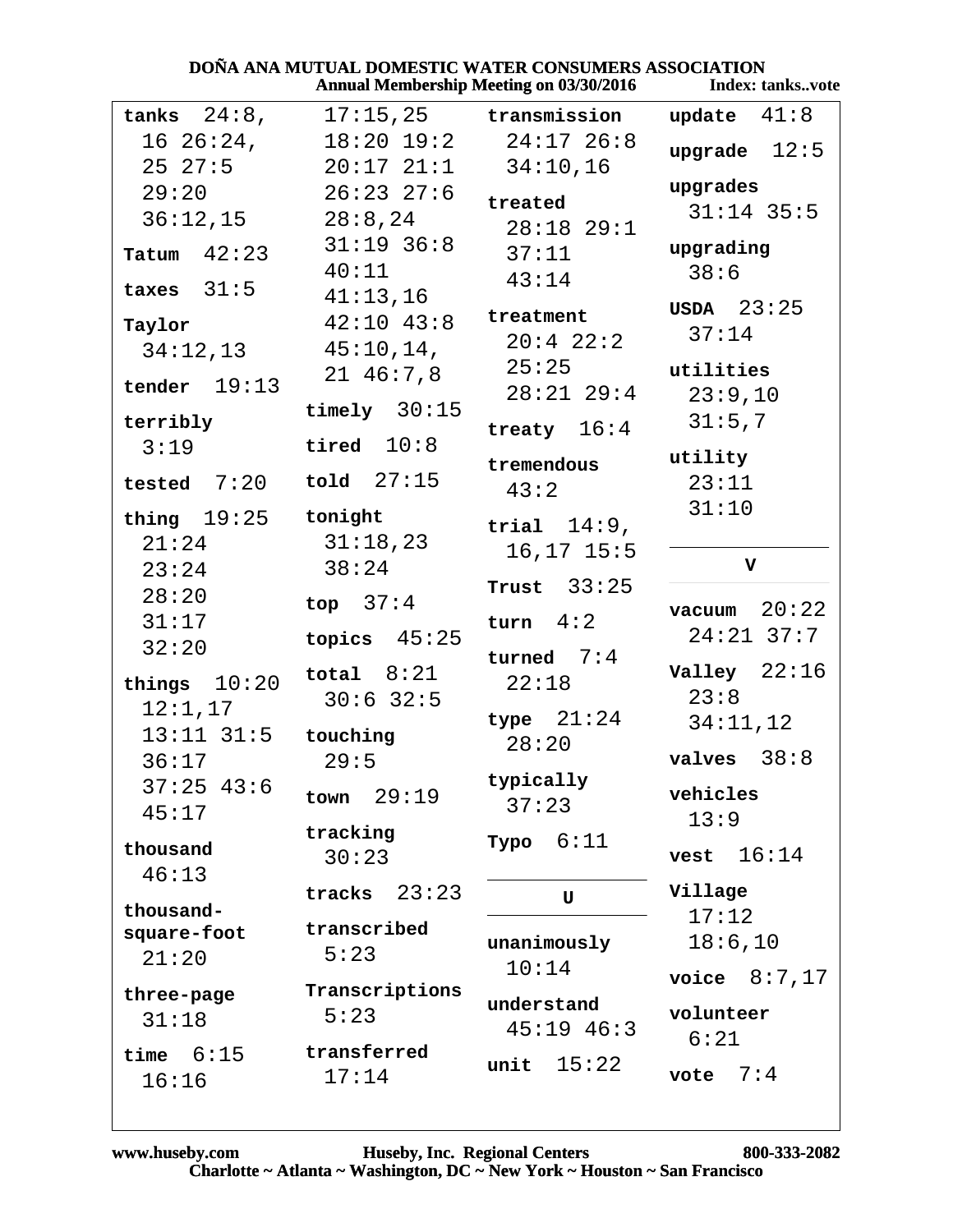**tanks** 24:8, 16 26:24, 25 27:5 29:20 36:12,15

**Tatum** 42:23

**taxes** 31:5

**Taylor** 34:12,13

**tender** 19:13

**terribly** 3:19

**tested** 7:20

**thing** 19:25 21:24 23:24 28:20 31:17 32:20

**things** 10:20 12:1,17 13:11 31:5 36:17 37:25 43:6 45:17

**thousand** 46:13

**thousand-square-foot** 21:20

**three-page** 31:18

**time** 6:15 16:16 17:15,25 18:20 19:2 20:17 21:1 26:23 27:6 28:8,24 31:19 36:8 40:11 41:13,16 42:10 43:8 45:10,14, 21 46:7,8

**timely** 30:15

**tired** 10:8

**told** 27:15

**tonight** 31:18,23 38:24

**top** 37:4

**topics** 45:25

**total** 8:21 30:6 32:5

**touching** 29:5

**town** 29:19

**tracking** 30:23

**tracks** 23:23

**transcribed** 5:23

**Transcriptions** 5:23

**transferred** 17:14

**transmission** 24:17 26:8 34:10,16

**treated** 28:18 29:1 37:11 43:14

**treatment** 20:4 22:2 25:25 28:21 29:4

**treaty** 16:4

**tremendous** 43:2

**trial** 14:9, 16,17 15:5

**Trust** 33:25

**turn** 4:2

**turned** 7:4 22:18

**type** 21:24 28:20

**typically** 37:23

**Typo** 6:11

## U

**unanimously** 10:14

**understand** 45:19 46:3

**unit** 15:22

**update** 41:8

**upgrade** 12:5

**upgrades** 31:14 35:5

**upgrading** 38:6

**USDA** 23:25 37:14

**utilities** 23:9,10 31:5,7

**utility** 23:11 31:10

## V

**vacuum** 20:22 24:21 37:7

**Valley** 22:16 23:8 34:11,12

**valves** 38:8

**vehicles** 13:9

**vest** 16:14

**Village** 17:12 18:6,10

**voice** 8:7,17

**volunteer** 6:21

**vote** 7:4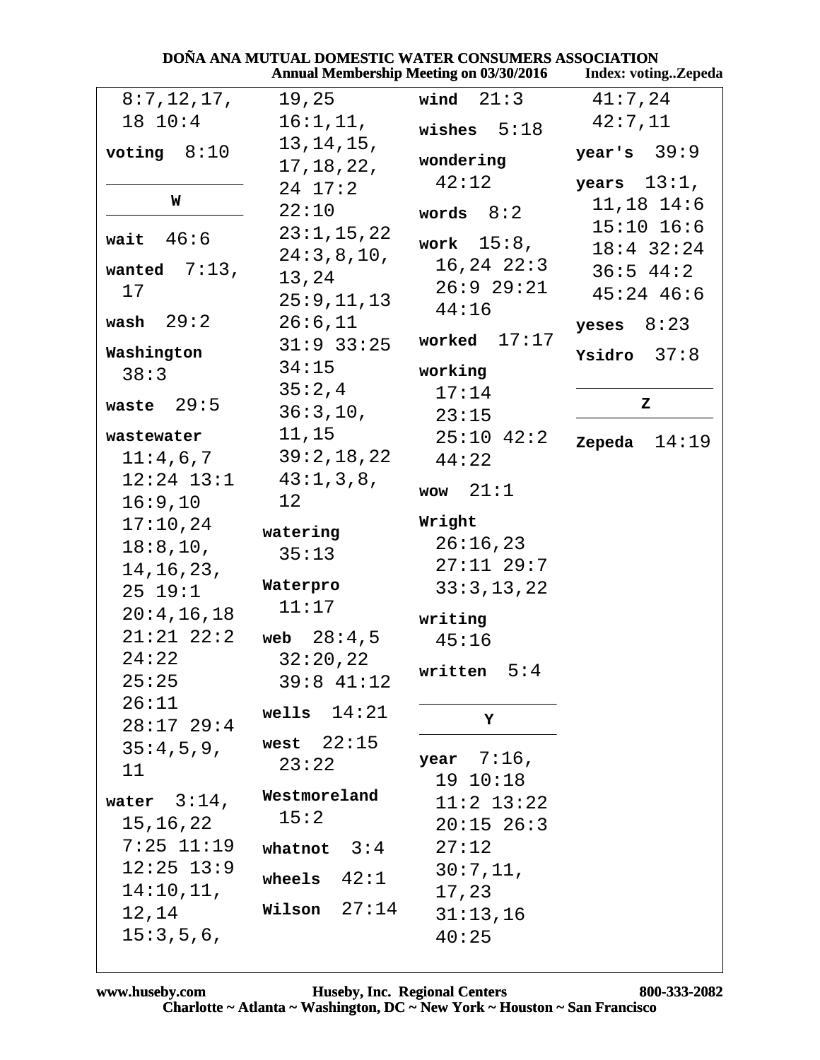8:7,12,17, 18 10:4

**voting** 8:10

**W**

**wait** 46:6

**wanted** 7:13, 17

**wash** 29:2

**Washington** 38:3

**waste** 29:5

**wastewater** 11:4,6,7 12:24 13:1 16:9,10 17:10,24 18:8,10, 14,16,23, 25 19:1 20:4,16,18 21:21 22:2 24:22 25:25 26:11 28:17 29:4 35:4,5,9, 11

**water** 3:14, 15,16,22 7:25 11:19 12:25 13:9 14:10,11, 12,14 15:3,5,6, 19,25 16:1,11, 13,14,15, 17,18,22, 24 17:2 22:10 23:1,15,22 24:3,8,10, 13,24 25:9,11,13 26:6,11 31:9 33:25 34:15 35:2,4 36:3,10, 11,15 39:2,18,22 43:1,3,8, 12

**watering** 35:13

**Waterpro** 11:17

**web** 28:4,5 32:20,22 39:8 41:12

**wells** 14:21

**west** 22:15 23:22

**Westmoreland** 15:2

**whatnot** 3:4

**wheels** 42:1

**Wilson** 27:14

**wind** 21:3

**wishes** 5:18

**wondering** 42:12

**words** 8:2

**work** 15:8, 16,24 22:3 26:9 29:21 44:16

**worked** 17:17

**working** 17:14 23:15 25:10 42:2 44:22

**wow** 21:1

**Wright** 26:16,23 27:11 29:7 33:3,13,22

**writing** 45:16

**written** 5:4

**Y**

**year** 7:16, 19 10:18 11:2 13:22 20:15 26:3 27:12 30:7,11, 17,23 31:13,16 40:25 41:7,24 42:7,11

**year's** 39:9

**years** 13:1, 11,18 14:6 15:10 16:6 18:4 32:24 36:5 44:2 45:24 46:6

**yeses** 8:23

**Ysidro** 37:8

**Z**

**Zepeda** 14:19